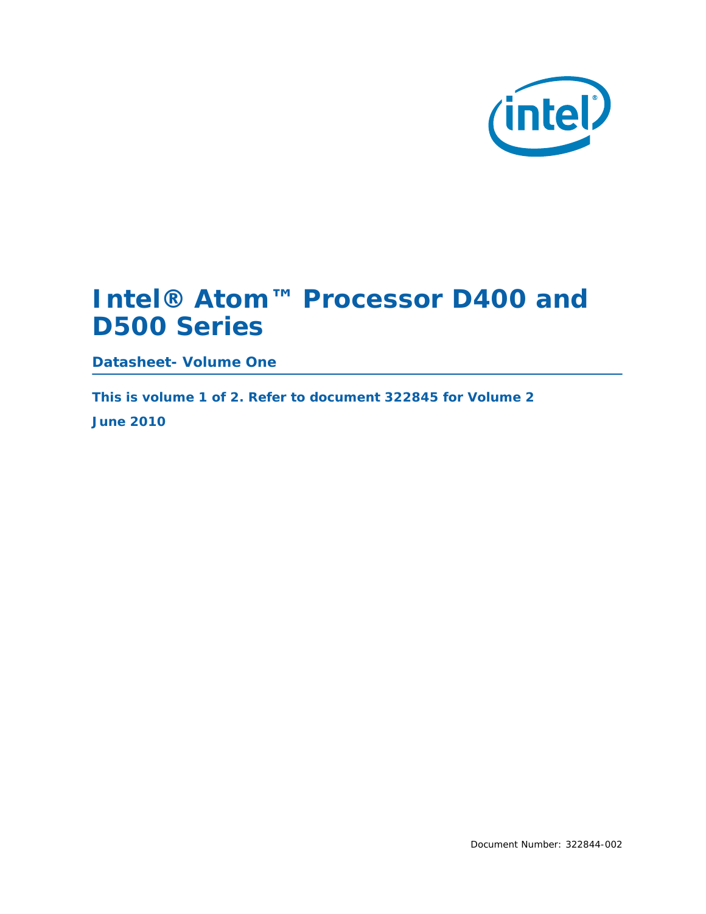# Intel® Atom™ Processor D400 and D500 Series

## Datasheet- Volume One

**This is volume 1 of 2. Refer to document 322845 for Volume 2**

**June 2010**

Document Number: 322844-002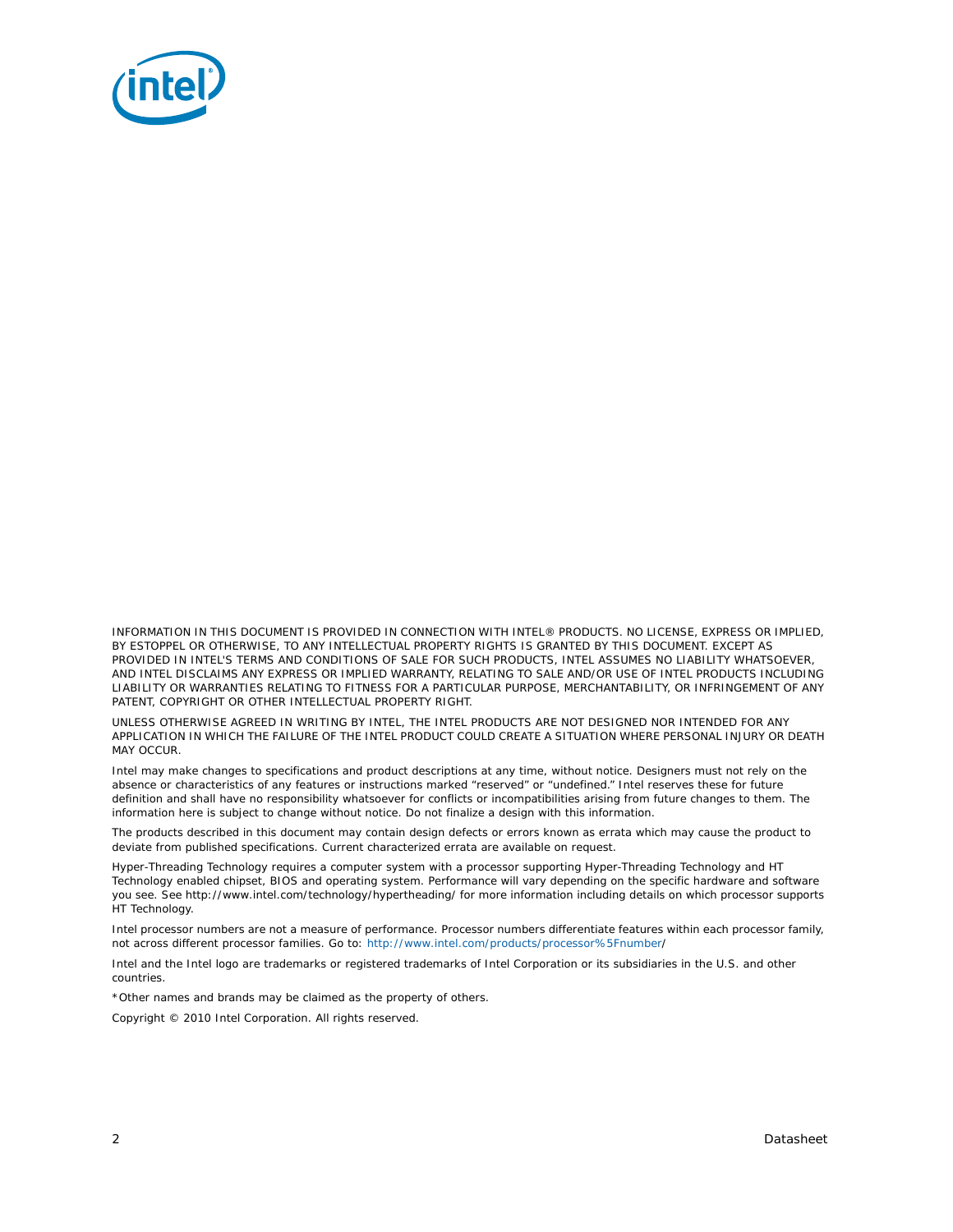INFORMATION IN THIS DOCUMENT IS PROVIDED IN CONNECTION WITH INTEL® PRODUCTS. NO LICENSE, EXPRESS OR IMPLIED, BY ESTOPPEL OR OTHERWISE, TO ANY INTELLECTUAL PROPERTY RIGHTS IS GRANTED BY THIS DOCUMENT. EXCEPT AS PROVIDED IN INTEL'S TERMS AND CONDITIONS OF SALE FOR SUCH PRODUCTS, INTEL ASSUMES NO LIABILITY WHATSOEVER, AND INTEL DISCLAIMS ANY EXPRESS OR IMPLIED WARRANTY, RELATING TO SALE AND/OR USE OF INTEL PRODUCTS INCLUDING LIABILITY OR WARRANTIES RELATING TO FITNESS FOR A PARTICULAR PURPOSE, MERCHANTABILITY, OR INFRINGEMENT OF ANY PATENT, COPYRIGHT OR OTHER INTELLECTUAL PROPERTY RIGHT.

UNLESS OTHERWISE AGREED IN WRITING BY INTEL, THE INTEL PRODUCTS ARE NOT DESIGNED NOR INTENDED FOR ANY APPLICATION IN WHICH THE FAILURE OF THE INTEL PRODUCT COULD CREATE A SITUATION WHERE PERSONAL INJURY OR DEATH MAY OCCUR.

Intel may make changes to specifications and product descriptions at any time, without notice. Designers must not rely on the absence or characteristics of any features or instructions marked "reserved" or "undefined." Intel reserves these for future definition and shall have no responsibility whatsoever for conflicts or incompatibilities arising from future changes to them. The information here is subject to change without notice. Do not finalize a design with this information.

The products described in this document may contain design defects or errors known as errata which may cause the product to deviate from published specifications. Current characterized errata are available on request.

Hyper-Threading Technology requires a computer system with a processor supporting Hyper-Threading Technology and HT Technology enabled chipset, BIOS and operating system. Performance will vary depending on the specific hardware and software you see. See http://www.intel.com/technology/hypertheading/ for more information including details on which processor supports HT Technology.

Intel processor numbers are not a measure of performance. Processor numbers differentiate features within each processor family, not across different processor families. Go to: http://www.intel.com/products/processor%5Fnumber/

Intel and the Intel logo are trademarks or registered trademarks of Intel Corporation or its subsidiaries in the U.S. and other countries.

*Other names and brands may be claimed as the property of others.

Copyright © 2010 Intel Corporation. All rights reserved.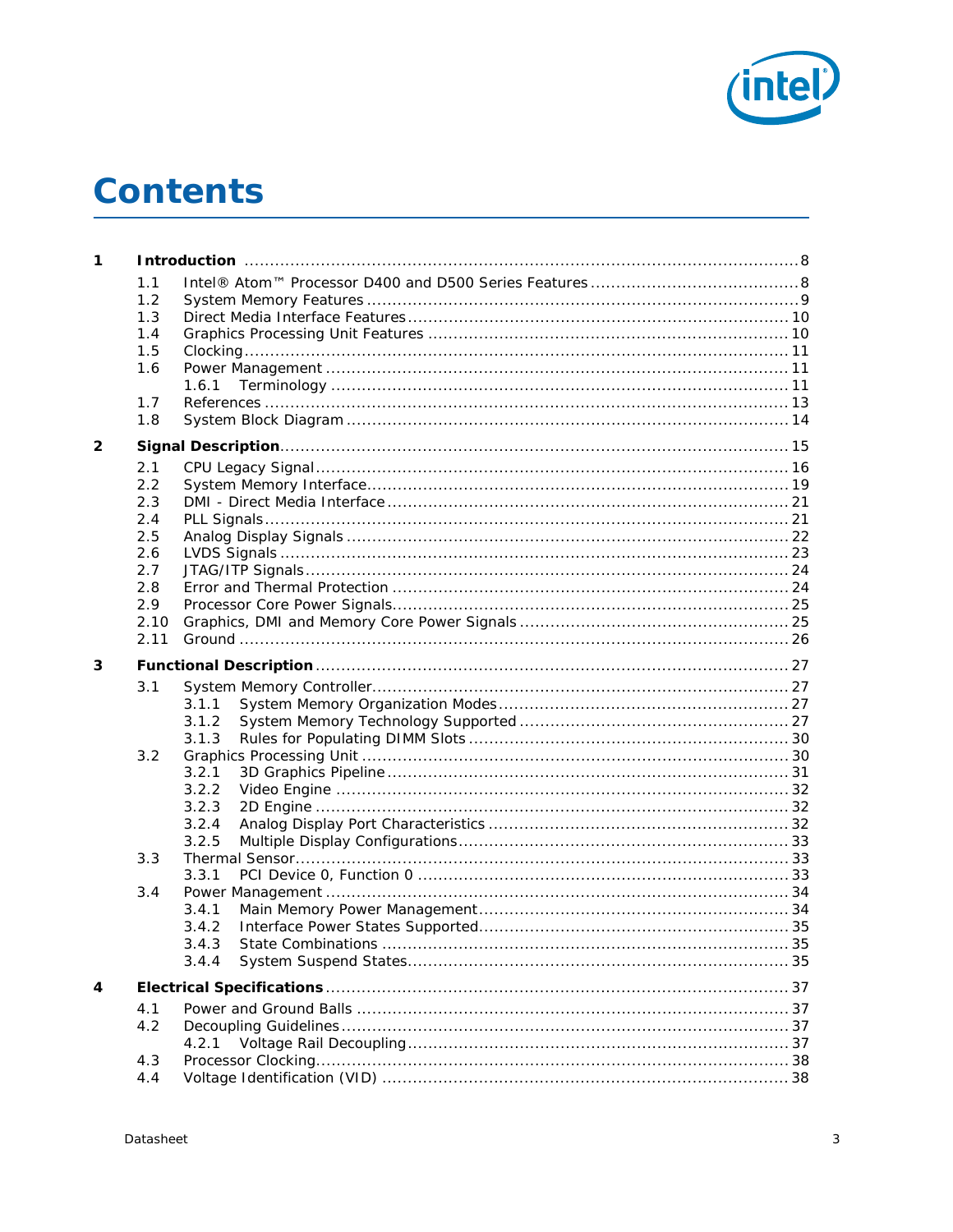# Contents

**1 Introduction** ........ 8

- 1.1 Intel® Atom™ Processor D400 and D500 Series Features ........ 8
- 1.2 System Memory Features ........ 9
- 1.3 Direct Media Interface Features ........ 10
- 1.4 Graphics Processing Unit Features ........ 10
- 1.5 Clocking ........ 11
- 1.6 Power Management ........ 11
  - 1.6.1 Terminology ........ 11
- 1.7 References ........ 13
- 1.8 System Block Diagram ........ 14

**2 Signal Description** ........ 15

- 2.1 CPU Legacy Signal ........ 16
- 2.2 System Memory Interface ........ 19
- 2.3 DMI - Direct Media Interface ........ 21
- 2.4 PLL Signals ........ 21
- 2.5 Analog Display Signals ........ 22
- 2.6 LVDS Signals ........ 23
- 2.7 JTAG/ITP Signals ........ 24
- 2.8 Error and Thermal Protection ........ 24
- 2.9 Processor Core Power Signals ........ 25
- 2.10 Graphics, DMI and Memory Core Power Signals ........ 25
- 2.11 Ground ........ 26

**3 Functional Description** ........ 27

- 3.1 System Memory Controller ........ 27
  - 3.1.1 System Memory Organization Modes ........ 27
  - 3.1.2 System Memory Technology Supported ........ 27
  - 3.1.3 Rules for Populating DIMM Slots ........ 30
- 3.2 Graphics Processing Unit ........ 30
  - 3.2.1 3D Graphics Pipeline ........ 31
  - 3.2.2 Video Engine ........ 32
  - 3.2.3 2D Engine ........ 32
  - 3.2.4 Analog Display Port Characteristics ........ 32
  - 3.2.5 Multiple Display Configurations ........ 33
- 3.3 Thermal Sensor ........ 33
  - 3.3.1 PCI Device 0, Function 0 ........ 33
- 3.4 Power Management ........ 34
  - 3.4.1 Main Memory Power Management ........ 34
  - 3.4.2 Interface Power States Supported ........ 35
  - 3.4.3 State Combinations ........ 35
  - 3.4.4 System Suspend States ........ 35

**4 Electrical Specifications** ........ 37

- 4.1 Power and Ground Balls ........ 37
- 4.2 Decoupling Guidelines ........ 37
  - 4.2.1 Voltage Rail Decoupling ........ 37
- 4.3 Processor Clocking ........ 38
- 4.4 Voltage Identification (VID) ........ 38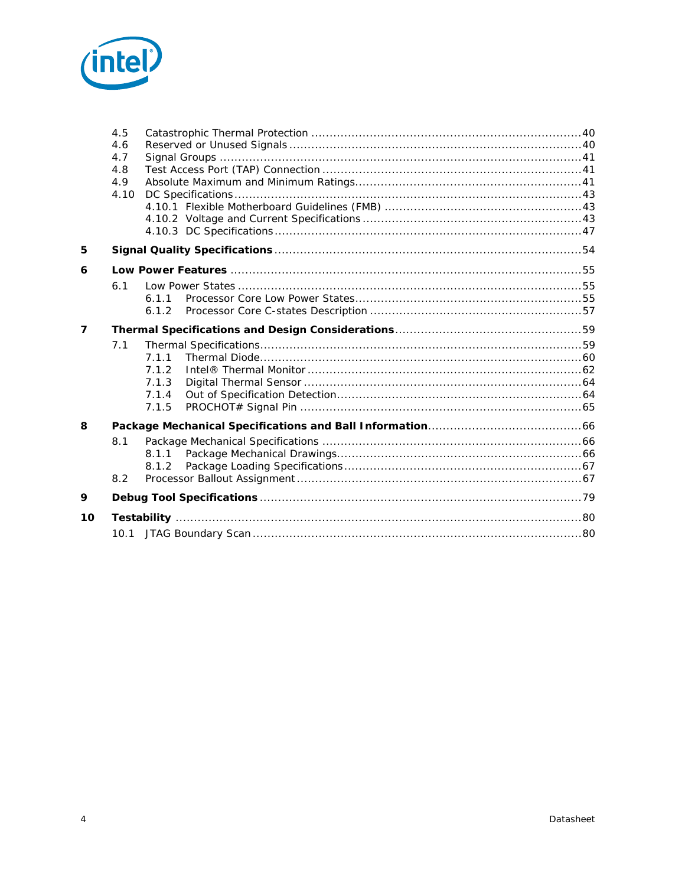4.5 Catastrophic Thermal Protection ........................................................................40
4.6 Reserved or Unused Signals ...............................................................................40
4.7 Signal Groups ..................................................................................................41
4.8 Test Access Port (TAP) Connection ......................................................................41
4.9 Absolute Maximum and Minimum Ratings.............................................................41
4.10 DC Specifications..............................................................................................43
4.10.1 Flexible Motherboard Guidelines (FMB) .....................................................43
4.10.2 Voltage and Current Specifications ...........................................................43
4.10.3 DC Specifications ...................................................................................47

**5 Signal Quality Specifications** ..................................................................................54

**6 Low Power Features** ...............................................................................................55

6.1 Low Power States .............................................................................................55
6.1.1 Processor Core Low Power States.............................................................55
6.1.2 Processor Core C-states Description .........................................................57

**7 Thermal Specifications and Design Considerations**..................................................59

7.1 Thermal Specifications.......................................................................................59
7.1.1 Thermal Diode.......................................................................................60
7.1.2 Intel® Thermal Monitor ..........................................................................62
7.1.3 Digital Thermal Sensor ...........................................................................64
7.1.4 Out of Specification Detection..................................................................64
7.1.5 PROCHOT# Signal Pin ............................................................................65

**8 Package Mechanical Specifications and Ball Information**..........................................66

8.1 Package Mechanical Specifications ......................................................................66
8.1.1 Package Mechanical Drawings..................................................................66
8.1.2 Package Loading Specifications................................................................67
8.2 Processor Ballout Assignment .............................................................................67

**9 Debug Tool Specifications** .......................................................................................79

**10 Testability** ...............................................................................................................80

10.1 JTAG Boundary Scan .........................................................................................80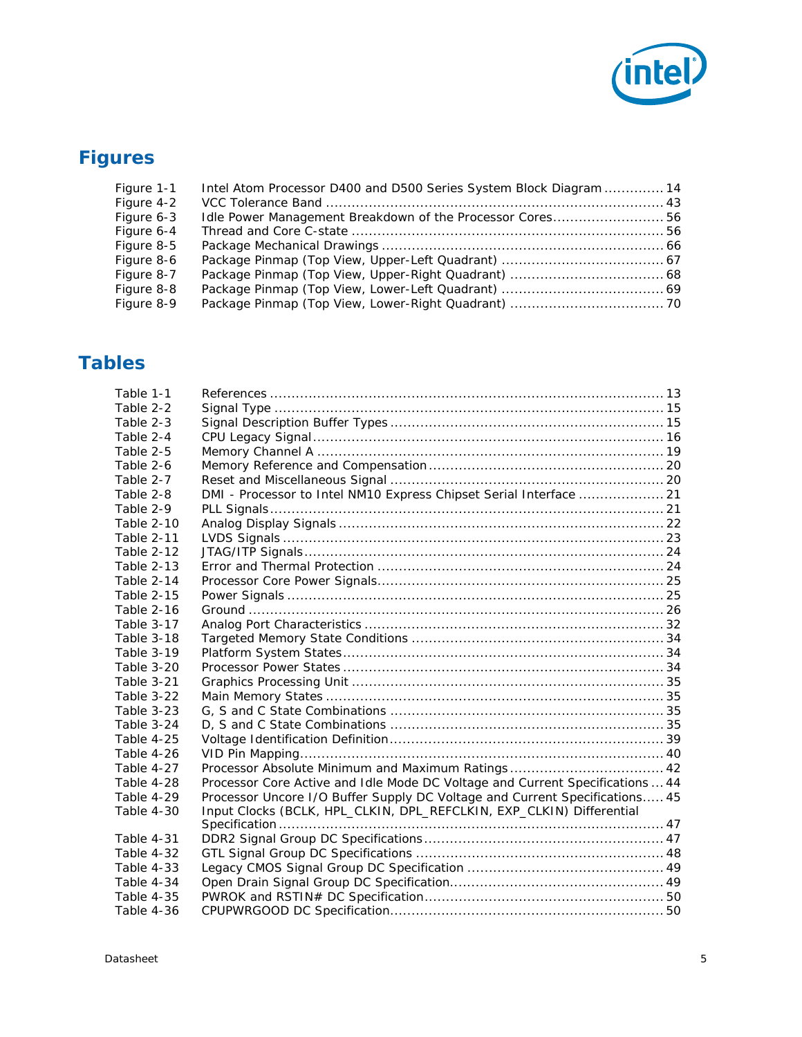# Figures

| | | |
|---|---|---|
| Figure 1-1 | Intel Atom Processor D400 and D500 Series System Block Diagram | 14 |
| Figure 4-2 | VCC Tolerance Band | 43 |
| Figure 6-3 | Idle Power Management Breakdown of the Processor Cores | 56 |
| Figure 6-4 | Thread and Core C-state | 56 |
| Figure 8-5 | Package Mechanical Drawings | 66 |
| Figure 8-6 | Package Pinmap (Top View, Upper-Left Quadrant) | 67 |
| Figure 8-7 | Package Pinmap (Top View, Upper-Right Quadrant) | 68 |
| Figure 8-8 | Package Pinmap (Top View, Lower-Left Quadrant) | 69 |
| Figure 8-9 | Package Pinmap (Top View, Lower-Right Quadrant) | 70 |

# Tables

| | | |
|---|---|---|
| Table 1-1 | References | 13 |
| Table 2-2 | Signal Type | 15 |
| Table 2-3 | Signal Description Buffer Types | 15 |
| Table 2-4 | CPU Legacy Signal | 16 |
| Table 2-5 | Memory Channel A | 19 |
| Table 2-6 | Memory Reference and Compensation | 20 |
| Table 2-7 | Reset and Miscellaneous Signal | 20 |
| Table 2-8 | DMI - Processor to Intel NM10 Express Chipset Serial Interface | 21 |
| Table 2-9 | PLL Signals | 21 |
| Table 2-10 | Analog Display Signals | 22 |
| Table 2-11 | LVDS Signals | 23 |
| Table 2-12 | JTAG/ITP Signals | 24 |
| Table 2-13 | Error and Thermal Protection | 24 |
| Table 2-14 | Processor Core Power Signals | 25 |
| Table 2-15 | Power Signals | 25 |
| Table 2-16 | Ground | 26 |
| Table 3-17 | Analog Port Characteristics | 32 |
| Table 3-18 | Targeted Memory State Conditions | 34 |
| Table 3-19 | Platform System States | 34 |
| Table 3-20 | Processor Power States | 34 |
| Table 3-21 | Graphics Processing Unit | 35 |
| Table 3-22 | Main Memory States | 35 |
| Table 3-23 | G, S and C State Combinations | 35 |
| Table 3-24 | D, S and C State Combinations | 35 |
| Table 4-25 | Voltage Identification Definition | 39 |
| Table 4-26 | VID Pin Mapping | 40 |
| Table 4-27 | Processor Absolute Minimum and Maximum Ratings | 42 |
| Table 4-28 | Processor Core Active and Idle Mode DC Voltage and Current Specifications | 44 |
| Table 4-29 | Processor Uncore I/O Buffer Supply DC Voltage and Current Specifications | 45 |
| Table 4-30 | Input Clocks (BCLK, HPL_CLKIN, DPL_REFCLKIN, EXP_CLKIN) Differential Specification | 47 |
| Table 4-31 | DDR2 Signal Group DC Specifications | 47 |
| Table 4-32 | GTL Signal Group DC Specifications | 48 |
| Table 4-33 | Legacy CMOS Signal Group DC Specification | 49 |
| Table 4-34 | Open Drain Signal Group DC Specification | 49 |
| Table 4-35 | PWROK and RSTIN# DC Specification | 50 |
| Table 4-36 | CPUPWRGOOD DC Specification | 50 |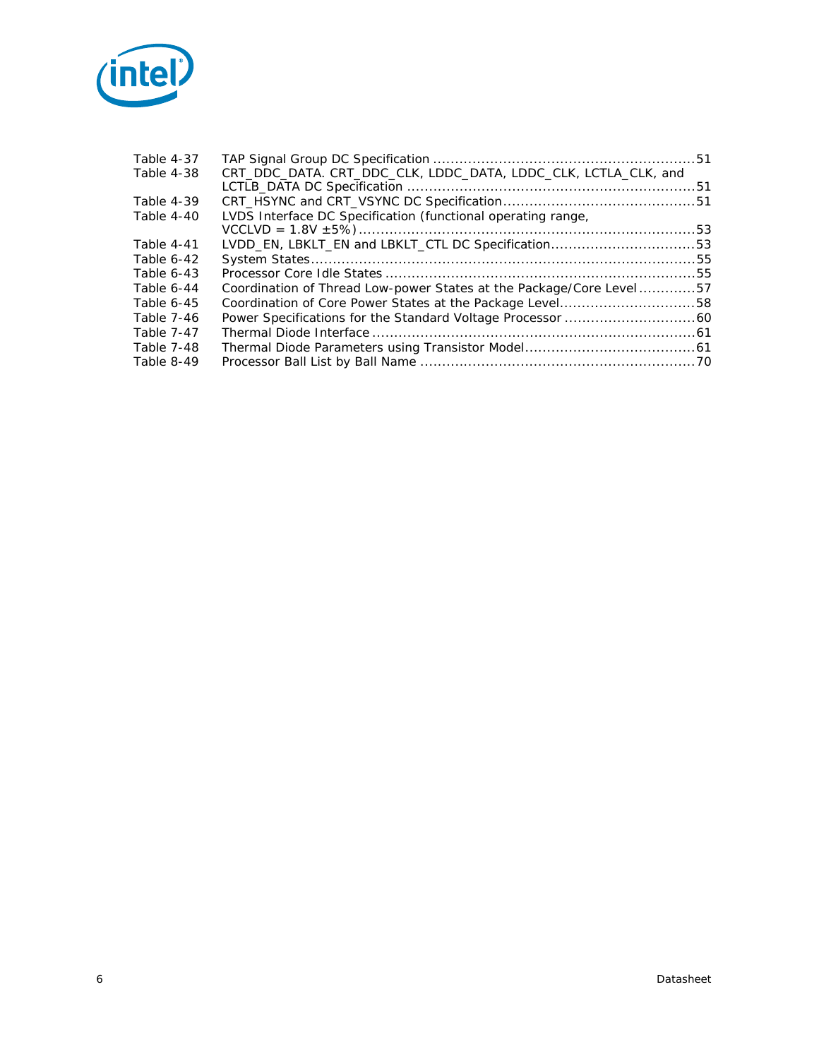Table 4-37 TAP Signal Group DC Specification ............................................................51
Table 4-38 CRT_DDC_DATA. CRT_DDC_CLK, LDDC_DATA, LDDC_CLK, LCTLA_CLK, and LCTLB_DATA DC Specification ..................................................................51
Table 4-39 CRT_HSYNC and CRT_VSYNC DC Specification............................................51
Table 4-40 LVDS Interface DC Specification (functional operating range, VCCLVD = 1.8V ±5%)............................................................................53
Table 4-41 LVDD_EN, LBKLT_EN and LBKLT_CTL DC Specification.................................53
Table 6-42 System States.......................................................................................55
Table 6-43 Processor Core Idle States ......................................................................55
Table 6-44 Coordination of Thread Low-power States at the Package/Core Level.............57
Table 6-45 Coordination of Core Power States at the Package Level...............................58
Table 7-46 Power Specifications for the Standard Voltage Processor ..............................60
Table 7-47 Thermal Diode Interface .........................................................................61
Table 7-48 Thermal Diode Parameters using Transistor Model.......................................61
Table 8-49 Processor Ball List by Ball Name ...............................................................70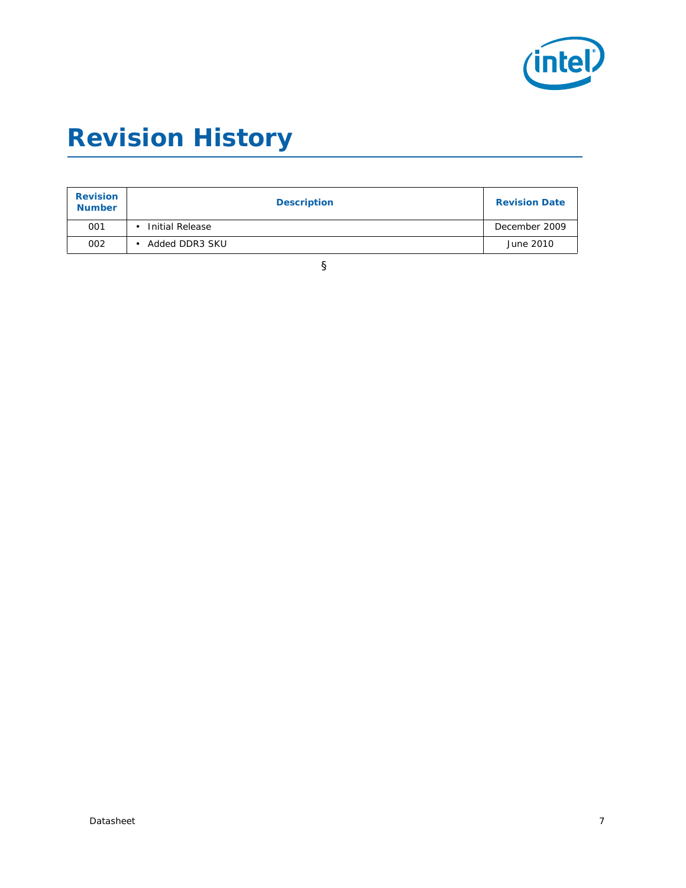# Revision History

| Revision Number | Description | Revision Date |
| --- | --- | --- |
| 001 | • Initial Release | December 2009 |
| 002 | • Added DDR3 SKU | June 2010 |

§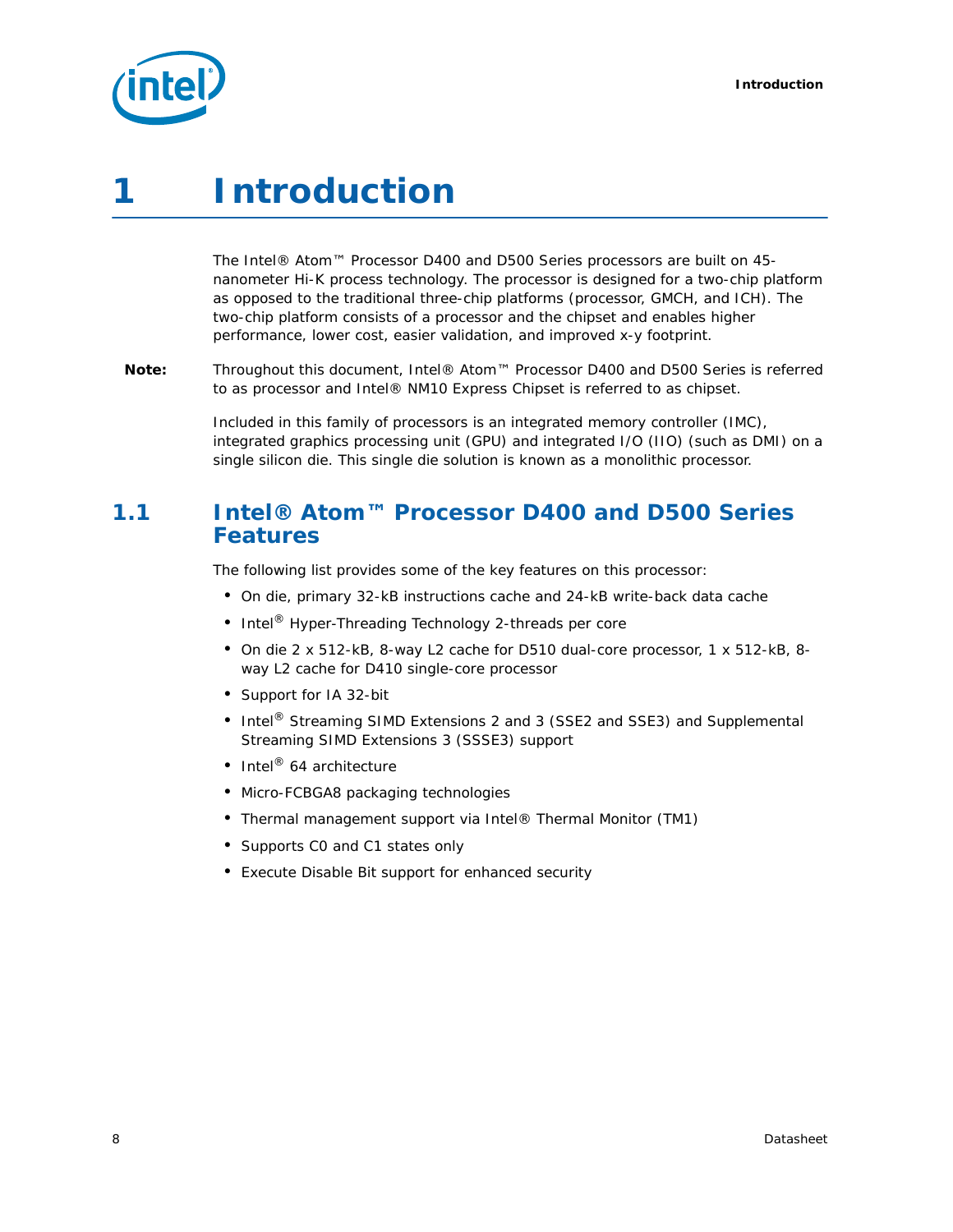# 1 Introduction

The Intel® Atom™ Processor D400 and D500 Series processors are built on 45-nanometer Hi-K process technology. The processor is designed for a two-chip platform as opposed to the traditional three-chip platforms (processor, GMCH, and ICH). The two-chip platform consists of a processor and the chipset and enables higher performance, lower cost, easier validation, and improved x-y footprint.

**Note:** Throughout this document, Intel® Atom™ Processor D400 and D500 Series is referred to as processor and Intel® NM10 Express Chipset is referred to as chipset.

Included in this family of processors is an integrated memory controller (IMC), integrated graphics processing unit (GPU) and integrated I/O (IIO) (such as DMI) on a single silicon die. This single die solution is known as a monolithic processor.

## 1.1 Intel® Atom™ Processor D400 and D500 Series Features

The following list provides some of the key features on this processor:

- On die, primary 32-kB instructions cache and 24-kB write-back data cache
- Intel® Hyper-Threading Technology 2-threads per core
- On die 2 x 512-kB, 8-way L2 cache for D510 dual-core processor, 1 x 512-kB, 8-way L2 cache for D410 single-core processor
- Support for IA 32-bit
- Intel® Streaming SIMD Extensions 2 and 3 (SSE2 and SSE3) and Supplemental Streaming SIMD Extensions 3 (SSSE3) support
- Intel® 64 architecture
- Micro-FCBGA8 packaging technologies
- Thermal management support via Intel® Thermal Monitor (TM1)
- Supports C0 and C1 states only
- Execute Disable Bit support for enhanced security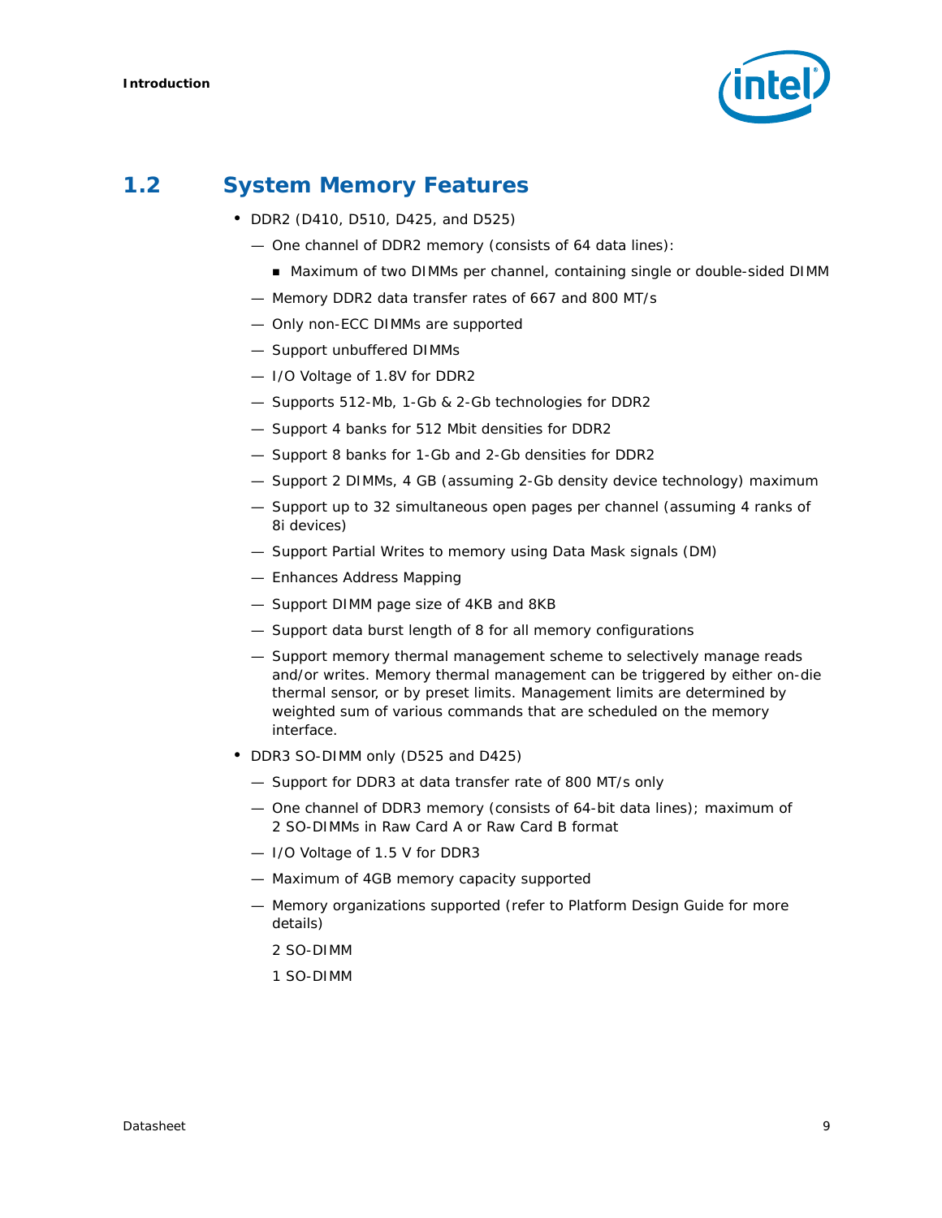## 1.2 System Memory Features

- DDR2 (D410, D510, D425, and D525)
  - One channel of DDR2 memory (consists of 64 data lines):
    - Maximum of two DIMMs per channel, containing single or double-sided DIMM
  - Memory DDR2 data transfer rates of 667 and 800 MT/s
  - Only non-ECC DIMMs are supported
  - Support unbuffered DIMMs
  - I/O Voltage of 1.8V for DDR2
  - Supports 512-Mb, 1-Gb & 2-Gb technologies for DDR2
  - Support 4 banks for 512 Mbit densities for DDR2
  - Support 8 banks for 1-Gb and 2-Gb densities for DDR2
  - Support 2 DIMMs, 4 GB (assuming 2-Gb density device technology) maximum
  - Support up to 32 simultaneous open pages per channel (assuming 4 ranks of 8i devices)
  - Support Partial Writes to memory using Data Mask signals (DM)
  - Enhances Address Mapping
  - Support DIMM page size of 4KB and 8KB
  - Support data burst length of 8 for all memory configurations
  - Support memory thermal management scheme to selectively manage reads and/or writes. Memory thermal management can be triggered by either on-die thermal sensor, or by preset limits. Management limits are determined by weighted sum of various commands that are scheduled on the memory interface.
- DDR3 SO-DIMM only (D525 and D425)
  - Support for DDR3 at data transfer rate of 800 MT/s only
  - One channel of DDR3 memory (consists of 64-bit data lines); maximum of 2 SO-DIMMs in Raw Card A or Raw Card B format
  - I/O Voltage of 1.5 V for DDR3
  - Maximum of 4GB memory capacity supported
  - Memory organizations supported (refer to Platform Design Guide for more details)

    2 SO-DIMM

    1 SO-DIMM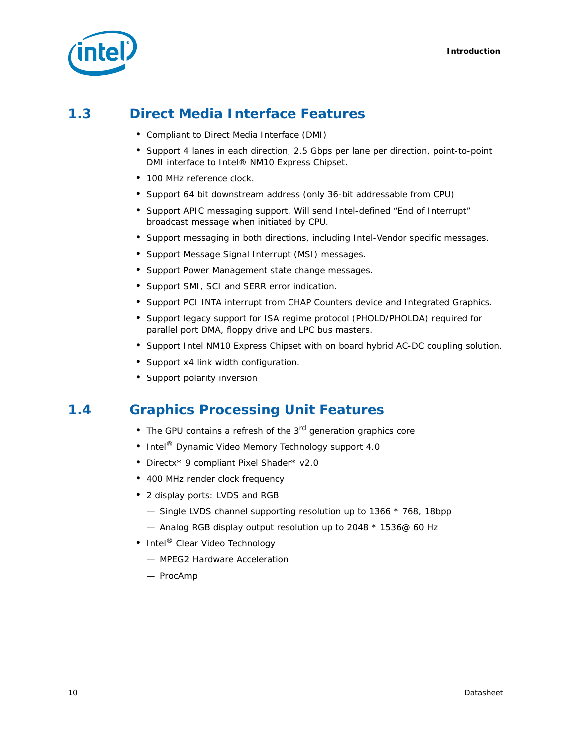## 1.3 Direct Media Interface Features

- Compliant to Direct Media Interface (DMI)
- Support 4 lanes in each direction, 2.5 Gbps per lane per direction, point-to-point DMI interface to Intel® NM10 Express Chipset.
- 100 MHz reference clock.
- Support 64 bit downstream address (only 36-bit addressable from CPU)
- Support APIC messaging support. Will send Intel-defined “End of Interrupt” broadcast message when initiated by CPU.
- Support messaging in both directions, including Intel-Vendor specific messages.
- Support Message Signal Interrupt (MSI) messages.
- Support Power Management state change messages.
- Support SMI, SCI and SERR error indication.
- Support PCI INTA interrupt from CHAP Counters device and Integrated Graphics.
- Support legacy support for ISA regime protocol (PHOLD/PHOLDA) required for parallel port DMA, floppy drive and LPC bus masters.
- Support Intel NM10 Express Chipset with on board hybrid AC-DC coupling solution.
- Support x4 link width configuration.
- Support polarity inversion

## 1.4 Graphics Processing Unit Features

- The GPU contains a refresh of the 3rd generation graphics core
- Intel® Dynamic Video Memory Technology support 4.0
- Directx* 9 compliant Pixel Shader* v2.0
- 400 MHz render clock frequency
- 2 display ports: LVDS and RGB
  - Single LVDS channel supporting resolution up to 1366 * 768, 18bpp
  - Analog RGB display output resolution up to 2048 * 1536@ 60 Hz
- Intel® Clear Video Technology
  - MPEG2 Hardware Acceleration
  - ProcAmp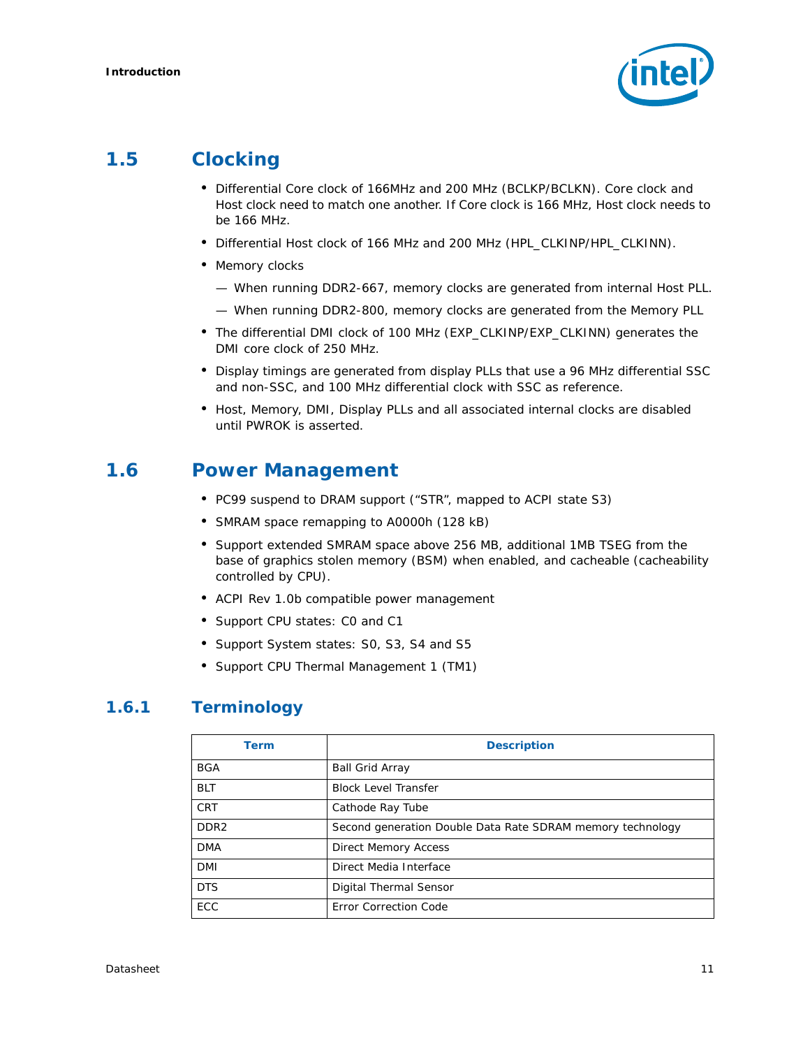## 1.5 Clocking

- Differential Core clock of 166MHz and 200 MHz (BCLKP/BCLKN). Core clock and Host clock need to match one another. If Core clock is 166 MHz, Host clock needs to be 166 MHz.
- Differential Host clock of 166 MHz and 200 MHz (HPL_CLKINP/HPL_CLKINN).
- Memory clocks
  - When running DDR2-667, memory clocks are generated from internal Host PLL.
  - When running DDR2-800, memory clocks are generated from the Memory PLL
- The differential DMI clock of 100 MHz (EXP_CLKINP/EXP_CLKINN) generates the DMI core clock of 250 MHz.
- Display timings are generated from display PLLs that use a 96 MHz differential SSC and non-SSC, and 100 MHz differential clock with SSC as reference.
- Host, Memory, DMI, Display PLLs and all associated internal clocks are disabled until PWROK is asserted.

## 1.6 Power Management

- PC99 suspend to DRAM support ("STR", mapped to ACPI state S3)
- SMRAM space remapping to A0000h (128 kB)
- Support extended SMRAM space above 256 MB, additional 1MB TSEG from the base of graphics stolen memory (BSM) when enabled, and cacheable (cacheability controlled by CPU).
- ACPI Rev 1.0b compatible power management
- Support CPU states: C0 and C1
- Support System states: S0, S3, S4 and S5
- Support CPU Thermal Management 1 (TM1)

### 1.6.1 Terminology

| Term | Description |
|---|---|
| BGA | Ball Grid Array |
| BLT | Block Level Transfer |
| CRT | Cathode Ray Tube |
| DDR2 | Second generation Double Data Rate SDRAM memory technology |
| DMA | Direct Memory Access |
| DMI | Direct Media Interface |
| DTS | Digital Thermal Sensor |
| ECC | Error Correction Code |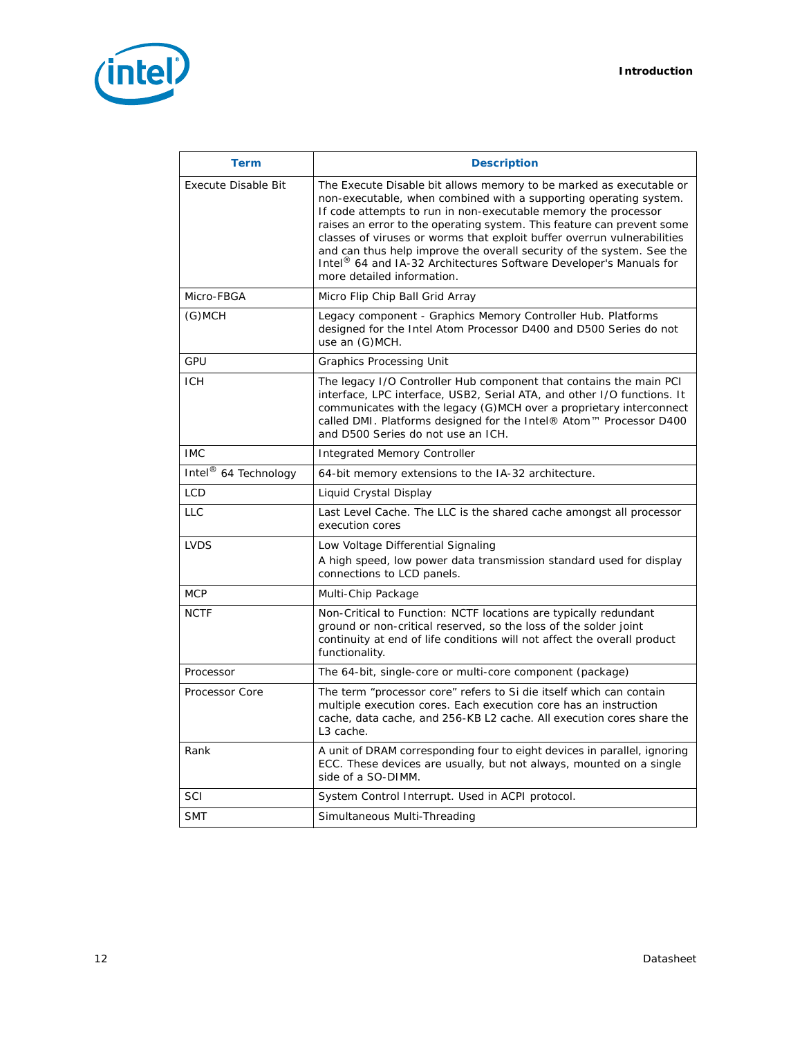| Term | Description |
|---|---|
| Execute Disable Bit | The Execute Disable bit allows memory to be marked as executable or non-executable, when combined with a supporting operating system. If code attempts to run in non-executable memory the processor raises an error to the operating system. This feature can prevent some classes of viruses or worms that exploit buffer overrun vulnerabilities and can thus help improve the overall security of the system. See the Intel® 64 and IA-32 Architectures Software Developer's Manuals for more detailed information. |
| Micro-FBGA | Micro Flip Chip Ball Grid Array |
| (G)MCH | Legacy component - Graphics Memory Controller Hub. Platforms designed for the Intel Atom Processor D400 and D500 Series do not use an (G)MCH. |
| GPU | Graphics Processing Unit |
| ICH | The legacy I/O Controller Hub component that contains the main PCI interface, LPC interface, USB2, Serial ATA, and other I/O functions. It communicates with the legacy (G)MCH over a proprietary interconnect called DMI. Platforms designed for the Intel® Atom™ Processor D400 and D500 Series do not use an ICH. |
| IMC | Integrated Memory Controller |
| Intel® 64 Technology | 64-bit memory extensions to the IA-32 architecture. |
| LCD | Liquid Crystal Display |
| LLC | Last Level Cache. The LLC is the shared cache amongst all processor execution cores |
| LVDS | Low Voltage Differential Signaling<br>A high speed, low power data transmission standard used for display connections to LCD panels. |
| MCP | Multi-Chip Package |
| NCTF | Non-Critical to Function: NCTF locations are typically redundant ground or non-critical reserved, so the loss of the solder joint continuity at end of life conditions will not affect the overall product functionality. |
| Processor | The 64-bit, single-core or multi-core component (package) |
| Processor Core | The term "processor core" refers to Si die itself which can contain multiple execution cores. Each execution core has an instruction cache, data cache, and 256-KB L2 cache. All execution cores share the L3 cache. |
| Rank | A unit of DRAM corresponding four to eight devices in parallel, ignoring ECC. These devices are usually, but not always, mounted on a single side of a SO-DIMM. |
| SCI | System Control Interrupt. Used in ACPI protocol. |
| SMT | Simultaneous Multi-Threading |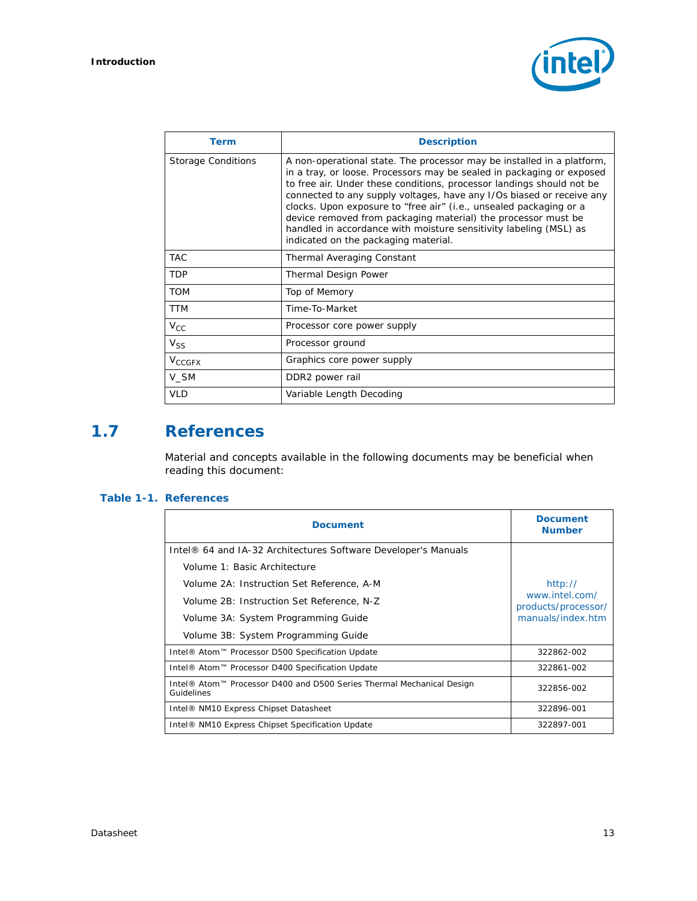| Term | Description |
|---|---|
| Storage Conditions | A non-operational state. The processor may be installed in a platform, in a tray, or loose. Processors may be sealed in packaging or exposed to free air. Under these conditions, processor landings should not be connected to any supply voltages, have any I/Os biased or receive any clocks. Upon exposure to "free air" (i.e., unsealed packaging or a device removed from packaging material) the processor must be handled in accordance with moisture sensitivity labeling (MSL) as indicated on the packaging material. |
| TAC | Thermal Averaging Constant |
| TDP | Thermal Design Power |
| TOM | Top of Memory |
| TTM | Time-To-Market |
| $V_{CC}$ | Processor core power supply |
| $V_{SS}$ | Processor ground |
| $V_{CCGFX}$ | Graphics core power supply |
| V_SM | DDR2 power rail |
| VLD | Variable Length Decoding |

## 1.7 References

Material and concepts available in the following documents may be beneficial when reading this document:

**Table 1-1. References**

| Document | Document Number |
|---|---|
| Intel® 64 and IA-32 Architectures Software Developer's Manuals<br>Volume 1: Basic Architecture<br>Volume 2A: Instruction Set Reference, A-M<br>Volume 2B: Instruction Set Reference, N-Z<br>Volume 3A: System Programming Guide<br>Volume 3B: System Programming Guide | http://www.intel.com/products/processor/manuals/index.htm |
| Intel® Atom™ Processor D500 Specification Update | 322862-002 |
| Intel® Atom™ Processor D400 Specification Update | 322861-002 |
| Intel® Atom™ Processor D400 and D500 Series Thermal Mechanical Design Guidelines | 322856-002 |
| Intel® NM10 Express Chipset Datasheet | 322896-001 |
| Intel® NM10 Express Chipset Specification Update | 322897-001 |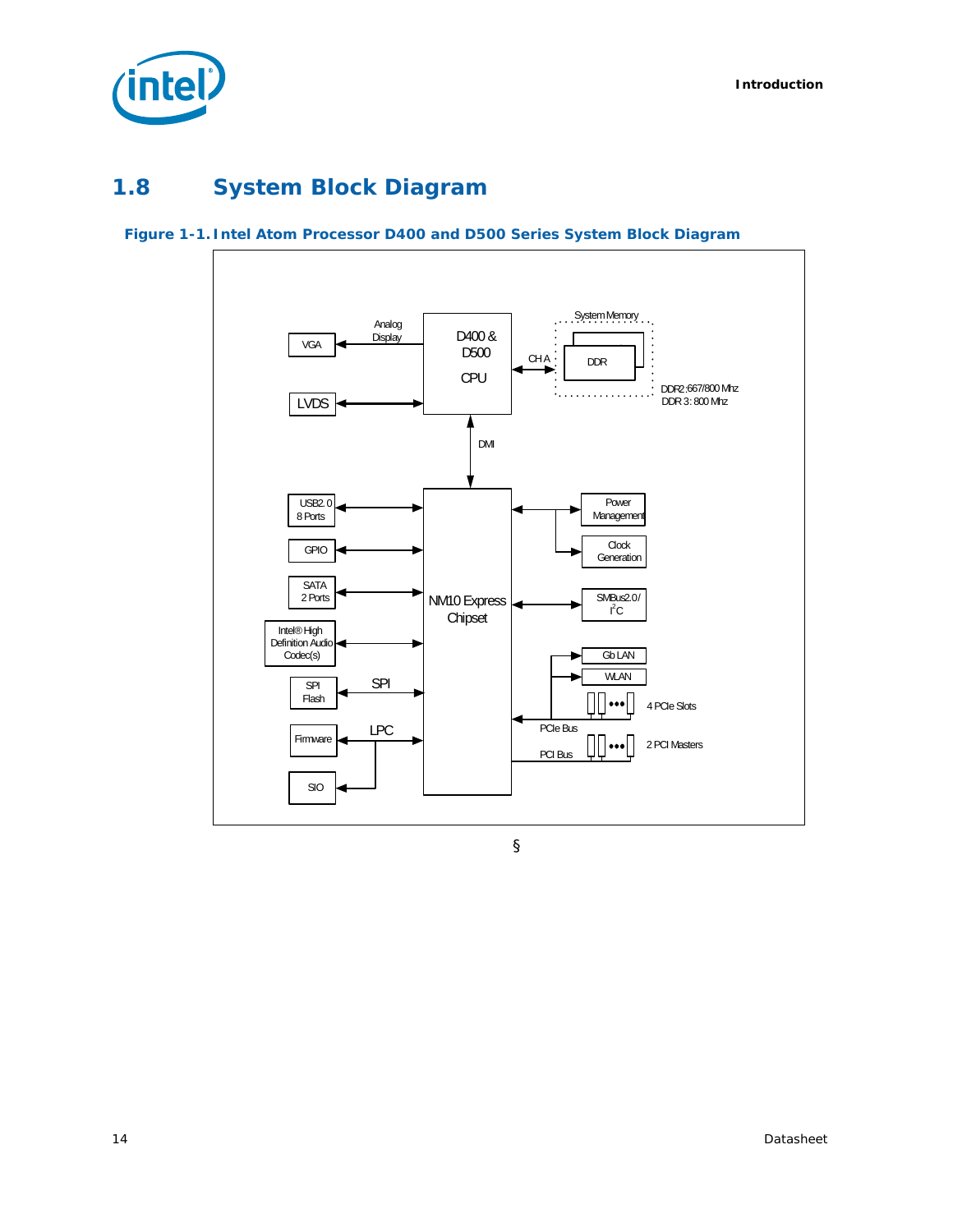## 1.8 System Block Diagram

**Figure 1-1. Intel Atom Processor D400 and D500 Series System Block Diagram**

§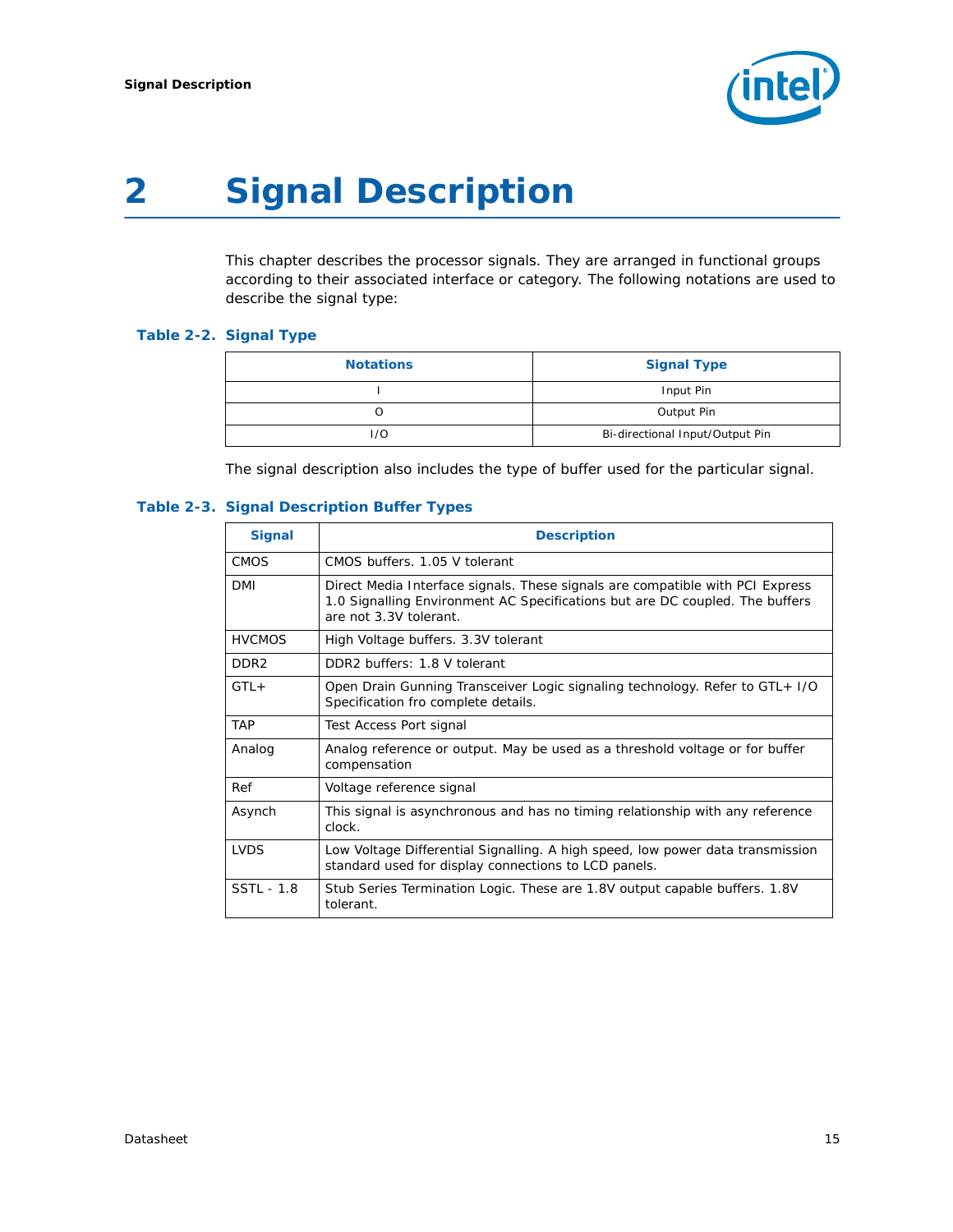# 2 Signal Description

This chapter describes the processor signals. They are arranged in functional groups according to their associated interface or category. The following notations are used to describe the signal type:

**Table 2-2. Signal Type**

| Notations | Signal Type |
|---|---|
| I | Input Pin |
| O | Output Pin |
| I/O | Bi-directional Input/Output Pin |

The signal description also includes the type of buffer used for the particular signal.

**Table 2-3. Signal Description Buffer Types**

| Signal | Description |
|---|---|
| CMOS | CMOS buffers. 1.05 V tolerant |
| DMI | Direct Media Interface signals. These signals are compatible with PCI Express 1.0 Signalling Environment AC Specifications but are DC coupled. The buffers are not 3.3V tolerant. |
| HVCMOS | High Voltage buffers. 3.3V tolerant |
| DDR2 | DDR2 buffers: 1.8 V tolerant |
| GTL+ | Open Drain Gunning Transceiver Logic signaling technology. Refer to GTL+ I/O Specification fro complete details. |
| TAP | Test Access Port signal |
| Analog | Analog reference or output. May be used as a threshold voltage or for buffer compensation |
| Ref | Voltage reference signal |
| Asynch | This signal is asynchronous and has no timing relationship with any reference clock. |
| LVDS | Low Voltage Differential Signalling. A high speed, low power data transmission standard used for display connections to LCD panels. |
| SSTL - 1.8 | Stub Series Termination Logic. These are 1.8V output capable buffers. 1.8V tolerant. |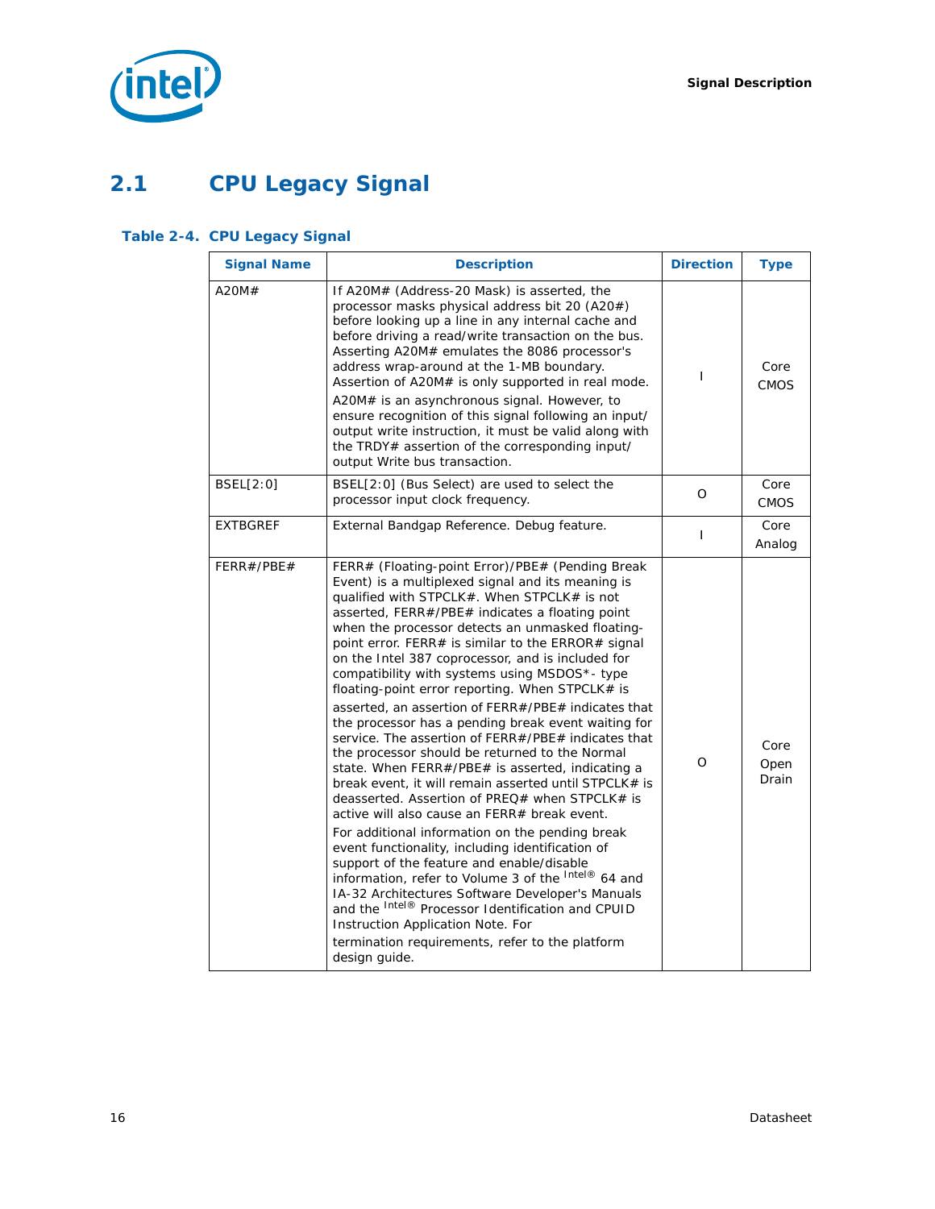## 2.1 CPU Legacy Signal

**Table 2-4. CPU Legacy Signal**

| Signal Name | Description | Direction | Type |
|---|---|---|---|
| A20M# | If A20M# (Address-20 Mask) is asserted, the processor masks physical address bit 20 (A20#) before looking up a line in any internal cache and before driving a read/write transaction on the bus. Asserting A20M# emulates the 8086 processor's address wrap-around at the 1-MB boundary. Assertion of A20M# is only supported in real mode.<br><br>A20M# is an asynchronous signal. However, to ensure recognition of this signal following an input/output write instruction, it must be valid along with the TRDY# assertion of the corresponding input/output Write bus transaction. | I | Core CMOS |
| BSEL[2:0] | BSEL[2:0] (Bus Select) are used to select the processor input clock frequency. | O | Core CMOS |
| EXTBGREF | External Bandgap Reference. Debug feature. | I | Core Analog |
| FERR#/PBE# | FERR# (Floating-point Error)/PBE# (Pending Break Event) is a multiplexed signal and its meaning is qualified with STPCLK#. When STPCLK# is not asserted, FERR#/PBE# indicates a floating point when the processor detects an unmasked floating-point error. FERR# is similar to the ERROR# signal on the Intel 387 coprocessor, and is included for compatibility with systems using MSDOS*- type floating-point error reporting. When STPCLK# is asserted, an assertion of FERR#/PBE# indicates that the processor has a pending break event waiting for service. The assertion of FERR#/PBE# indicates that the processor should be returned to the Normal state. When FERR#/PBE# is asserted, indicating a break event, it will remain asserted until STPCLK# is deasserted. Assertion of PREQ# when STPCLK# is active will also cause an FERR# break event.<br><br>For additional information on the pending break event functionality, including identification of support of the feature and enable/disable information, refer to Volume 3 of the Intel® 64 and IA-32 Architectures Software Developer's Manuals and the Intel® Processor Identification and CPUID Instruction Application Note. For termination requirements, refer to the platform design guide. | O | Core Open Drain |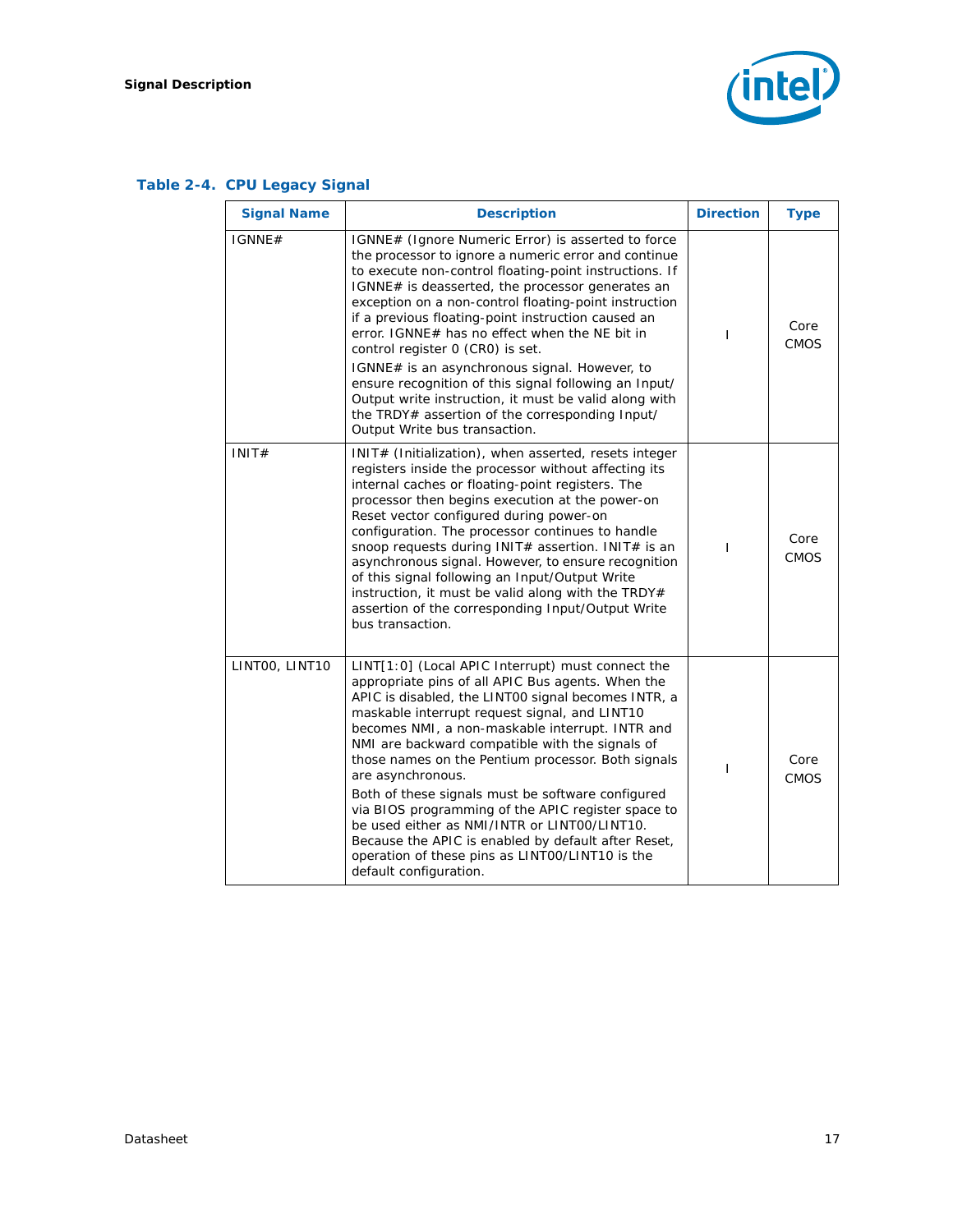### Table 2-4. CPU Legacy Signal

| Signal Name | Description | Direction | Type |
|---|---|---|---|
| IGNNE# | IGNNE# (Ignore Numeric Error) is asserted to force the processor to ignore a numeric error and continue to execute non-control floating-point instructions. If IGNNE# is deasserted, the processor generates an exception on a non-control floating-point instruction if a previous floating-point instruction caused an error. IGNNE# has no effect when the NE bit in control register 0 (CR0) is set.<br>IGNNE# is an asynchronous signal. However, to ensure recognition of this signal following an Input/ Output write instruction, it must be valid along with the TRDY# assertion of the corresponding Input/ Output Write bus transaction. | I | Core CMOS |
| INIT# | INIT# (Initialization), when asserted, resets integer registers inside the processor without affecting its internal caches or floating-point registers. The processor then begins execution at the power-on Reset vector configured during power-on configuration. The processor continues to handle snoop requests during INIT# assertion. INIT# is an asynchronous signal. However, to ensure recognition of this signal following an Input/Output Write instruction, it must be valid along with the TRDY# assertion of the corresponding Input/Output Write bus transaction. | I | Core CMOS |
| LINT00, LINT10 | LINT[1:0] (Local APIC Interrupt) must connect the appropriate pins of all APIC Bus agents. When the APIC is disabled, the LINT00 signal becomes INTR, a maskable interrupt request signal, and LINT10 becomes NMI, a non-maskable interrupt. INTR and NMI are backward compatible with the signals of those names on the Pentium processor. Both signals are asynchronous.<br>Both of these signals must be software configured via BIOS programming of the APIC register space to be used either as NMI/INTR or LINT00/LINT10. Because the APIC is enabled by default after Reset, operation of these pins as LINT00/LINT10 is the default configuration. | I | Core CMOS |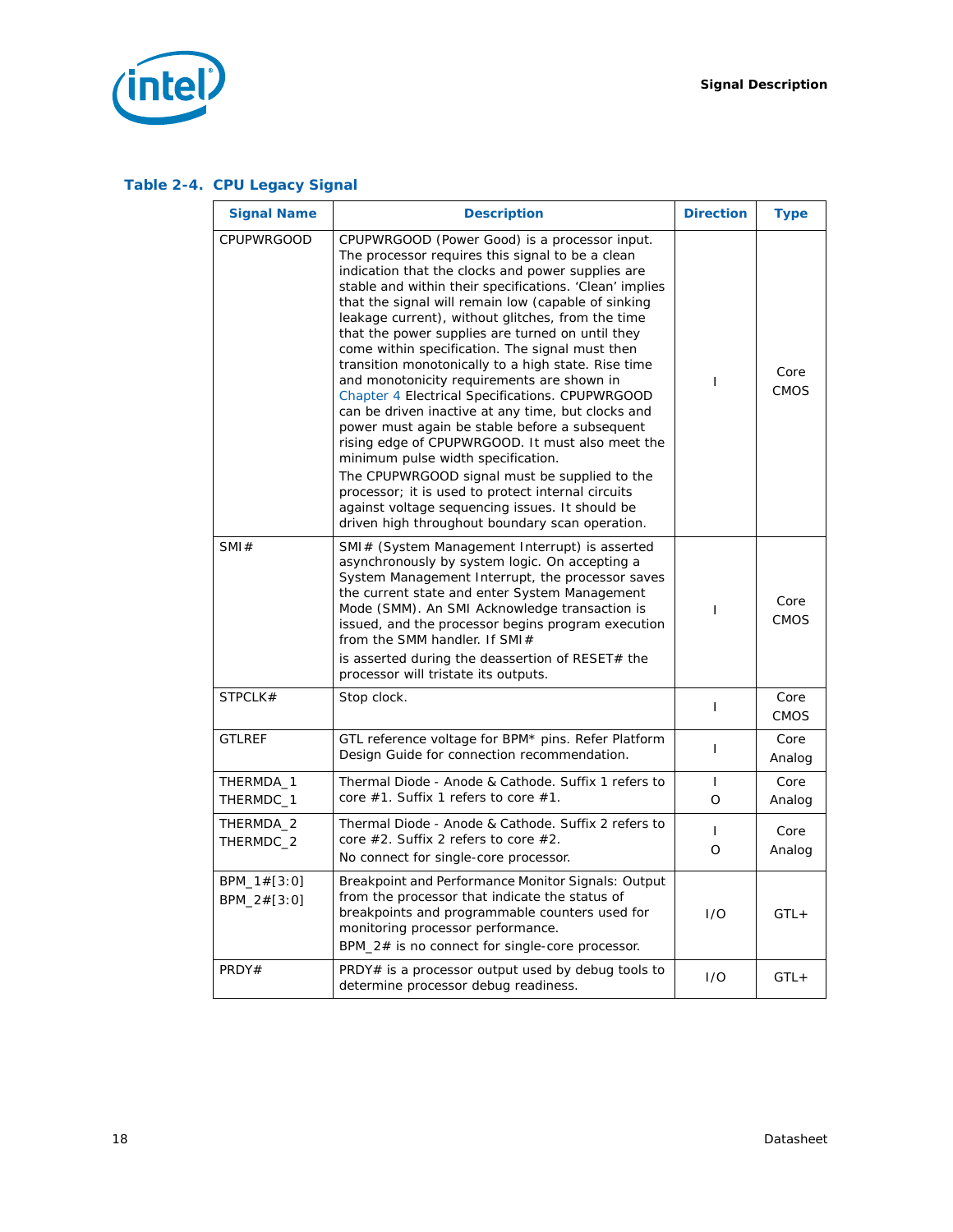**Table 2-4. CPU Legacy Signal**

| Signal Name | Description | Direction | Type |
|---|---|---|---|
| CPUPWRGOOD | CPUPWRGOOD (Power Good) is a processor input. The processor requires this signal to be a clean indication that the clocks and power supplies are stable and within their specifications. 'Clean' implies that the signal will remain low (capable of sinking leakage current), without glitches, from the time that the power supplies are turned on until they come within specification. The signal must then transition monotonically to a high state. Rise time and monotonicity requirements are shown in Chapter 4 Electrical Specifications. CPUPWRGOOD can be driven inactive at any time, but clocks and power must again be stable before a subsequent rising edge of CPUPWRGOOD. It must also meet the minimum pulse width specification.<br>The CPUPWRGOOD signal must be supplied to the processor; it is used to protect internal circuits against voltage sequencing issues. It should be driven high throughout boundary scan operation. | I | Core CMOS |
| SMI# | SMI# (System Management Interrupt) is asserted asynchronously by system logic. On accepting a System Management Interrupt, the processor saves the current state and enter System Management Mode (SMM). An SMI Acknowledge transaction is issued, and the processor begins program execution from the SMM handler. If SMI#<br>is asserted during the deassertion of RESET# the processor will tristate its outputs. | I | Core CMOS |
| STPCLK# | Stop clock. | I | Core CMOS |
| GTLREF | GTL reference voltage for BPM* pins. Refer Platform Design Guide for connection recommendation. | I | Core Analog |
| THERMDA_1<br>THERMDC_1 | Thermal Diode - Anode & Cathode. Suffix 1 refers to core #1. Suffix 1 refers to core #1. | I<br>O | Core Analog |
| THERMDA_2<br>THERMDC_2 | Thermal Diode - Anode & Cathode. Suffix 2 refers to core #2. Suffix 2 refers to core #2.<br>No connect for single-core processor. | I<br>O | Core Analog |
| BPM_1#[3:0]<br>BPM_2#[3:0] | Breakpoint and Performance Monitor Signals: Output from the processor that indicate the status of breakpoints and programmable counters used for monitoring processor performance.<br>BPM_2# is no connect for single-core processor. | I/O | GTL+ |
| PRDY# | PRDY# is a processor output used by debug tools to determine processor debug readiness. | I/O | GTL+ |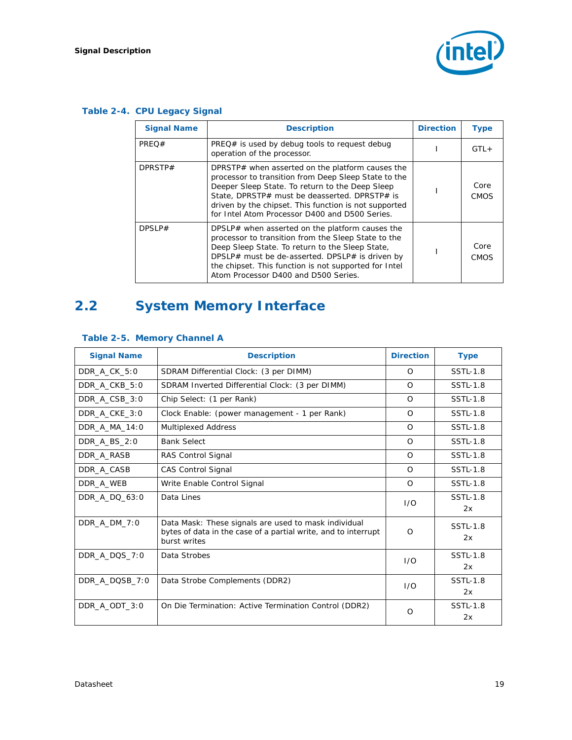**Table 2-4. CPU Legacy Signal**

| Signal Name | Description | Direction | Type |
|---|---|---|---|
| PREQ# | PREQ# is used by debug tools to request debug operation of the processor. | I | GTL+ |
| DPRSTP# | DPRSTP# when asserted on the platform causes the processor to transition from Deep Sleep State to the Deeper Sleep State. To return to the Deep Sleep State, DPRSTP# must be deasserted. DPRSTP# is driven by the chipset. This function is not supported for Intel Atom Processor D400 and D500 Series. | I | Core CMOS |
| DPSLP# | DPSLP# when asserted on the platform causes the processor to transition from the Sleep State to the Deep Sleep State. To return to the Sleep State, DPSLP# must be de-asserted. DPSLP# is driven by the chipset. This function is not supported for Intel Atom Processor D400 and D500 Series. | I | Core CMOS |

## 2.2 System Memory Interface

**Table 2-5. Memory Channel A**

| Signal Name | Description | Direction | Type |
|---|---|---|---|
| DDR_A_CK_5:0 | SDRAM Differential Clock: (3 per DIMM) | O | SSTL-1.8 |
| DDR_A_CKB_5:0 | SDRAM Inverted Differential Clock: (3 per DIMM) | O | SSTL-1.8 |
| DDR_A_CSB_3:0 | Chip Select: (1 per Rank) | O | SSTL-1.8 |
| DDR_A_CKE_3:0 | Clock Enable: (power management - 1 per Rank) | O | SSTL-1.8 |
| DDR_A_MA_14:0 | Multiplexed Address | O | SSTL-1.8 |
| DDR_A_BS_2:0 | Bank Select | O | SSTL-1.8 |
| DDR_A_RASB | RAS Control Signal | O | SSTL-1.8 |
| DDR_A_CASB | CAS Control Signal | O | SSTL-1.8 |
| DDR_A_WEB | Write Enable Control Signal | O | SSTL-1.8 |
| DDR_A_DQ_63:0 | Data Lines | I/O | SSTL-1.8 2x |
| DDR_A_DM_7:0 | Data Mask: These signals are used to mask individual bytes of data in the case of a partial write, and to interrupt burst writes | O | SSTL-1.8 2x |
| DDR_A_DQS_7:0 | Data Strobes | I/O | SSTL-1.8 2x |
| DDR_A_DQSB_7:0 | Data Strobe Complements (DDR2) | I/O | SSTL-1.8 2x |
| DDR_A_ODT_3:0 | On Die Termination: Active Termination Control (DDR2) | O | SSTL-1.8 2x |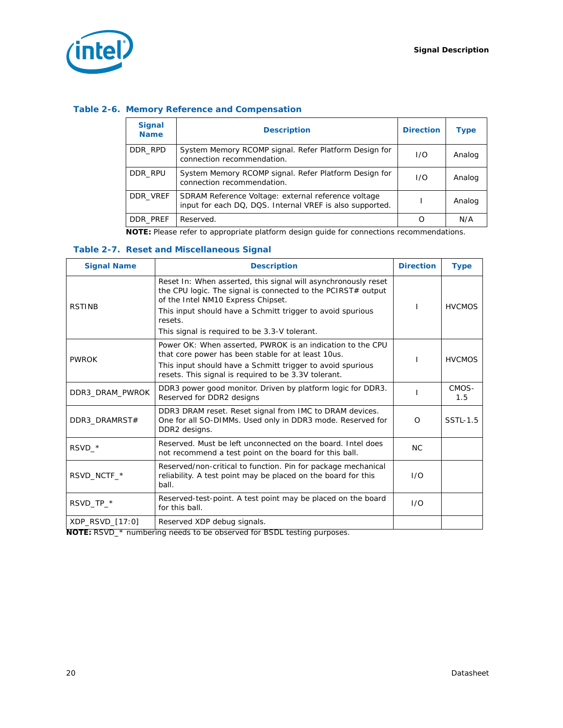### Table 2-6. Memory Reference and Compensation

| Signal Name | Description | Direction | Type |
|---|---|---|---|
| DDR_RPD | System Memory RCOMP signal. Refer Platform Design for connection recommendation. | I/O | Analog |
| DDR_RPU | System Memory RCOMP signal. Refer Platform Design for connection recommendation. | I/O | Analog |
| DDR_VREF | SDRAM Reference Voltage: external reference voltage input for each DQ, DQS. Internal VREF is also supported. | I | Analog |
| DDR_PREF | Reserved. | O | N/A |

**NOTE:** Please refer to appropriate platform design guide for connections recommendations.

### Table 2-7. Reset and Miscellaneous Signal

| Signal Name | Description | Direction | Type |
|---|---|---|---|
| RSTINB | Reset In: When asserted, this signal will asynchronously reset the CPU logic. The signal is connected to the PCIRST# output of the Intel NM10 Express Chipset.<br>This input should have a Schmitt trigger to avoid spurious resets.<br>This signal is required to be 3.3-V tolerant. | I | HVCMOS |
| PWROK | Power OK: When asserted, PWROK is an indication to the CPU that core power has been stable for at least 10us.<br>This input should have a Schmitt trigger to avoid spurious resets. This signal is required to be 3.3V tolerant. | I | HVCMOS |
| DDR3_DRAM_PWROK | DDR3 power good monitor. Driven by platform logic for DDR3. Reserved for DDR2 designs | I | CMOS-1.5 |
| DDR3_DRAMRST# | DDR3 DRAM reset. Reset signal from IMC to DRAM devices. One for all SO-DIMMs. Used only in DDR3 mode. Reserved for DDR2 designs. | O | SSTL-1.5 |
| RSVD_* | Reserved. Must be left unconnected on the board. Intel does not recommend a test point on the board for this ball. | NC | |
| RSVD_NCTF_* | Reserved/non-critical to function. Pin for package mechanical reliability. A test point may be placed on the board for this ball. | I/O | |
| RSVD_TP_* | Reserved-test-point. A test point may be placed on the board for this ball. | I/O | |
| XDP_RSVD_[17:0] | Reserved XDP debug signals. | | |

**NOTE:** RSVD_* numbering needs to be observed for BSDL testing purposes.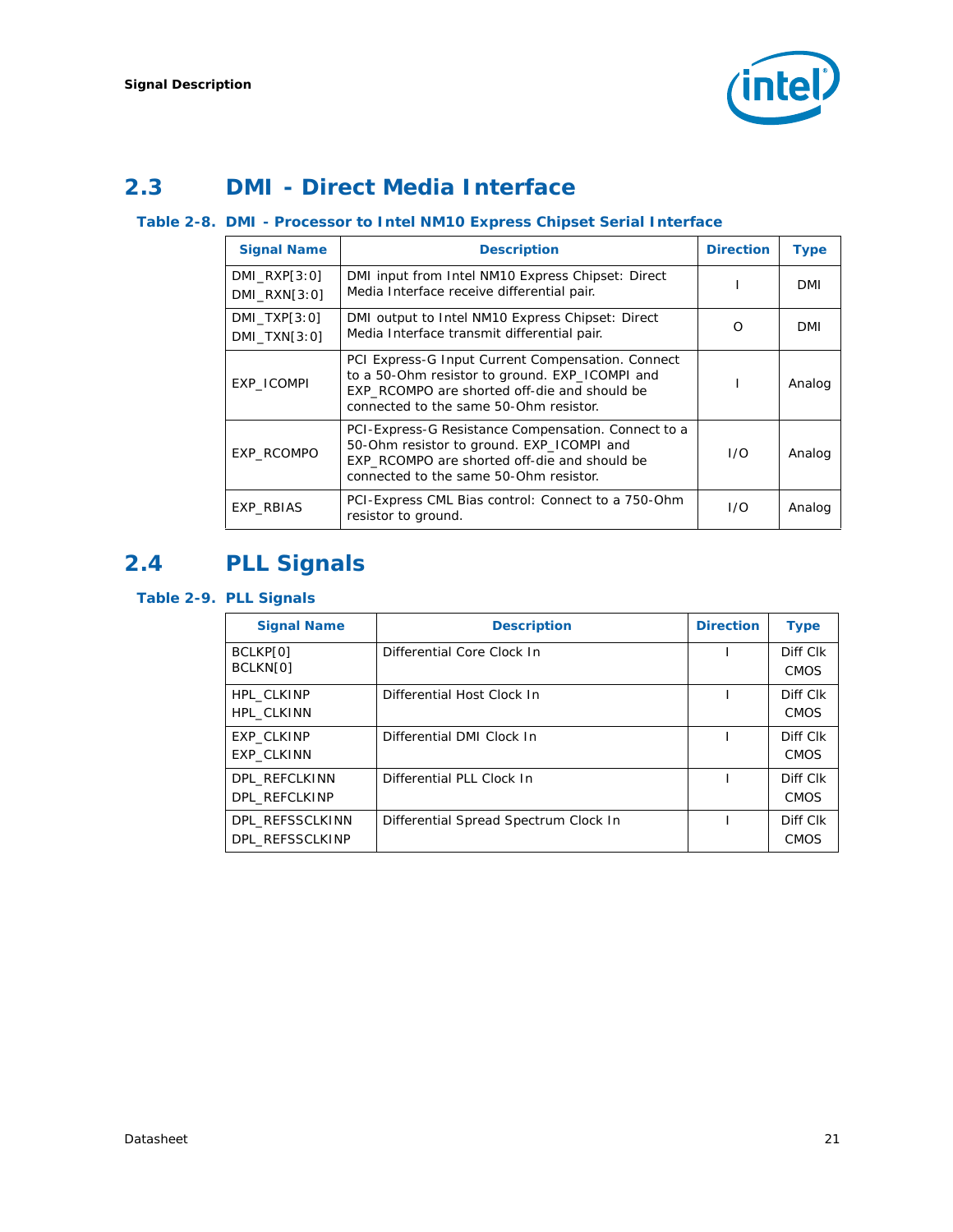## 2.3 DMI - Direct Media Interface

**Table 2-8. DMI - Processor to Intel NM10 Express Chipset Serial Interface**

| Signal Name | Description | Direction | Type |
|---|---|---|---|
| DMI_RXP[3:0]<br>DMI_RXN[3:0] | DMI input from Intel NM10 Express Chipset: Direct Media Interface receive differential pair. | I | DMI |
| DMI_TXP[3:0]<br>DMI_TXN[3:0] | DMI output to Intel NM10 Express Chipset: Direct Media Interface transmit differential pair. | O | DMI |
| EXP_ICOMPI | PCI Express-G Input Current Compensation. Connect to a 50-Ohm resistor to ground. EXP_ICOMPI and EXP_RCOMPO are shorted off-die and should be connected to the same 50-Ohm resistor. | I | Analog |
| EXP_RCOMPO | PCI-Express-G Resistance Compensation. Connect to a 50-Ohm resistor to ground. EXP_ICOMPI and EXP_RCOMPO are shorted off-die and should be connected to the same 50-Ohm resistor. | I/O | Analog |
| EXP_RBIAS | PCI-Express CML Bias control: Connect to a 750-Ohm resistor to ground. | I/O | Analog |

## 2.4 PLL Signals

**Table 2-9. PLL Signals**

| Signal Name | Description | Direction | Type |
|---|---|---|---|
| BCLKP[0]<br>BCLKN[0] | Differential Core Clock In | I | Diff Clk<br>CMOS |
| HPL_CLKINP<br>HPL_CLKINN | Differential Host Clock In | I | Diff Clk<br>CMOS |
| EXP_CLKINP<br>EXP_CLKINN | Differential DMI Clock In | I | Diff Clk<br>CMOS |
| DPL_REFCLKINN<br>DPL_REFCLKINP | Differential PLL Clock In | I | Diff Clk<br>CMOS |
| DPL_REFSSCLKINN<br>DPL_REFSSCLKINP | Differential Spread Spectrum Clock In | I | Diff Clk<br>CMOS |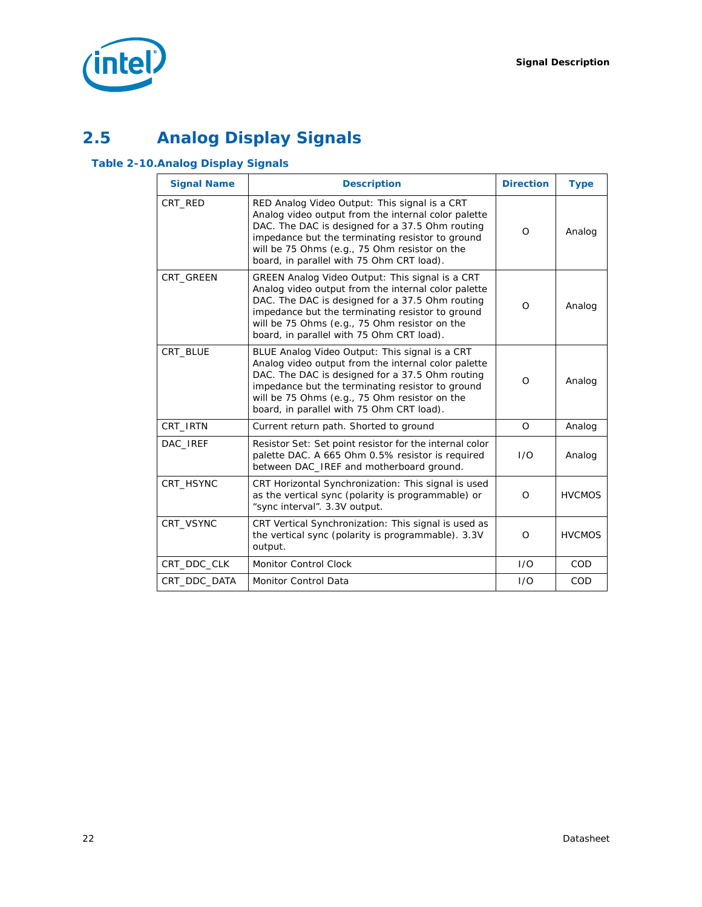## 2.5 Analog Display Signals

### Table 2-10. Analog Display Signals

| Signal Name | Description | Direction | Type |
|---|---|---|---|
| CRT_RED | RED Analog Video Output: This signal is a CRT Analog video output from the internal color palette DAC. The DAC is designed for a 37.5 Ohm routing impedance but the terminating resistor to ground will be 75 Ohms (e.g., 75 Ohm resistor on the board, in parallel with 75 Ohm CRT load). | O | Analog |
| CRT_GREEN | GREEN Analog Video Output: This signal is a CRT Analog video output from the internal color palette DAC. The DAC is designed for a 37.5 Ohm routing impedance but the terminating resistor to ground will be 75 Ohms (e.g., 75 Ohm resistor on the board, in parallel with 75 Ohm CRT load). | O | Analog |
| CRT_BLUE | BLUE Analog Video Output: This signal is a CRT Analog video output from the internal color palette DAC. The DAC is designed for a 37.5 Ohm routing impedance but the terminating resistor to ground will be 75 Ohms (e.g., 75 Ohm resistor on the board, in parallel with 75 Ohm CRT load). | O | Analog |
| CRT_IRTN | Current return path. Shorted to ground | O | Analog |
| DAC_IREF | Resistor Set: Set point resistor for the internal color palette DAC. A 665 Ohm 0.5% resistor is required between DAC_IREF and motherboard ground. | I/O | Analog |
| CRT_HSYNC | CRT Horizontal Synchronization: This signal is used as the vertical sync (polarity is programmable) or "sync interval". 3.3V output. | O | HVCMOS |
| CRT_VSYNC | CRT Vertical Synchronization: This signal is used as the vertical sync (polarity is programmable). 3.3V output. | O | HVCMOS |
| CRT_DDC_CLK | Monitor Control Clock | I/O | COD |
| CRT_DDC_DATA | Monitor Control Data | I/O | COD |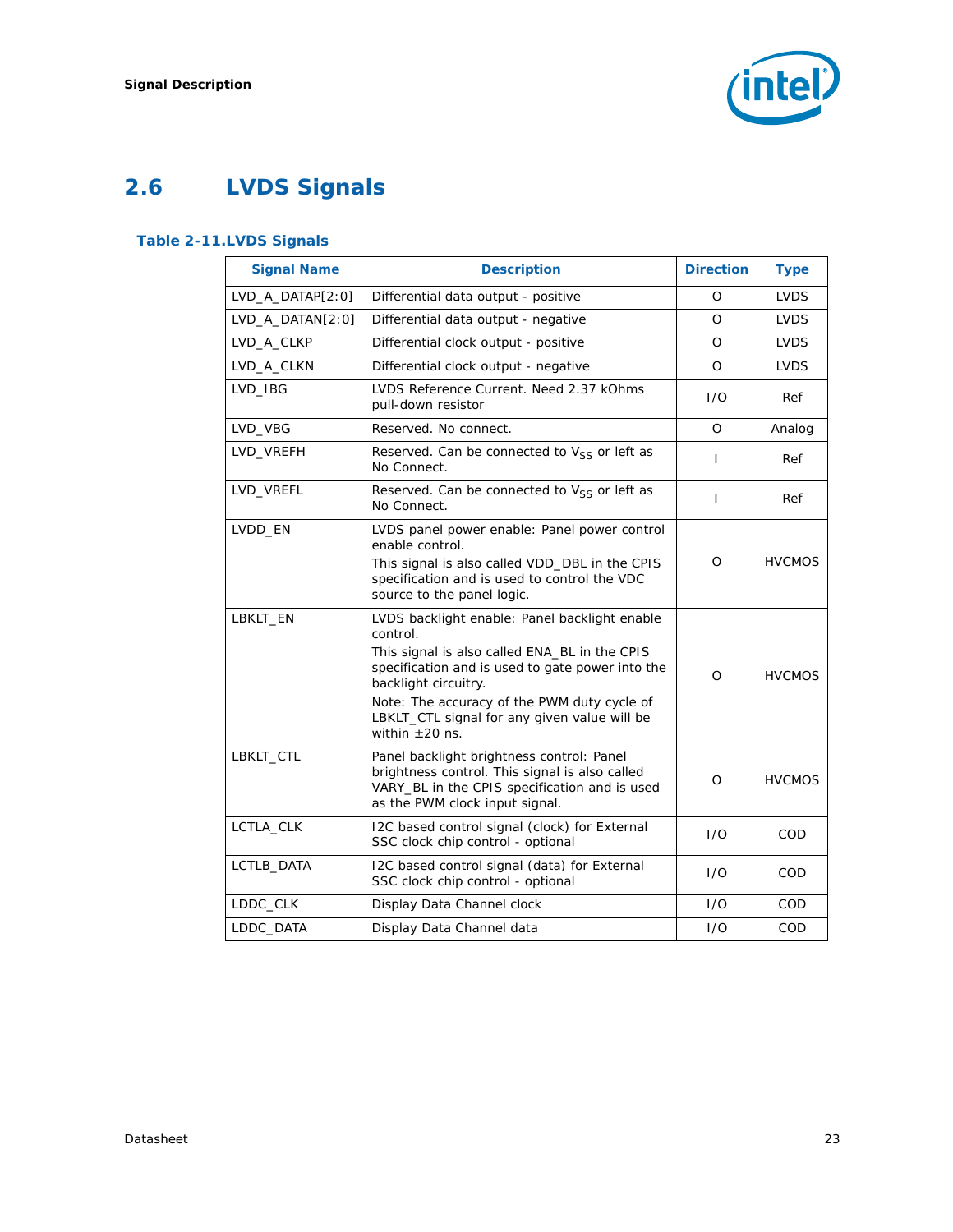## 2.6 LVDS Signals

**Table 2-11. LVDS Signals**

| Signal Name | Description | Direction | Type |
|---|---|---|---|
| LVD_A_DATAP[2:0] | Differential data output - positive | O | LVDS |
| LVD_A_DATAN[2:0] | Differential data output - negative | O | LVDS |
| LVD_A_CLKP | Differential clock output - positive | O | LVDS |
| LVD_A_CLKN | Differential clock output - negative | O | LVDS |
| LVD_IBG | LVDS Reference Current. Need 2.37 kOhms pull-down resistor | I/O | Ref |
| LVD_VBG | Reserved. No connect. | O | Analog |
| LVD_VREFH | Reserved. Can be connected to $V_{SS}$ or left as No Connect. | I | Ref |
| LVD_VREFL | Reserved. Can be connected to $V_{SS}$ or left as No Connect. | I | Ref |
| LVDD_EN | LVDS panel power enable: Panel power control enable control.<br>This signal is also called VDD_DBL in the CPIS specification and is used to control the VDC source to the panel logic. | O | HVCMOS |
| LBKLT_EN | LVDS backlight enable: Panel backlight enable control.<br>This signal is also called ENA_BL in the CPIS specification and is used to gate power into the backlight circuitry.<br>Note: The accuracy of the PWM duty cycle of LBKLT_CTL signal for any given value will be within ±20 ns. | O | HVCMOS |
| LBKLT_CTL | Panel backlight brightness control: Panel brightness control. This signal is also called VARY_BL in the CPIS specification and is used as the PWM clock input signal. | O | HVCMOS |
| LCTLA_CLK | I2C based control signal (clock) for External SSC clock chip control - optional | I/O | COD |
| LCTLB_DATA | I2C based control signal (data) for External SSC clock chip control - optional | I/O | COD |
| LDDC_CLK | Display Data Channel clock | I/O | COD |
| LDDC_DATA | Display Data Channel data | I/O | COD |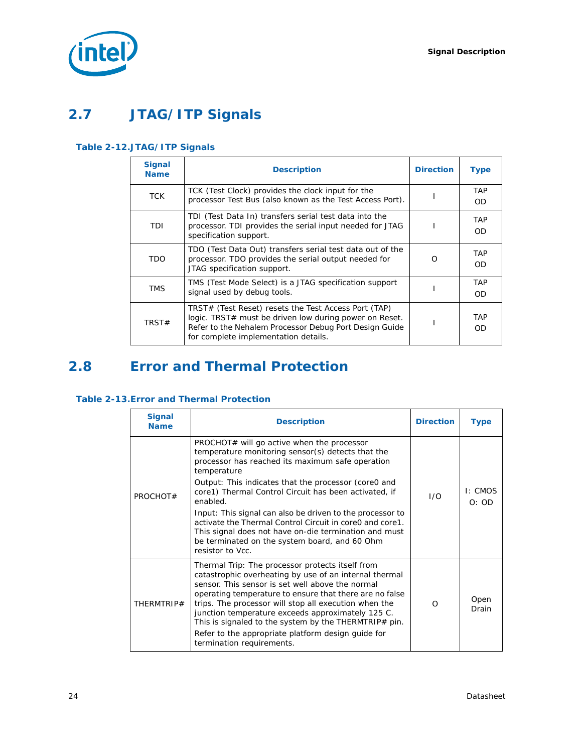## 2.7 JTAG/ITP Signals

**Table 2-12. JTAG/ITP Signals**

| Signal Name | Description | Direction | Type |
|---|---|---|---|
| TCK | TCK (Test Clock) provides the clock input for the processor Test Bus (also known as the Test Access Port). | I | TAP OD |
| TDI | TDI (Test Data In) transfers serial test data into the processor. TDI provides the serial input needed for JTAG specification support. | I | TAP OD |
| TDO | TDO (Test Data Out) transfers serial test data out of the processor. TDO provides the serial output needed for JTAG specification support. | O | TAP OD |
| TMS | TMS (Test Mode Select) is a JTAG specification support signal used by debug tools. | I | TAP OD |
| TRST# | TRST# (Test Reset) resets the Test Access Port (TAP) logic. TRST# must be driven low during power on Reset. Refer to the Nehalem Processor Debug Port Design Guide for complete implementation details. | I | TAP OD |

## 2.8 Error and Thermal Protection

**Table 2-13. Error and Thermal Protection**

| Signal Name | Description | Direction | Type |
|---|---|---|---|
| PROCHOT# | PROCHOT# will go active when the processor temperature monitoring sensor(s) detects that the processor has reached its maximum safe operation temperature<br>Output: This indicates that the processor (core0 and core1) Thermal Control Circuit has been activated, if enabled.<br>Input: This signal can also be driven to the processor to activate the Thermal Control Circuit in core0 and core1. This signal does not have on-die termination and must be terminated on the system board, and 60 Ohm resistor to Vcc. | I/O | I: CMOS<br>O: OD |
| THERMTRIP# | Thermal Trip: The processor protects itself from catastrophic overheating by use of an internal thermal sensor. This sensor is set well above the normal operating temperature to ensure that there are no false trips. The processor will stop all execution when the junction temperature exceeds approximately 125 C. This is signaled to the system by the THERMTRIP# pin.<br>Refer to the appropriate platform design guide for termination requirements. | O | Open Drain |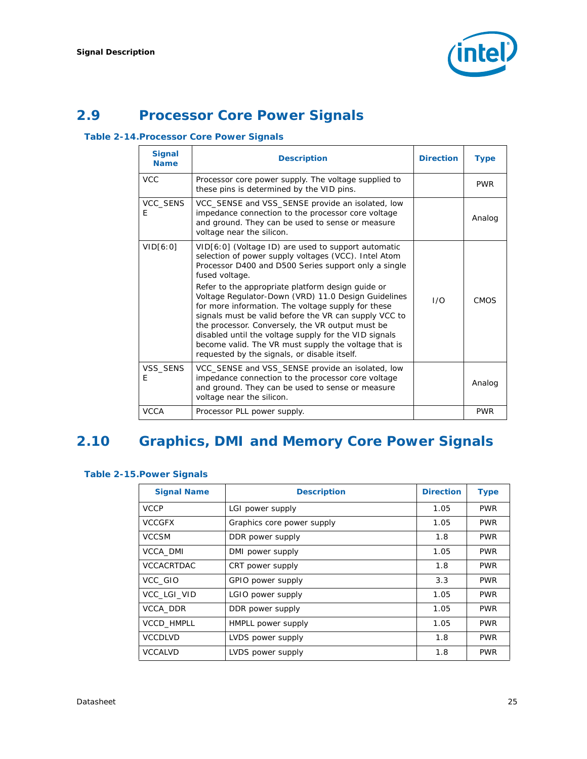## 2.9 Processor Core Power Signals

**Table 2-14. Processor Core Power Signals**

| Signal Name | Description | Direction | Type |
|---|---|---|---|
| VCC | Processor core power supply. The voltage supplied to these pins is determined by the VID pins. | | PWR |
| VCC_SENSE | VCC_SENSE and VSS_SENSE provide an isolated, low impedance connection to the processor core voltage and ground. They can be used to sense or measure voltage near the silicon. | | Analog |
| VID[6:0] | VID[6:0] (Voltage ID) are used to support automatic selection of power supply voltages (VCC). Intel Atom Processor D400 and D500 Series support only a single fused voltage.<br>Refer to the appropriate platform design guide or Voltage Regulator-Down (VRD) 11.0 Design Guidelines for more information. The voltage supply for these signals must be valid before the VR can supply VCC to the processor. Conversely, the VR output must be disabled until the voltage supply for the VID signals become valid. The VR must supply the voltage that is requested by the signals, or disable itself. | I/O | CMOS |
| VSS_SENSE | VCC_SENSE and VSS_SENSE provide an isolated, low impedance connection to the processor core voltage and ground. They can be used to sense or measure voltage near the silicon. | | Analog |
| VCCA | Processor PLL power supply. | | PWR |

## 2.10 Graphics, DMI and Memory Core Power Signals

**Table 2-15. Power Signals**

| Signal Name | Description | Direction | Type |
|---|---|---|---|
| VCCP | LGI power supply | 1.05 | PWR |
| VCCGFX | Graphics core power supply | 1.05 | PWR |
| VCCSM | DDR power supply | 1.8 | PWR |
| VCCA_DMI | DMI power supply | 1.05 | PWR |
| VCCACRTDAC | CRT power supply | 1.8 | PWR |
| VCC_GIO | GPIO power supply | 3.3 | PWR |
| VCC_LGI_VID | LGIO power supply | 1.05 | PWR |
| VCCA_DDR | DDR power supply | 1.05 | PWR |
| VCCD_HMPLL | HMPLL power supply | 1.05 | PWR |
| VCCDLVD | LVDS power supply | 1.8 | PWR |
| VCCALVD | LVDS power supply | 1.8 | PWR |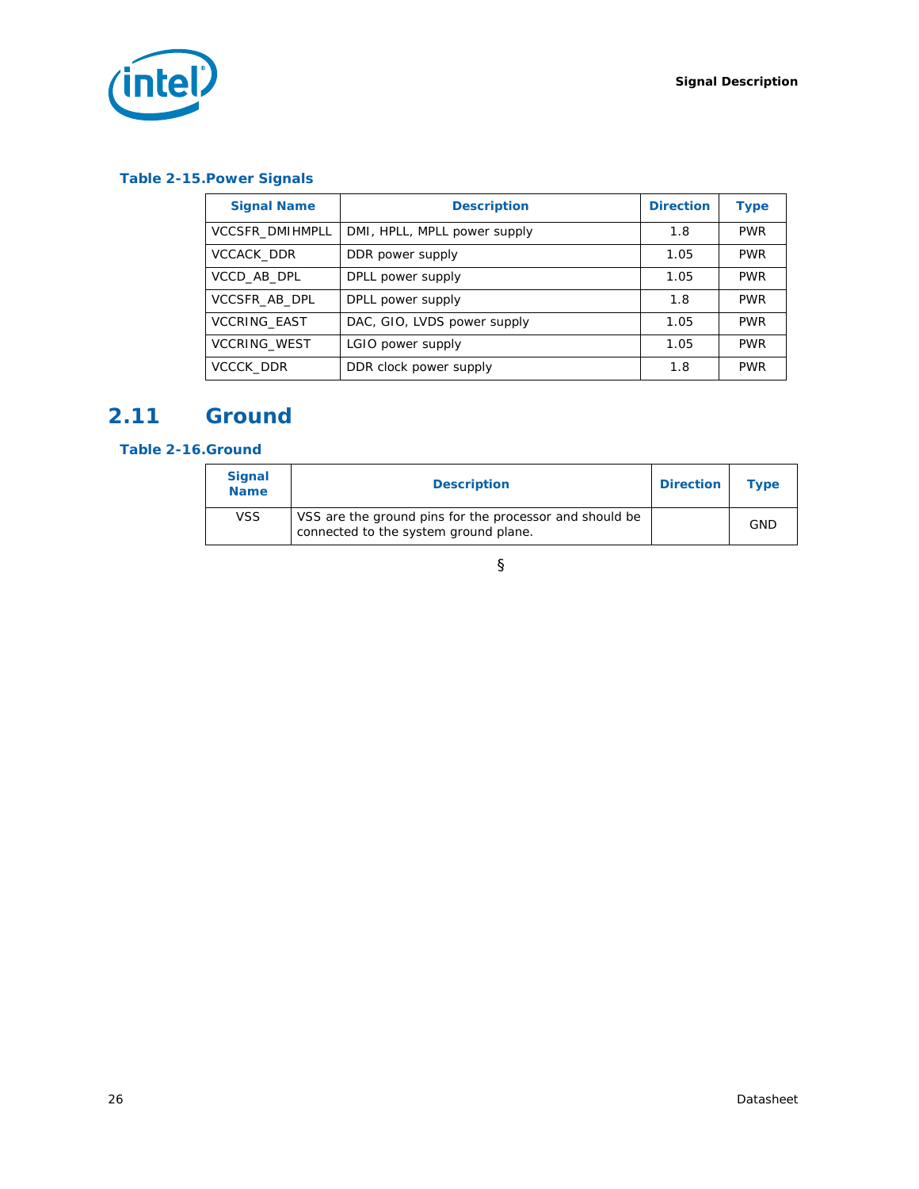**Table 2-15. Power Signals**

| Signal Name | Description | Direction | Type |
|---|---|---|---|
| VCCSFR_DMIHMPLL | DMI, HPLL, MPLL power supply | 1.8 | PWR |
| VCCACK_DDR | DDR power supply | 1.05 | PWR |
| VCCD_AB_DPL | DPLL power supply | 1.05 | PWR |
| VCCSFR_AB_DPL | DPLL power supply | 1.8 | PWR |
| VCCRING_EAST | DAC, GIO, LVDS power supply | 1.05 | PWR |
| VCCRING_WEST | LGIO power supply | 1.05 | PWR |
| VCCCK_DDR | DDR clock power supply | 1.8 | PWR |

## 2.11 Ground

**Table 2-16. Ground**

| Signal Name | Description | Direction | Type |
|---|---|---|---|
| VSS | VSS are the ground pins for the processor and should be connected to the system ground plane. | | GND |

§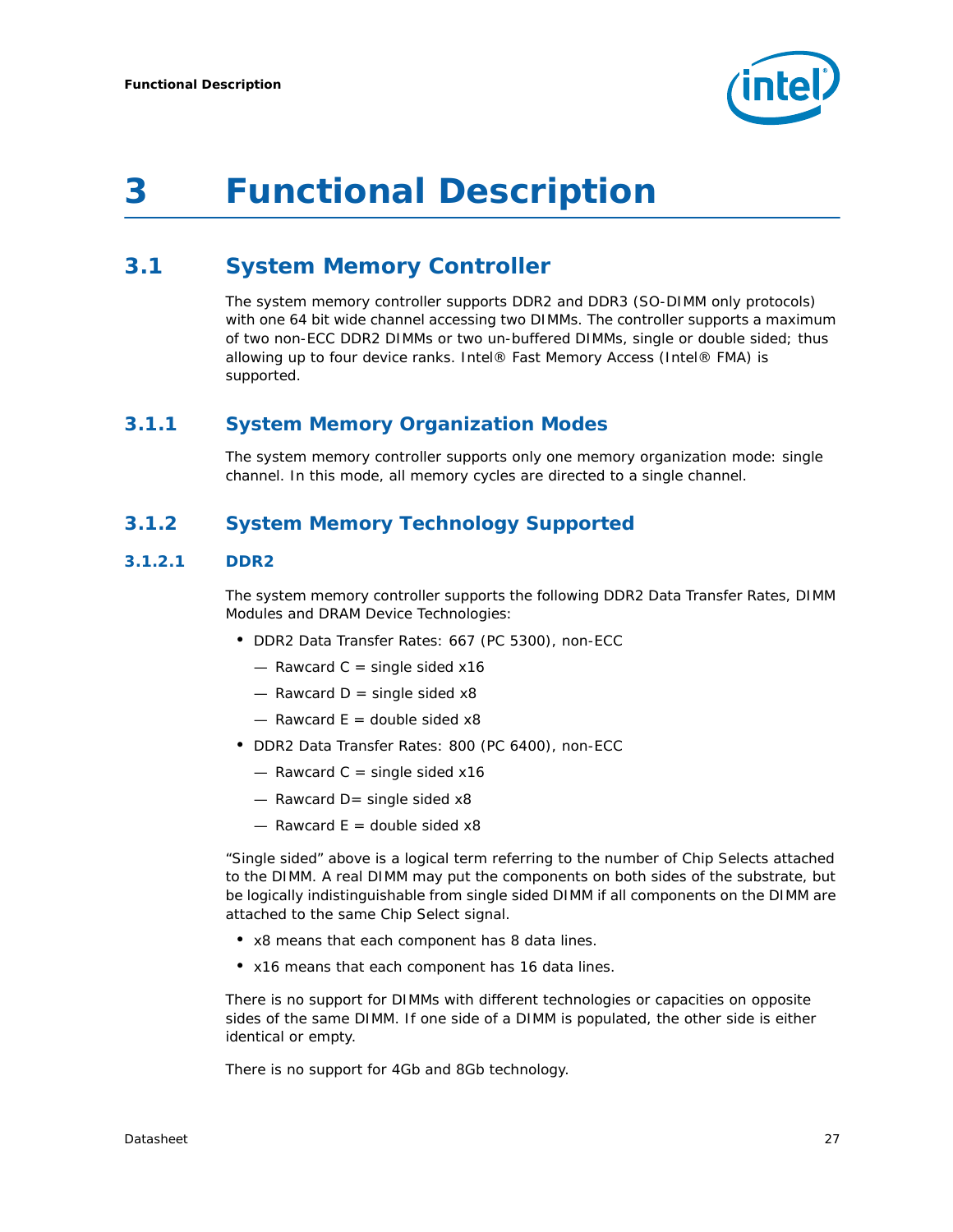# 3 Functional Description

## 3.1 System Memory Controller

The system memory controller supports DDR2 and DDR3 (SO-DIMM only protocols) with one 64 bit wide channel accessing two DIMMs. The controller supports a maximum of two non-ECC DDR2 DIMMs or two un-buffered DIMMs, single or double sided; thus allowing up to four device ranks. Intel® Fast Memory Access (Intel® FMA) is supported.

### 3.1.1 System Memory Organization Modes

The system memory controller supports only one memory organization mode: single channel. In this mode, all memory cycles are directed to a single channel.

### 3.1.2 System Memory Technology Supported

#### 3.1.2.1 DDR2

The system memory controller supports the following DDR2 Data Transfer Rates, DIMM Modules and DRAM Device Technologies:

- DDR2 Data Transfer Rates: 667 (PC 5300), non-ECC
  - Rawcard C = single sided x16
  - Rawcard D = single sided x8
  - Rawcard E = double sided x8
- DDR2 Data Transfer Rates: 800 (PC 6400), non-ECC
  - Rawcard C = single sided x16
  - Rawcard D= single sided x8
  - Rawcard E = double sided x8

"Single sided" above is a logical term referring to the number of Chip Selects attached to the DIMM. A real DIMM may put the components on both sides of the substrate, but be logically indistinguishable from single sided DIMM if all components on the DIMM are attached to the same Chip Select signal.

- x8 means that each component has 8 data lines.
- x16 means that each component has 16 data lines.

There is no support for DIMMs with different technologies or capacities on opposite sides of the same DIMM. If one side of a DIMM is populated, the other side is either identical or empty.

There is no support for 4Gb and 8Gb technology.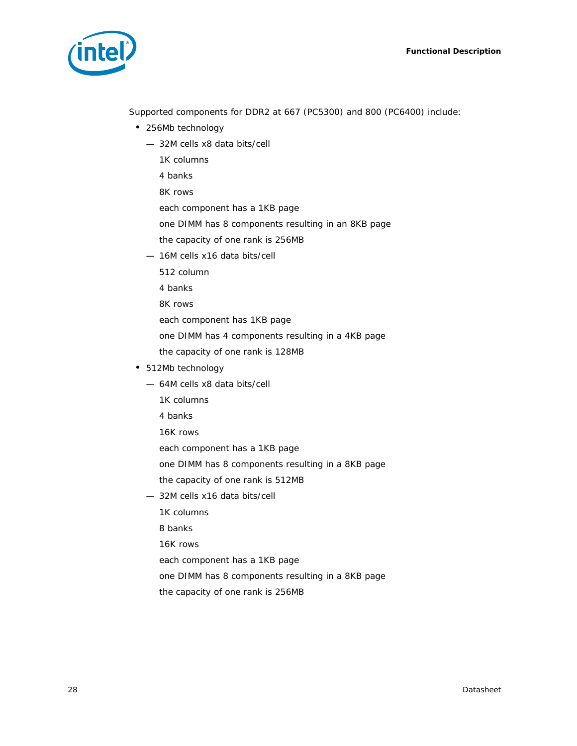Supported components for DDR2 at 667 (PC5300) and 800 (PC6400) include:

- 256Mb technology
  - 32M cells x8 data bits/cell

    1K columns

    4 banks

    8K rows

    each component has a 1KB page

    one DIMM has 8 components resulting in an 8KB page

    the capacity of one rank is 256MB
  - 16M cells x16 data bits/cell

    512 column

    4 banks

    8K rows

    each component has 1KB page

    one DIMM has 4 components resulting in a 4KB page

    the capacity of one rank is 128MB
- 512Mb technology
  - 64M cells x8 data bits/cell

    1K columns

    4 banks

    16K rows

    each component has a 1KB page

    one DIMM has 8 components resulting in a 8KB page

    the capacity of one rank is 512MB
  - 32M cells x16 data bits/cell

    1K columns

    8 banks

    16K rows

    each component has a 1KB page

    one DIMM has 8 components resulting in a 8KB page

    the capacity of one rank is 256MB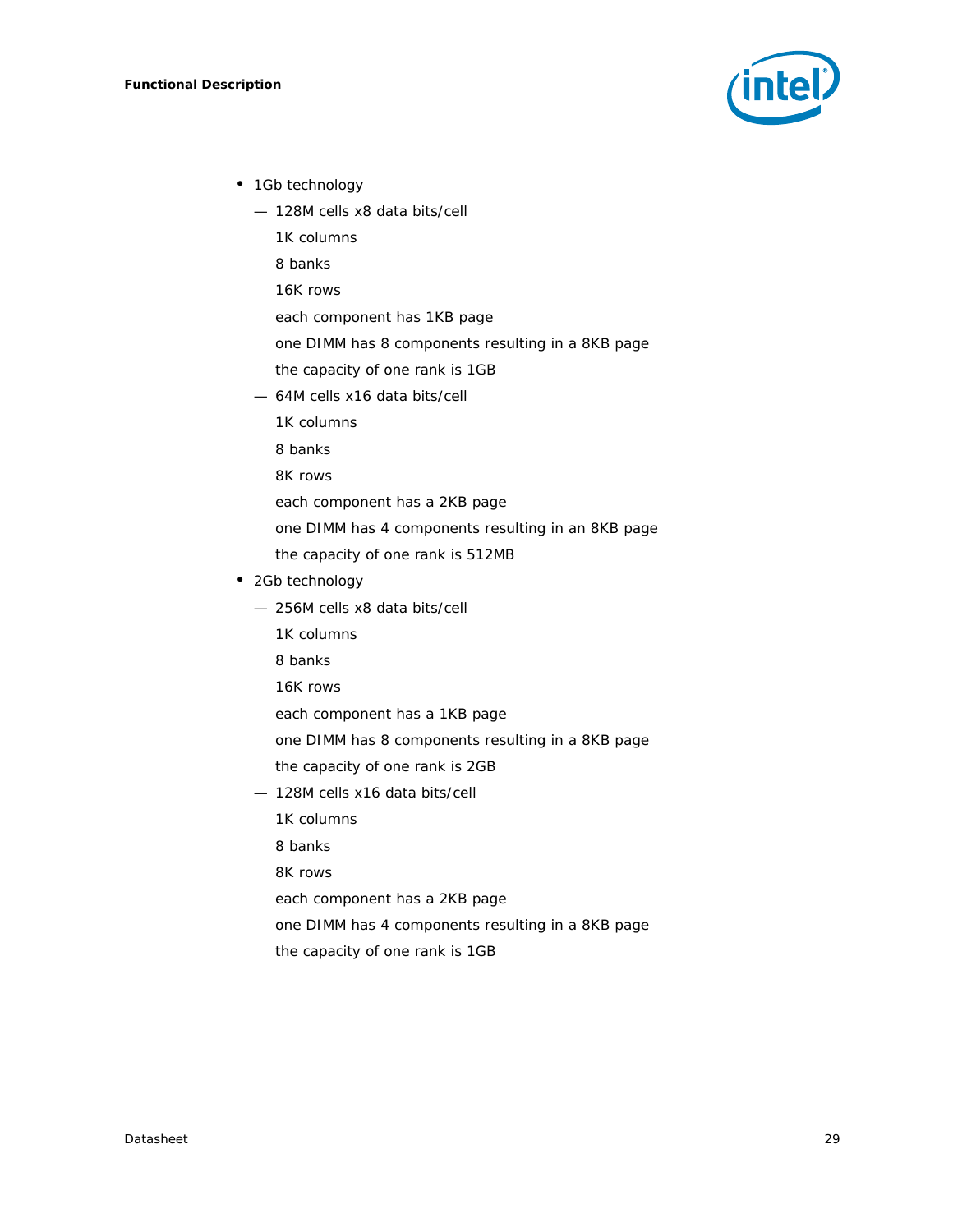- 1Gb technology
  - 128M cells x8 data bits/cell

    1K columns

    8 banks

    16K rows

    each component has 1KB page

    one DIMM has 8 components resulting in a 8KB page

    the capacity of one rank is 1GB
  - 64M cells x16 data bits/cell

    1K columns

    8 banks

    8K rows

    each component has a 2KB page

    one DIMM has 4 components resulting in an 8KB page

    the capacity of one rank is 512MB
- 2Gb technology
  - 256M cells x8 data bits/cell

    1K columns

    8 banks

    16K rows

    each component has a 1KB page

    one DIMM has 8 components resulting in a 8KB page

    the capacity of one rank is 2GB
  - 128M cells x16 data bits/cell

    1K columns

    8 banks

    8K rows

    each component has a 2KB page

    one DIMM has 4 components resulting in a 8KB page

    the capacity of one rank is 1GB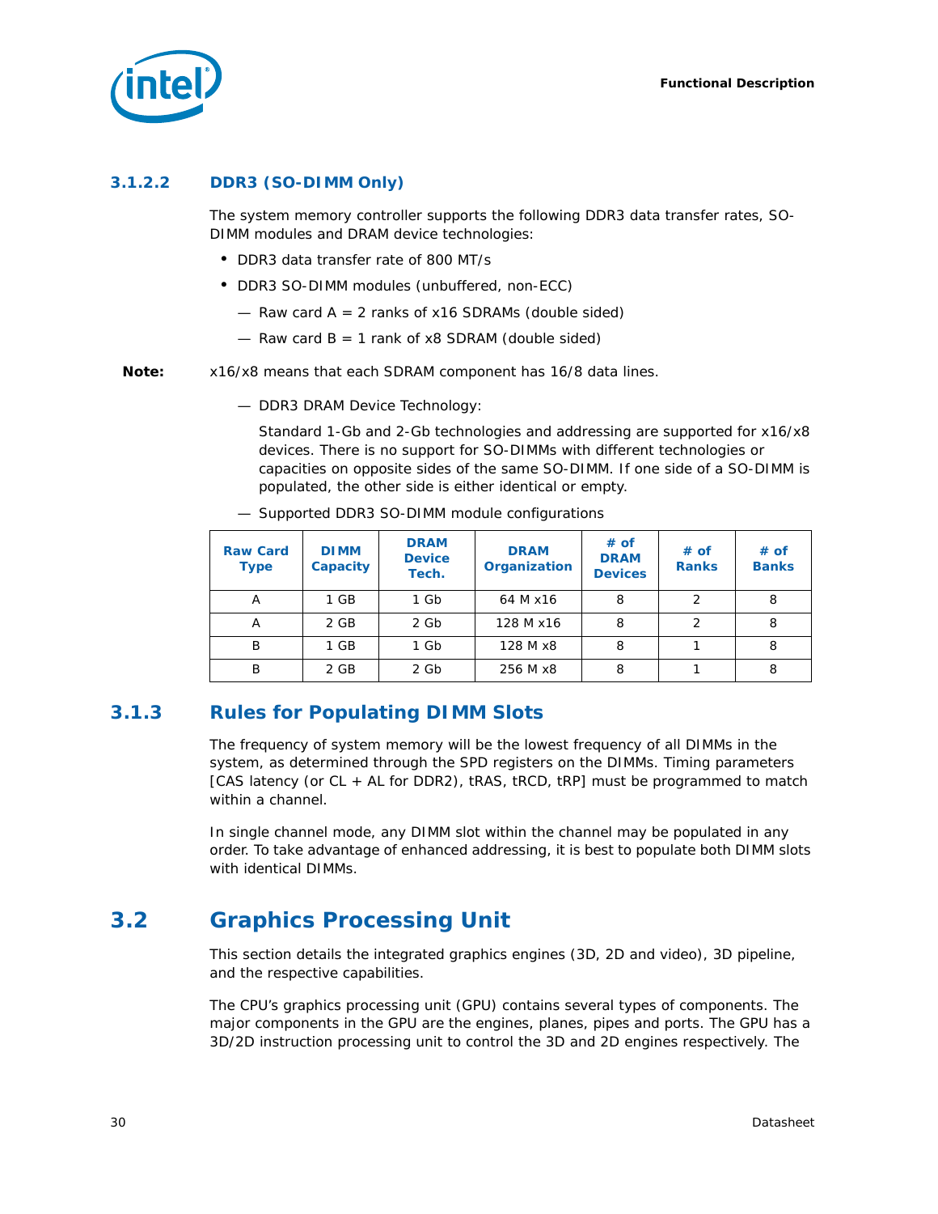#### 3.1.2.2 DDR3 (SO-DIMM Only)

The system memory controller supports the following DDR3 data transfer rates, SO-DIMM modules and DRAM device technologies:

- DDR3 data transfer rate of 800 MT/s
- DDR3 SO-DIMM modules (unbuffered, non-ECC)
  - Raw card A = 2 ranks of x16 SDRAMs (double sided)
  - Raw card B = 1 rank of x8 SDRAM (double sided)

**Note:** x16/x8 means that each SDRAM component has 16/8 data lines.

  - DDR3 DRAM Device Technology:

    Standard 1-Gb and 2-Gb technologies and addressing are supported for x16/x8 devices. There is no support for SO-DIMMs with different technologies or capacities on opposite sides of the same SO-DIMM. If one side of a SO-DIMM is populated, the other side is either identical or empty.

  - Supported DDR3 SO-DIMM module configurations

| Raw Card Type | DIMM Capacity | DRAM Device Tech. | DRAM Organization | # of DRAM Devices | # of Ranks | # of Banks |
|---|---|---|---|---|---|---|
| A | 1 GB | 1 Gb | 64 M x16 | 8 | 2 | 8 |
| A | 2 GB | 2 Gb | 128 M x16 | 8 | 2 | 8 |
| B | 1 GB | 1 Gb | 128 M x8 | 8 | 1 | 8 |
| B | 2 GB | 2 Gb | 256 M x8 | 8 | 1 | 8 |

### 3.1.3 Rules for Populating DIMM Slots

The frequency of system memory will be the lowest frequency of all DIMMs in the system, as determined through the SPD registers on the DIMMs. Timing parameters [CAS latency (or CL + AL for DDR2), tRAS, tRCD, tRP] must be programmed to match within a channel.

In single channel mode, any DIMM slot within the channel may be populated in any order. To take advantage of enhanced addressing, it is best to populate both DIMM slots with identical DIMMs.

## 3.2 Graphics Processing Unit

This section details the integrated graphics engines (3D, 2D and video), 3D pipeline, and the respective capabilities.

The CPU's graphics processing unit (GPU) contains several types of components. The major components in the GPU are the engines, planes, pipes and ports. The GPU has a 3D/2D instruction processing unit to control the 3D and 2D engines respectively. The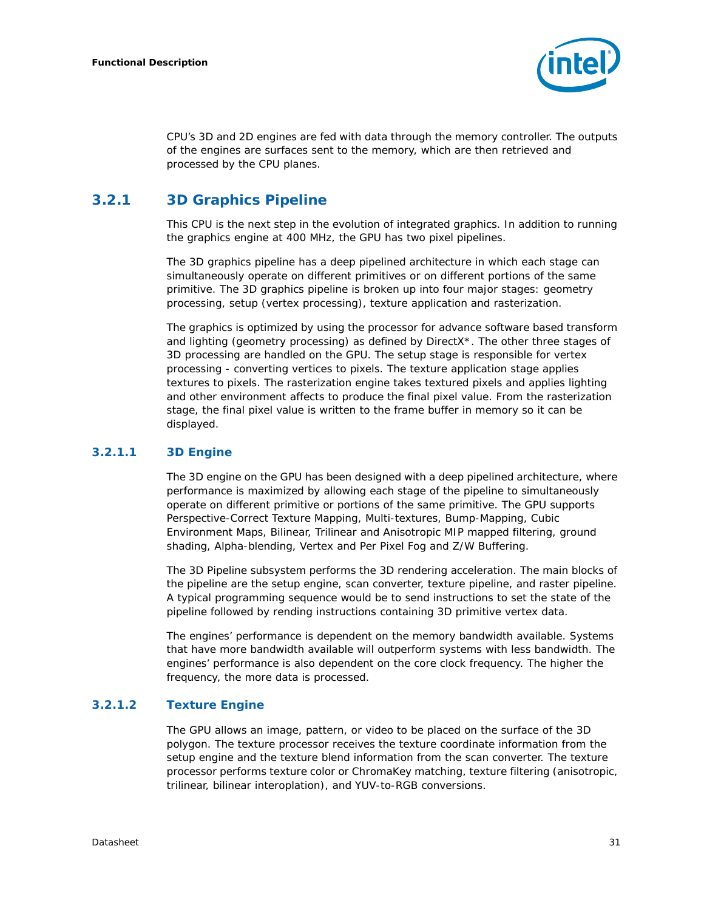CPU's 3D and 2D engines are fed with data through the memory controller. The outputs of the engines are surfaces sent to the memory, which are then retrieved and processed by the CPU planes.

## 3.2.1 3D Graphics Pipeline

This CPU is the next step in the evolution of integrated graphics. In addition to running the graphics engine at 400 MHz, the GPU has two pixel pipelines.

The 3D graphics pipeline has a deep pipelined architecture in which each stage can simultaneously operate on different primitives or on different portions of the same primitive. The 3D graphics pipeline is broken up into four major stages: geometry processing, setup (vertex processing), texture application and rasterization.

The graphics is optimized by using the processor for advance software based transform and lighting (geometry processing) as defined by DirectX*. The other three stages of 3D processing are handled on the GPU. The setup stage is responsible for vertex processing - converting vertices to pixels. The texture application stage applies textures to pixels. The rasterization engine takes textured pixels and applies lighting and other environment affects to produce the final pixel value. From the rasterization stage, the final pixel value is written to the frame buffer in memory so it can be displayed.

### 3.2.1.1 3D Engine

The 3D engine on the GPU has been designed with a deep pipelined architecture, where performance is maximized by allowing each stage of the pipeline to simultaneously operate on different primitive or portions of the same primitive. The GPU supports Perspective-Correct Texture Mapping, Multi-textures, Bump-Mapping, Cubic Environment Maps, Bilinear, Trilinear and Anisotropic MIP mapped filtering, ground shading, Alpha-blending, Vertex and Per Pixel Fog and Z/W Buffering.

The 3D Pipeline subsystem performs the 3D rendering acceleration. The main blocks of the pipeline are the setup engine, scan converter, texture pipeline, and raster pipeline. A typical programming sequence would be to send instructions to set the state of the pipeline followed by rending instructions containing 3D primitive vertex data.

The engines' performance is dependent on the memory bandwidth available. Systems that have more bandwidth available will outperform systems with less bandwidth. The engines' performance is also dependent on the core clock frequency. The higher the frequency, the more data is processed.

### 3.2.1.2 Texture Engine

The GPU allows an image, pattern, or video to be placed on the surface of the 3D polygon. The texture processor receives the texture coordinate information from the setup engine and the texture blend information from the scan converter. The texture processor performs texture color or ChromaKey matching, texture filtering (anisotropic, trilinear, bilinear interoplation), and YUV-to-RGB conversions.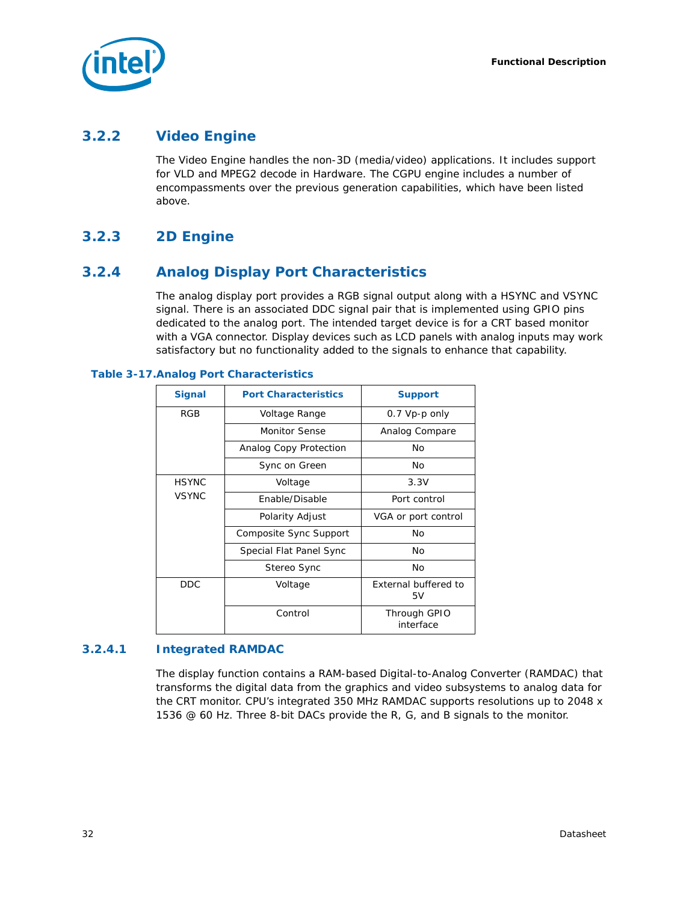### 3.2.2 Video Engine

The Video Engine handles the non-3D (media/video) applications. It includes support for VLD and MPEG2 decode in Hardware. The CGPU engine includes a number of encompassments over the previous generation capabilities, which have been listed above.

### 3.2.3 2D Engine

### 3.2.4 Analog Display Port Characteristics

The analog display port provides a RGB signal output along with a HSYNC and VSYNC signal. There is an associated DDC signal pair that is implemented using GPIO pins dedicated to the analog port. The intended target device is for a CRT based monitor with a VGA connector. Display devices such as LCD panels with analog inputs may work satisfactory but no functionality added to the signals to enhance that capability.

**Table 3-17. Analog Port Characteristics**

| Signal | Port Characteristics | Support |
|---|---|---|
| RGB | Voltage Range | 0.7 Vp-p only |
| | Monitor Sense | Analog Compare |
| | Analog Copy Protection | No |
| | Sync on Green | No |
| HSYNC VSYNC | Voltage | 3.3V |
| | Enable/Disable | Port control |
| | Polarity Adjust | VGA or port control |
| | Composite Sync Support | No |
| | Special Flat Panel Sync | No |
| | Stereo Sync | No |
| DDC | Voltage | External buffered to 5V |
| | Control | Through GPIO interface |

#### 3.2.4.1 Integrated RAMDAC

The display function contains a RAM-based Digital-to-Analog Converter (RAMDAC) that transforms the digital data from the graphics and video subsystems to analog data for the CRT monitor. CPU's integrated 350 MHz RAMDAC supports resolutions up to 2048 x 1536 @ 60 Hz. Three 8-bit DACs provide the R, G, and B signals to the monitor.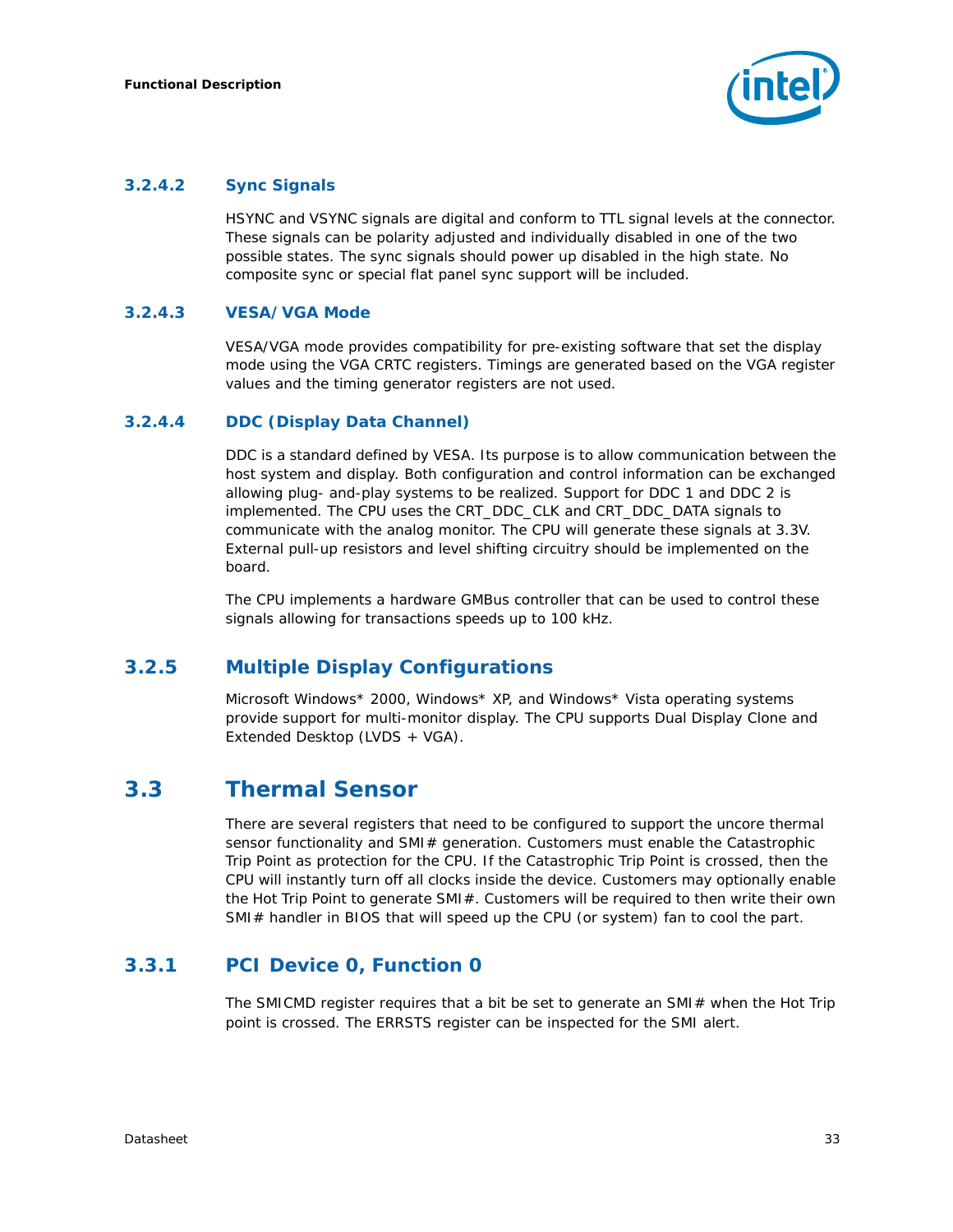#### 3.2.4.2 Sync Signals

HSYNC and VSYNC signals are digital and conform to TTL signal levels at the connector. These signals can be polarity adjusted and individually disabled in one of the two possible states. The sync signals should power up disabled in the high state. No composite sync or special flat panel sync support will be included.

#### 3.2.4.3 VESA/VGA Mode

VESA/VGA mode provides compatibility for pre-existing software that set the display mode using the VGA CRTC registers. Timings are generated based on the VGA register values and the timing generator registers are not used.

#### 3.2.4.4 DDC (Display Data Channel)

DDC is a standard defined by VESA. Its purpose is to allow communication between the host system and display. Both configuration and control information can be exchanged allowing plug- and-play systems to be realized. Support for DDC 1 and DDC 2 is implemented. The CPU uses the CRT_DDC_CLK and CRT_DDC_DATA signals to communicate with the analog monitor. The CPU will generate these signals at 3.3V. External pull-up resistors and level shifting circuitry should be implemented on the board.

The CPU implements a hardware GMBus controller that can be used to control these signals allowing for transactions speeds up to 100 kHz.

### 3.2.5 Multiple Display Configurations

Microsoft Windows* 2000, Windows* XP, and Windows* Vista operating systems provide support for multi-monitor display. The CPU supports Dual Display Clone and Extended Desktop (LVDS + VGA).

## 3.3 Thermal Sensor

There are several registers that need to be configured to support the uncore thermal sensor functionality and SMI# generation. Customers must enable the Catastrophic Trip Point as protection for the CPU. If the Catastrophic Trip Point is crossed, then the CPU will instantly turn off all clocks inside the device. Customers may optionally enable the Hot Trip Point to generate SMI#. Customers will be required to then write their own SMI# handler in BIOS that will speed up the CPU (or system) fan to cool the part.

### 3.3.1 PCI Device 0, Function 0

The SMICMD register requires that a bit be set to generate an SMI# when the Hot Trip point is crossed. The ERRSTS register can be inspected for the SMI alert.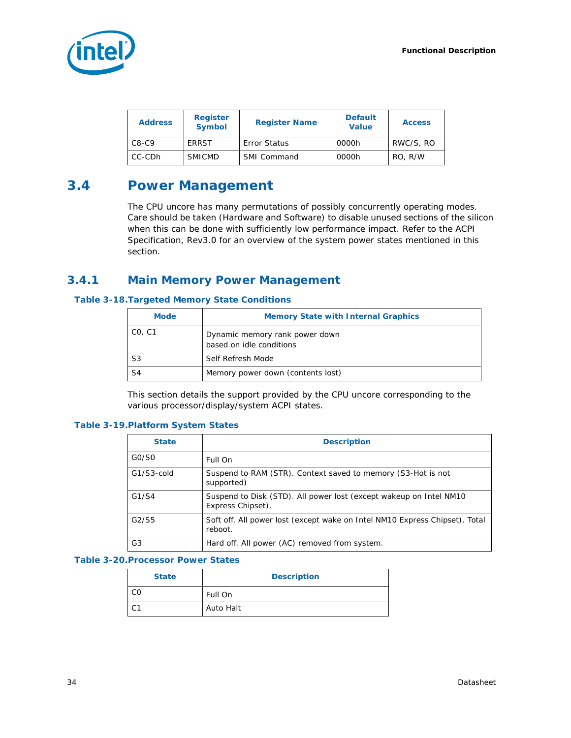| Address | Register Symbol | Register Name | Default Value | Access |
|---|---|---|---|---|
| C8-C9 | ERRST | Error Status | 0000h | RWC/S, RO |
| CC-CDh | SMICMD | SMI Command | 0000h | RO, R/W |

## 3.4 Power Management

The CPU uncore has many permutations of possibly concurrently operating modes. Care should be taken (Hardware and Software) to disable unused sections of the silicon when this can be done with sufficiently low performance impact. Refer to the ACPI Specification, Rev3.0 for an overview of the system power states mentioned in this section.

### 3.4.1 Main Memory Power Management

**Table 3-18. Targeted Memory State Conditions**

| Mode | Memory State with Internal Graphics |
|---|---|
| C0, C1 | Dynamic memory rank power down based on idle conditions |
| S3 | Self Refresh Mode |
| S4 | Memory power down (contents lost) |

This section details the support provided by the CPU uncore corresponding to the various processor/display/system ACPI states.

**Table 3-19. Platform System States**

| State | Description |
|---|---|
| G0/S0 | Full On |
| G1/S3-cold | Suspend to RAM (STR). Context saved to memory (S3-Hot is not supported) |
| G1/S4 | Suspend to Disk (STD). All power lost (except wakeup on Intel NM10 Express Chipset). |
| G2/S5 | Soft off. All power lost (except wake on Intel NM10 Express Chipset). Total reboot. |
| G3 | Hard off. All power (AC) removed from system. |

**Table 3-20. Processor Power States**

| State | Description |
|---|---|
| C0 | Full On |
| C1 | Auto Halt |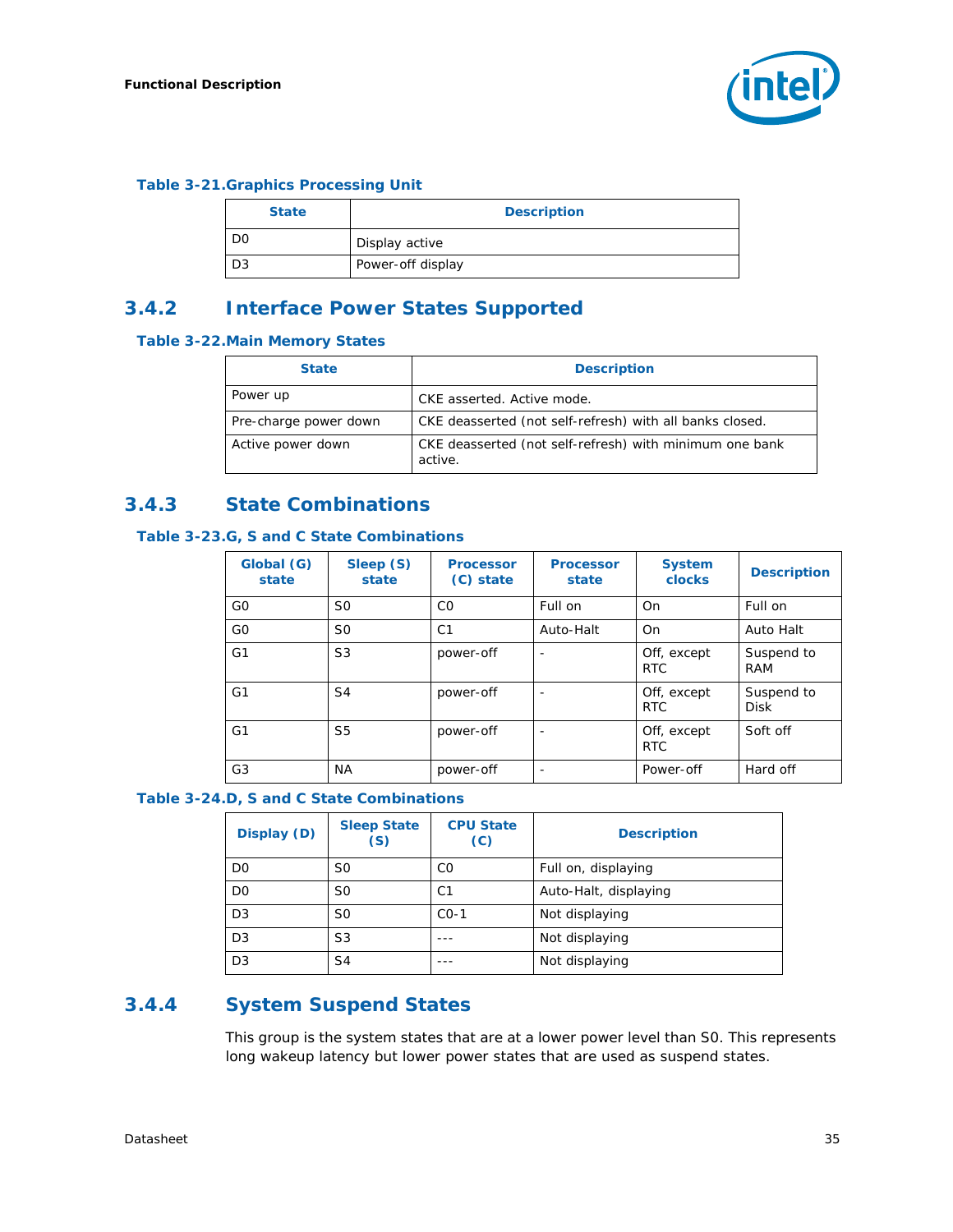**Table 3-21. Graphics Processing Unit**

| State | Description |
|---|---|
| D0 | Display active |
| D3 | Power-off display |

## 3.4.2 Interface Power States Supported

**Table 3-22. Main Memory States**

| State | Description |
|---|---|
| Power up | CKE asserted. Active mode. |
| Pre-charge power down | CKE deasserted (not self-refresh) with all banks closed. |
| Active power down | CKE deasserted (not self-refresh) with minimum one bank active. |

## 3.4.3 State Combinations

**Table 3-23. G, S and C State Combinations**

| Global (G) state | Sleep (S) state | Processor (C) state | Processor state | System clocks | Description |
|---|---|---|---|---|---|
| G0 | S0 | C0 | Full on | On | Full on |
| G0 | S0 | C1 | Auto-Halt | On | Auto Halt |
| G1 | S3 | power-off | - | Off, except RTC | Suspend to RAM |
| G1 | S4 | power-off | - | Off, except RTC | Suspend to Disk |
| G1 | S5 | power-off | - | Off, except RTC | Soft off |
| G3 | NA | power-off | - | Power-off | Hard off |

**Table 3-24. D, S and C State Combinations**

| Display (D) | Sleep State (S) | CPU State (C) | Description |
|---|---|---|---|
| D0 | S0 | C0 | Full on, displaying |
| D0 | S0 | C1 | Auto-Halt, displaying |
| D3 | S0 | C0-1 | Not displaying |
| D3 | S3 | --- | Not displaying |
| D3 | S4 | --- | Not displaying |

## 3.4.4 System Suspend States

This group is the system states that are at a lower power level than S0. This represents long wakeup latency but lower power states that are used as suspend states.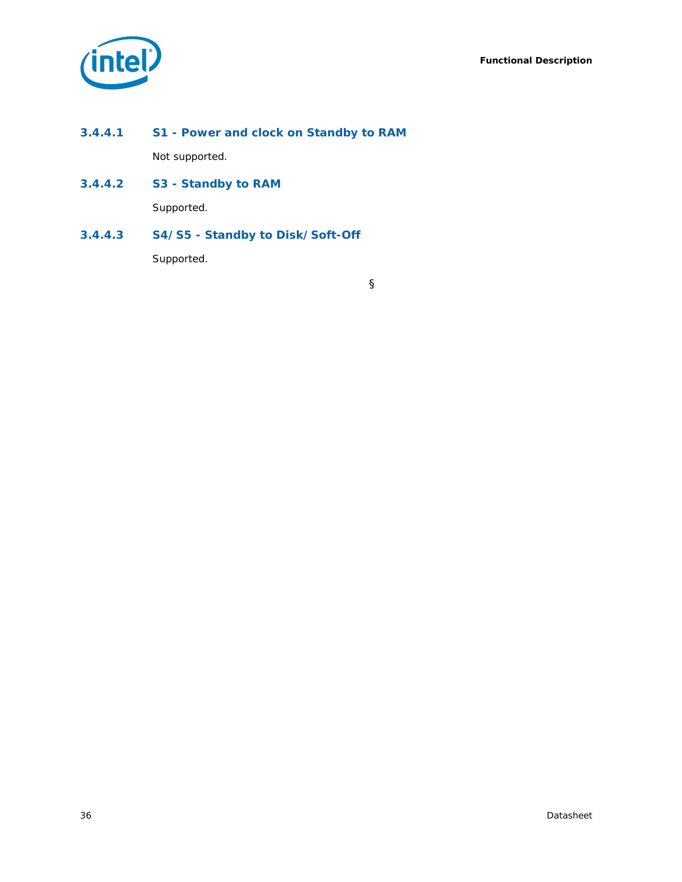#### 3.4.4.1 S1 - Power and clock on Standby to RAM

Not supported.

#### 3.4.4.2 S3 - Standby to RAM

Supported.

#### 3.4.4.3 S4/S5 - Standby to Disk/Soft-Off

Supported.

§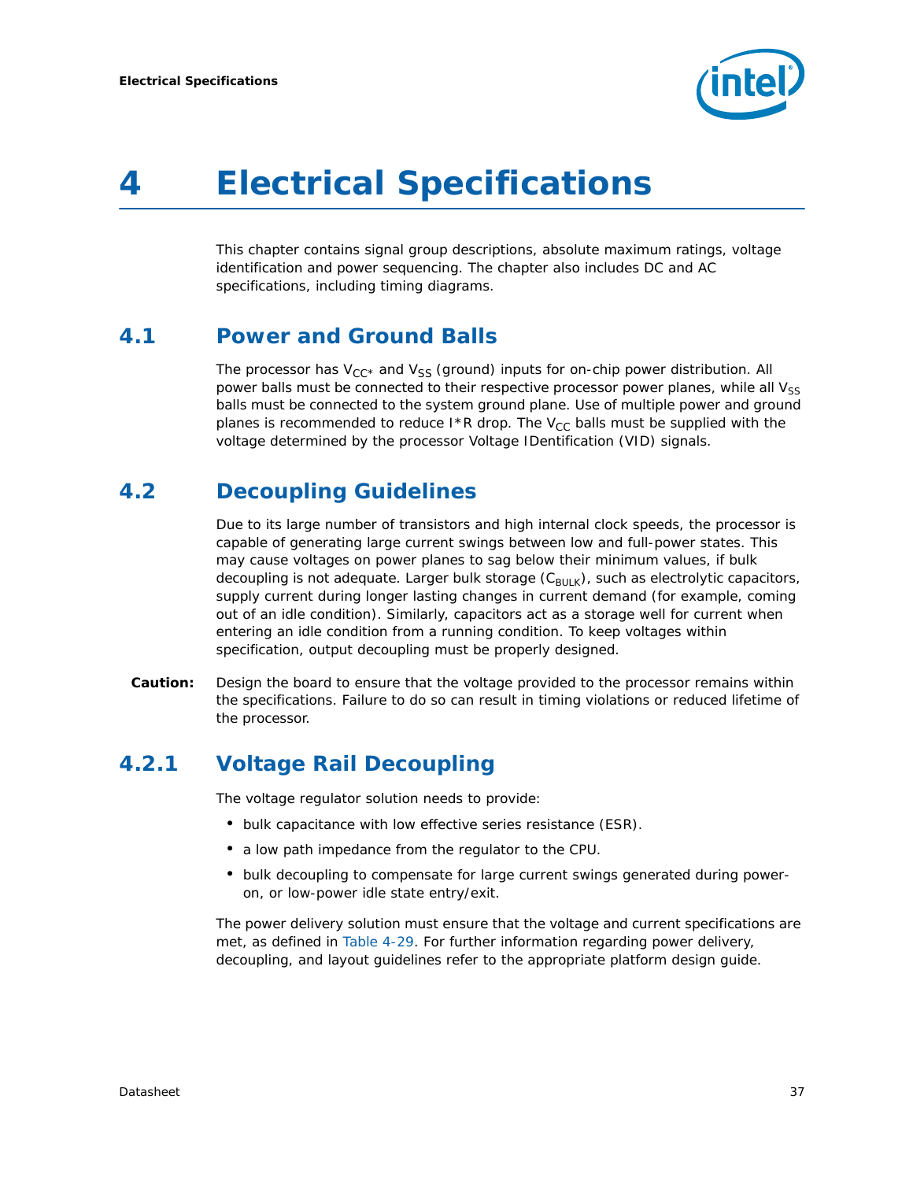# 4 Electrical Specifications

This chapter contains signal group descriptions, absolute maximum ratings, voltage identification and power sequencing. The chapter also includes DC and AC specifications, including timing diagrams.

## 4.1 Power and Ground Balls

The processor has $V_{CC*}$ and $V_{SS}$ (ground) inputs for on-chip power distribution. All power balls must be connected to their respective processor power planes, while all $V_{SS}$ balls must be connected to the system ground plane. Use of multiple power and ground planes is recommended to reduce I*R drop. The $V_{CC}$ balls must be supplied with the voltage determined by the processor Voltage IDentification (VID) signals.

## 4.2 Decoupling Guidelines

Due to its large number of transistors and high internal clock speeds, the processor is capable of generating large current swings between low and full-power states. This may cause voltages on power planes to sag below their minimum values, if bulk decoupling is not adequate. Larger bulk storage ($C_{BULK}$), such as electrolytic capacitors, supply current during longer lasting changes in current demand (for example, coming out of an idle condition). Similarly, capacitors act as a storage well for current when entering an idle condition from a running condition. To keep voltages within specification, output decoupling must be properly designed.

**Caution:** Design the board to ensure that the voltage provided to the processor remains within the specifications. Failure to do so can result in timing violations or reduced lifetime of the processor.

### 4.2.1 Voltage Rail Decoupling

The voltage regulator solution needs to provide:

- bulk capacitance with low effective series resistance (ESR).
- a low path impedance from the regulator to the CPU.
- bulk decoupling to compensate for large current swings generated during power-on, or low-power idle state entry/exit.

The power delivery solution must ensure that the voltage and current specifications are met, as defined in Table 4-29. For further information regarding power delivery, decoupling, and layout guidelines refer to the appropriate platform design guide.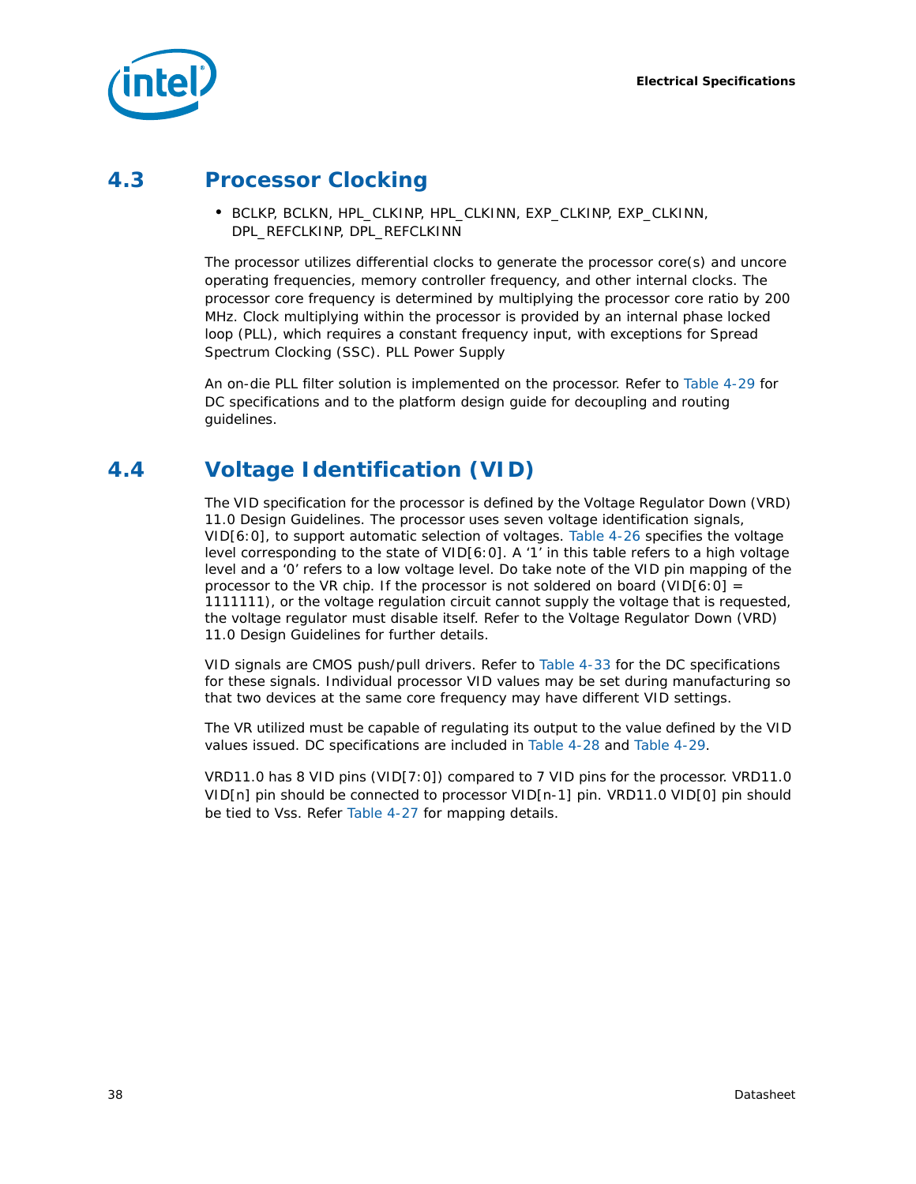## 4.3 Processor Clocking

- BCLKP, BCLKN, HPL_CLKINP, HPL_CLKINN, EXP_CLKINP, EXP_CLKINN, DPL_REFCLKINP, DPL_REFCLKINN

The processor utilizes differential clocks to generate the processor core(s) and uncore operating frequencies, memory controller frequency, and other internal clocks. The processor core frequency is determined by multiplying the processor core ratio by 200 MHz. Clock multiplying within the processor is provided by an internal phase locked loop (PLL), which requires a constant frequency input, with exceptions for Spread Spectrum Clocking (SSC). PLL Power Supply

An on-die PLL filter solution is implemented on the processor. Refer to Table 4-29 for DC specifications and to the platform design guide for decoupling and routing guidelines.

## 4.4 Voltage Identification (VID)

The VID specification for the processor is defined by the Voltage Regulator Down (VRD) 11.0 Design Guidelines. The processor uses seven voltage identification signals, VID[6:0], to support automatic selection of voltages. Table 4-26 specifies the voltage level corresponding to the state of VID[6:0]. A '1' in this table refers to a high voltage level and a '0' refers to a low voltage level. Do take note of the VID pin mapping of the processor to the VR chip. If the processor is not soldered on board (VID[6:0] = 1111111), or the voltage regulation circuit cannot supply the voltage that is requested, the voltage regulator must disable itself. Refer to the Voltage Regulator Down (VRD) 11.0 Design Guidelines for further details.

VID signals are CMOS push/pull drivers. Refer to Table 4-33 for the DC specifications for these signals. Individual processor VID values may be set during manufacturing so that two devices at the same core frequency may have different VID settings.

The VR utilized must be capable of regulating its output to the value defined by the VID values issued. DC specifications are included in Table 4-28 and Table 4-29.

VRD11.0 has 8 VID pins (VID[7:0]) compared to 7 VID pins for the processor. VRD11.0 VID[n] pin should be connected to processor VID[n-1] pin. VRD11.0 VID[0] pin should be tied to Vss. Refer Table 4-27 for mapping details.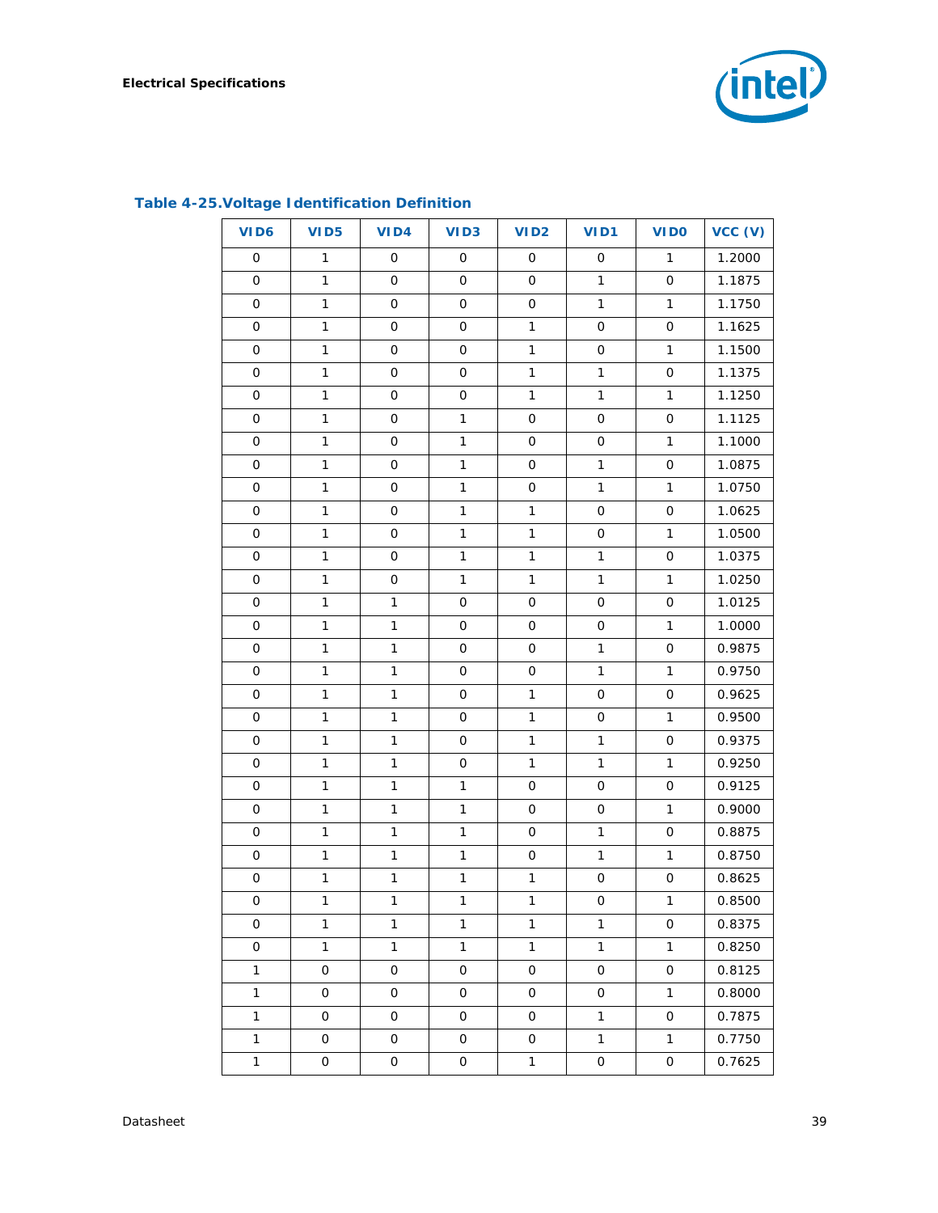**Table 4-25. Voltage Identification Definition**

| VID6 | VID5 | VID4 | VID3 | VID2 | VID1 | VID0 | VCC (V) |
|---|---|---|---|---|---|---|---|
| 0 | 1 | 0 | 0 | 0 | 0 | 1 | 1.2000 |
| 0 | 1 | 0 | 0 | 0 | 1 | 0 | 1.1875 |
| 0 | 1 | 0 | 0 | 0 | 1 | 1 | 1.1750 |
| 0 | 1 | 0 | 0 | 1 | 0 | 0 | 1.1625 |
| 0 | 1 | 0 | 0 | 1 | 0 | 1 | 1.1500 |
| 0 | 1 | 0 | 0 | 1 | 1 | 0 | 1.1375 |
| 0 | 1 | 0 | 0 | 1 | 1 | 1 | 1.1250 |
| 0 | 1 | 0 | 1 | 0 | 0 | 0 | 1.1125 |
| 0 | 1 | 0 | 1 | 0 | 0 | 1 | 1.1000 |
| 0 | 1 | 0 | 1 | 0 | 1 | 0 | 1.0875 |
| 0 | 1 | 0 | 1 | 0 | 1 | 1 | 1.0750 |
| 0 | 1 | 0 | 1 | 1 | 0 | 0 | 1.0625 |
| 0 | 1 | 0 | 1 | 1 | 0 | 1 | 1.0500 |
| 0 | 1 | 0 | 1 | 1 | 1 | 0 | 1.0375 |
| 0 | 1 | 0 | 1 | 1 | 1 | 1 | 1.0250 |
| 0 | 1 | 1 | 0 | 0 | 0 | 0 | 1.0125 |
| 0 | 1 | 1 | 0 | 0 | 0 | 1 | 1.0000 |
| 0 | 1 | 1 | 0 | 0 | 1 | 0 | 0.9875 |
| 0 | 1 | 1 | 0 | 0 | 1 | 1 | 0.9750 |
| 0 | 1 | 1 | 0 | 1 | 0 | 0 | 0.9625 |
| 0 | 1 | 1 | 0 | 1 | 0 | 1 | 0.9500 |
| 0 | 1 | 1 | 0 | 1 | 1 | 0 | 0.9375 |
| 0 | 1 | 1 | 0 | 1 | 1 | 1 | 0.9250 |
| 0 | 1 | 1 | 1 | 0 | 0 | 0 | 0.9125 |
| 0 | 1 | 1 | 1 | 0 | 0 | 1 | 0.9000 |
| 0 | 1 | 1 | 1 | 0 | 1 | 0 | 0.8875 |
| 0 | 1 | 1 | 1 | 0 | 1 | 1 | 0.8750 |
| 0 | 1 | 1 | 1 | 1 | 0 | 0 | 0.8625 |
| 0 | 1 | 1 | 1 | 1 | 0 | 1 | 0.8500 |
| 0 | 1 | 1 | 1 | 1 | 1 | 0 | 0.8375 |
| 0 | 1 | 1 | 1 | 1 | 1 | 1 | 0.8250 |
| 1 | 0 | 0 | 0 | 0 | 0 | 0 | 0.8125 |
| 1 | 0 | 0 | 0 | 0 | 0 | 1 | 0.8000 |
| 1 | 0 | 0 | 0 | 0 | 1 | 0 | 0.7875 |
| 1 | 0 | 0 | 0 | 0 | 1 | 1 | 0.7750 |
| 1 | 0 | 0 | 0 | 1 | 0 | 0 | 0.7625 |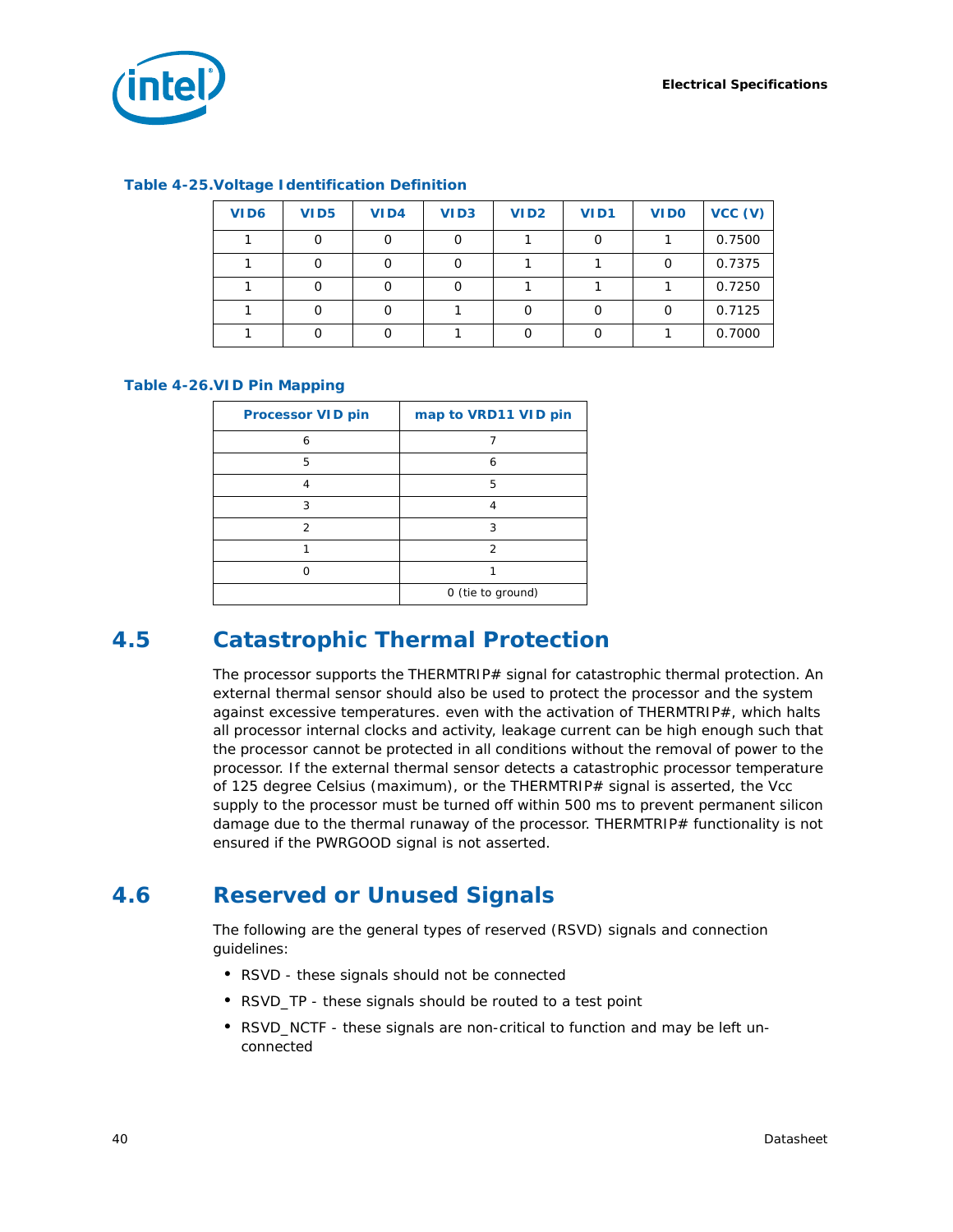**Table 4-25. Voltage Identification Definition**

| VID6 | VID5 | VID4 | VID3 | VID2 | VID1 | VID0 | VCC (V) |
|---|---|---|---|---|---|---|---|
| 1 | 0 | 0 | 0 | 1 | 0 | 1 | 0.7500 |
| 1 | 0 | 0 | 0 | 1 | 1 | 0 | 0.7375 |
| 1 | 0 | 0 | 0 | 1 | 1 | 1 | 0.7250 |
| 1 | 0 | 0 | 1 | 0 | 0 | 0 | 0.7125 |
| 1 | 0 | 0 | 1 | 0 | 0 | 1 | 0.7000 |

**Table 4-26. VID Pin Mapping**

| Processor VID pin | map to VRD11 VID pin |
|---|---|
| 6 | 7 |
| 5 | 6 |
| 4 | 5 |
| 3 | 4 |
| 2 | 3 |
| 1 | 2 |
| 0 | 1 |
| | 0 (tie to ground) |

## 4.5 Catastrophic Thermal Protection

The processor supports the THERMTRIP# signal for catastrophic thermal protection. An external thermal sensor should also be used to protect the processor and the system against excessive temperatures. even with the activation of THERMTRIP#, which halts all processor internal clocks and activity, leakage current can be high enough such that the processor cannot be protected in all conditions without the removal of power to the processor. If the external thermal sensor detects a catastrophic processor temperature of 125 degree Celsius (maximum), or the THERMTRIP# signal is asserted, the Vcc supply to the processor must be turned off within 500 ms to prevent permanent silicon damage due to the thermal runaway of the processor. THERMTRIP# functionality is not ensured if the PWRGOOD signal is not asserted.

## 4.6 Reserved or Unused Signals

The following are the general types of reserved (RSVD) signals and connection guidelines:

- RSVD - these signals should not be connected
- RSVD_TP - these signals should be routed to a test point
- RSVD_NCTF - these signals are non-critical to function and may be left un-connected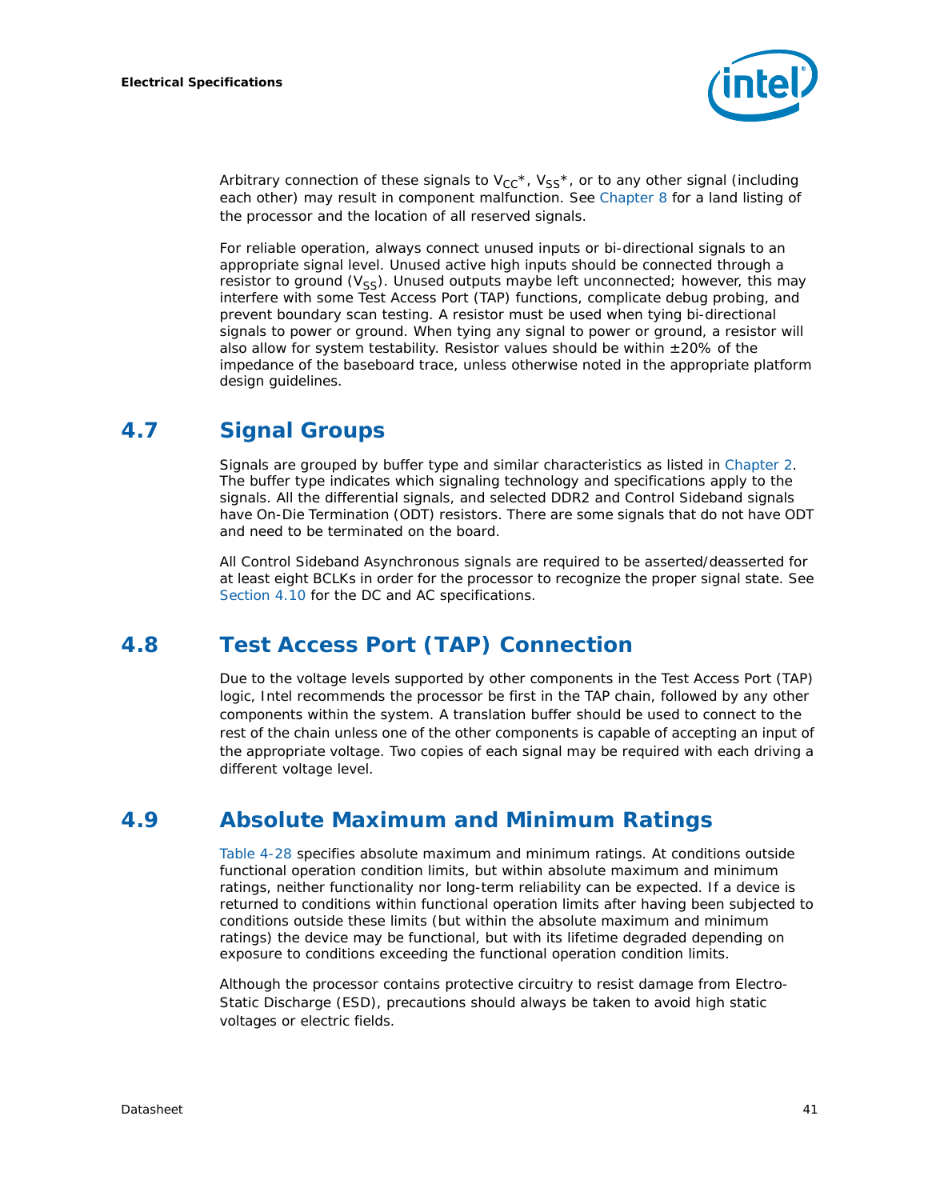Arbitrary connection of these signals to $V_{CC}$*, $V_{SS}$*, or to any other signal (including each other) may result in component malfunction. See Chapter 8 for a land listing of the processor and the location of all reserved signals.

For reliable operation, always connect unused inputs or bi-directional signals to an appropriate signal level. Unused active high inputs should be connected through a resistor to ground ($V_{SS}$). Unused outputs maybe left unconnected; however, this may interfere with some Test Access Port (TAP) functions, complicate debug probing, and prevent boundary scan testing. A resistor must be used when tying bi-directional signals to power or ground. When tying any signal to power or ground, a resistor will also allow for system testability. Resistor values should be within ±20% of the impedance of the baseboard trace, unless otherwise noted in the appropriate platform design guidelines.

## 4.7 Signal Groups

Signals are grouped by buffer type and similar characteristics as listed in Chapter 2. The buffer type indicates which signaling technology and specifications apply to the signals. All the differential signals, and selected DDR2 and Control Sideband signals have On-Die Termination (ODT) resistors. There are some signals that do not have ODT and need to be terminated on the board.

All Control Sideband Asynchronous signals are required to be asserted/deasserted for at least eight BCLKs in order for the processor to recognize the proper signal state. See Section 4.10 for the DC and AC specifications.

## 4.8 Test Access Port (TAP) Connection

Due to the voltage levels supported by other components in the Test Access Port (TAP) logic, Intel recommends the processor be first in the TAP chain, followed by any other components within the system. A translation buffer should be used to connect to the rest of the chain unless one of the other components is capable of accepting an input of the appropriate voltage. Two copies of each signal may be required with each driving a different voltage level.

## 4.9 Absolute Maximum and Minimum Ratings

Table 4-28 specifies absolute maximum and minimum ratings. At conditions outside functional operation condition limits, but within absolute maximum and minimum ratings, neither functionality nor long-term reliability can be expected. If a device is returned to conditions within functional operation limits after having been subjected to conditions outside these limits (but within the absolute maximum and minimum ratings) the device may be functional, but with its lifetime degraded depending on exposure to conditions exceeding the functional operation condition limits.

Although the processor contains protective circuitry to resist damage from Electro-Static Discharge (ESD), precautions should always be taken to avoid high static voltages or electric fields.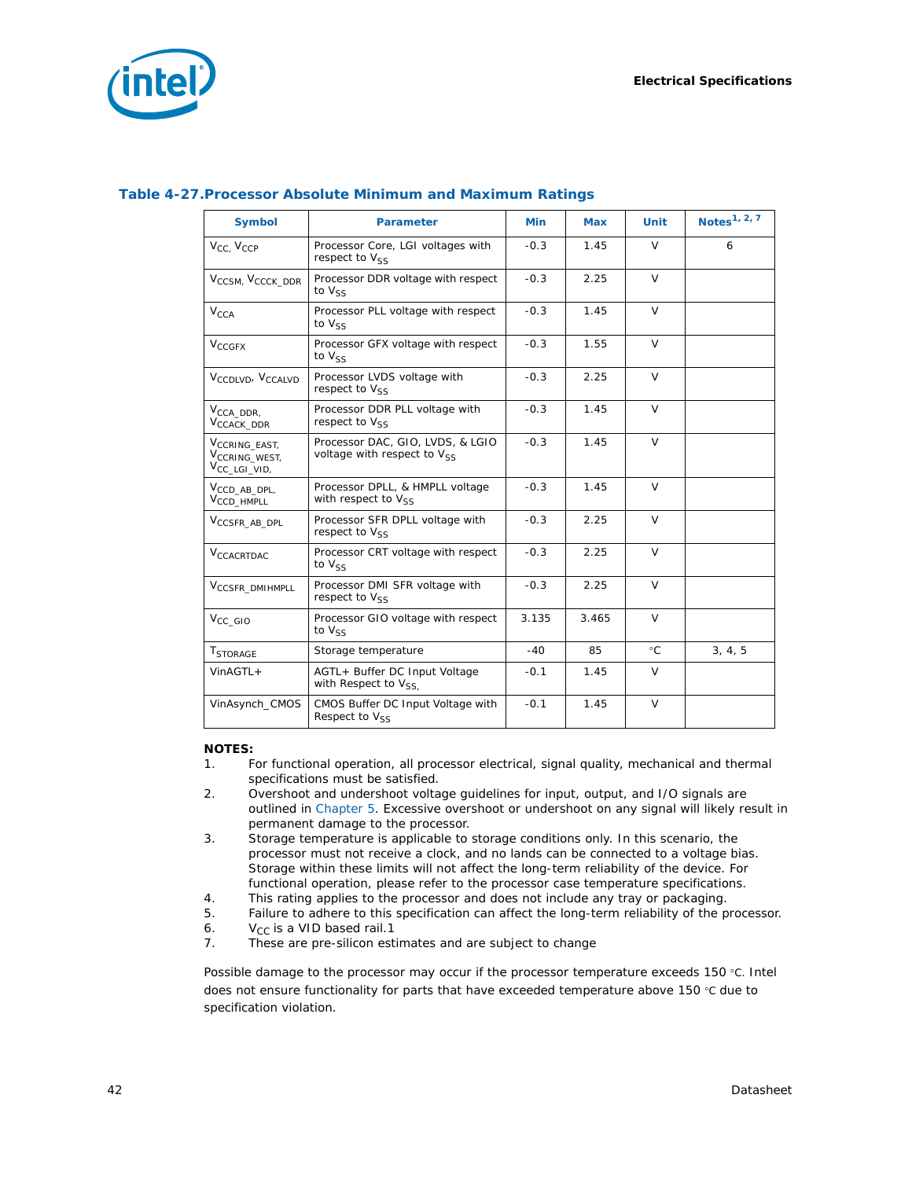## Table 4-27. Processor Absolute Minimum and Maximum Ratings

| Symbol | Parameter | Min | Max | Unit | Notes[1, 2, 7] |
|---|---|---|---|---|---|
| $V_{CC}$, $V_{CCP}$ | Processor Core, LGI voltages with respect to $V_{SS}$ | -0.3 | 1.45 | V | 6 |
| $V_{CCSM}$, $V_{CCCK\_DDR}$ | Processor DDR voltage with respect to $V_{SS}$ | -0.3 | 2.25 | V | |
| $V_{CCA}$ | Processor PLL voltage with respect to $V_{SS}$ | -0.3 | 1.45 | V | |
| $V_{CCGFX}$ | Processor GFX voltage with respect to $V_{SS}$ | -0.3 | 1.55 | V | |
| $V_{CCDLVD}$, $V_{CCALVD}$ | Processor LVDS voltage with respect to $V_{SS}$ | -0.3 | 2.25 | V | |
| $V_{CCA\_DDR}$, $V_{CCACK\_DDR}$ | Processor DDR PLL voltage with respect to $V_{SS}$ | -0.3 | 1.45 | V | |
| $V_{CCRING\_EAST}$, $V_{CCRING\_WEST}$, $V_{CC\_LGI\_VID}$, | Processor DAC, GIO, LVDS, & LGIO voltage with respect to $V_{SS}$ | -0.3 | 1.45 | V | |
| $V_{CCD\_AB\_DPL}$, $V_{CCD\_HMPLL}$ | Processor DPLL, & HMPLL voltage with respect to $V_{SS}$ | -0.3 | 1.45 | V | |
| $V_{CCSFR\_AB\_DPL}$ | Processor SFR DPLL voltage with respect to $V_{SS}$ | -0.3 | 2.25 | V | |
| $V_{CCACRTDAC}$ | Processor CRT voltage with respect to $V_{SS}$ | -0.3 | 2.25 | V | |
| $V_{CCSFR\_DMIHMPLL}$ | Processor DMI SFR voltage with respect to $V_{SS}$ | -0.3 | 2.25 | V | |
| $V_{CC\_GIO}$ | Processor GIO voltage with respect to $V_{SS}$ | 3.135 | 3.465 | V | |
| $T_{STORAGE}$ | Storage temperature | -40 | 85 | °C | 3, 4, 5 |
| VinAGTL+ | AGTL+ Buffer DC Input Voltage with Respect to $V_{SS}$. | -0.1 | 1.45 | V | |
| VinAsynch_CMOS | CMOS Buffer DC Input Voltage with Respect to $V_{SS}$ | -0.1 | 1.45 | V | |

**NOTES:**

1. For functional operation, all processor electrical, signal quality, mechanical and thermal specifications must be satisfied.
2. Overshoot and undershoot voltage guidelines for input, output, and I/O signals are outlined in Chapter 5. Excessive overshoot or undershoot on any signal will likely result in permanent damage to the processor.
3. Storage temperature is applicable to storage conditions only. In this scenario, the processor must not receive a clock, and no lands can be connected to a voltage bias. Storage within these limits will not affect the long-term reliability of the device. For functional operation, please refer to the processor case temperature specifications.
4. This rating applies to the processor and does not include any tray or packaging.
5. Failure to adhere to this specification can affect the long-term reliability of the processor.
6. $V_{CC}$ is a VID based rail.1
7. These are pre-silicon estimates and are subject to change

Possible damage to the processor may occur if the processor temperature exceeds 150 °C. Intel does not ensure functionality for parts that have exceeded temperature above 150 °C due to specification violation.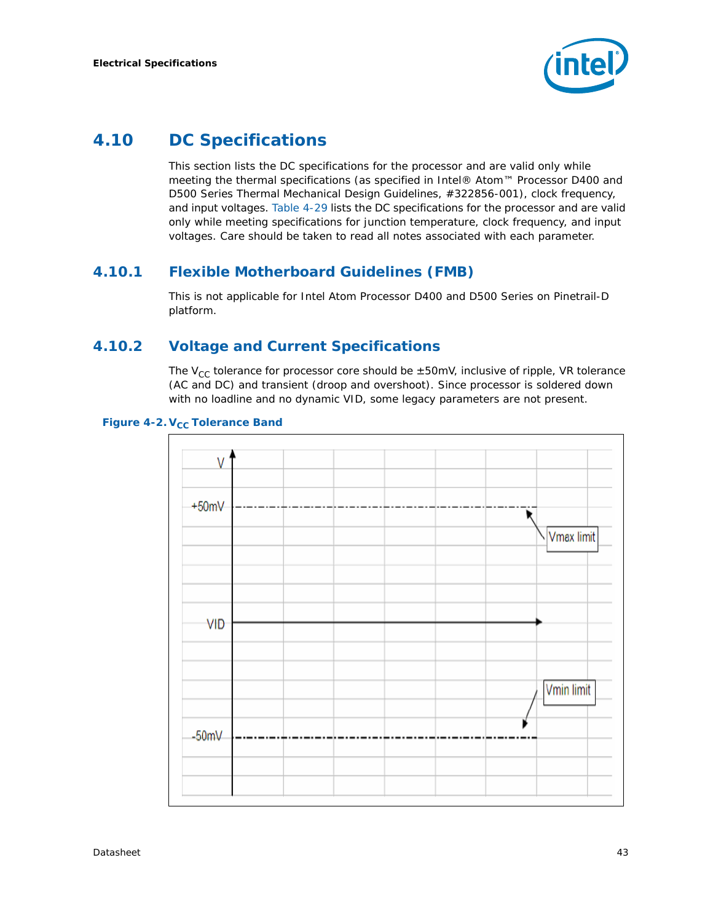## 4.10 DC Specifications

This section lists the DC specifications for the processor and are valid only while meeting the thermal specifications (as specified in Intel® Atom™ Processor D400 and D500 Series Thermal Mechanical Design Guidelines, #322856-001), clock frequency, and input voltages. Table 4-29 lists the DC specifications for the processor and are valid only while meeting specifications for junction temperature, clock frequency, and input voltages. Care should be taken to read all notes associated with each parameter.

### 4.10.1 Flexible Motherboard Guidelines (FMB)

This is not applicable for Intel Atom Processor D400 and D500 Series on Pinetrail-D platform.

### 4.10.2 Voltage and Current Specifications

The $V_{CC}$ tolerance for processor core should be ±50mV, inclusive of ripple, VR tolerance (AC and DC) and transient (droop and overshoot). Since processor is soldered down with no loadline and no dynamic VID, some legacy parameters are not present.

**Figure 4-2. $V_{CC}$ Tolerance Band**

V

+50mV — Vmax limit

VID

-50mV — Vmin limit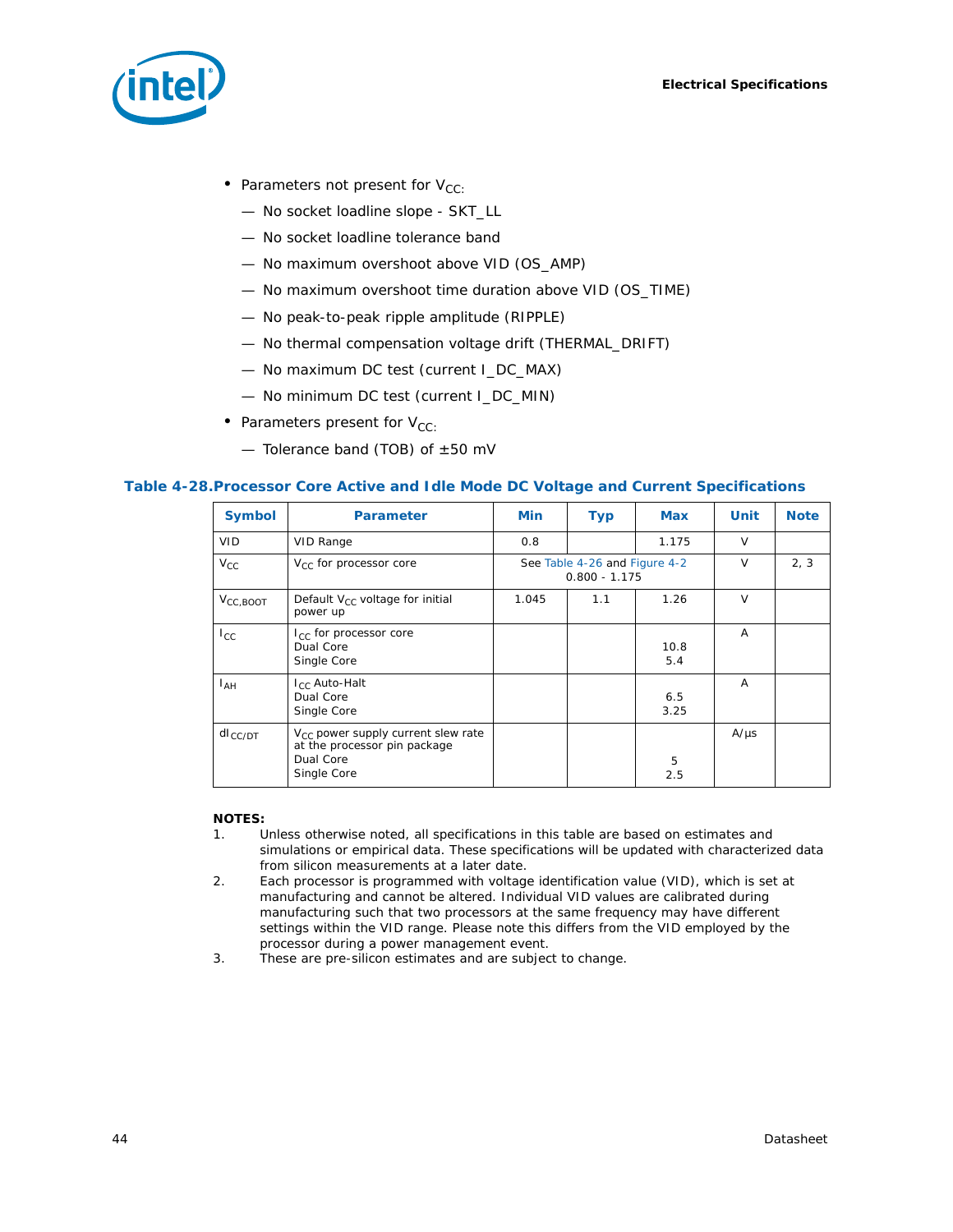- Parameters not present for $V_{CC}$:
  - — No socket loadline slope - SKT_LL
  - — No socket loadline tolerance band
  - — No maximum overshoot above VID (OS_AMP)
  - — No maximum overshoot time duration above VID (OS_TIME)
  - — No peak-to-peak ripple amplitude (RIPPLE)
  - — No thermal compensation voltage drift (THERMAL_DRIFT)
  - — No maximum DC test (current I_DC_MAX)
  - — No minimum DC test (current I_DC_MIN)
- Parameters present for $V_{CC}$:
  - — Tolerance band (TOB) of ±50 mV

### Table 4-28. Processor Core Active and Idle Mode DC Voltage and Current Specifications

| Symbol | Parameter | Min | Typ | Max | Unit | Note |
|---|---|---|---|---|---|---|
| VID | VID Range | 0.8 | | 1.175 | V | |
| $V_{CC}$ | $V_{CC}$ for processor core | See Table 4-26 and Figure 4-2<br>0.800 - 1.175 | | | V | 2, 3 |
| $V_{CC,BOOT}$ | Default $V_{CC}$ voltage for initial power up | 1.045 | 1.1 | 1.26 | V | |
| $I_{CC}$ | $I_{CC}$ for processor core<br>Dual Core<br>Single Core | | | <br>10.8<br>5.4 | A | |
| $I_{AH}$ | $I_{CC}$ Auto-Halt<br>Dual Core<br>Single Core | | | <br>6.5<br>3.25 | A | |
| $dI_{CC/DT}$ | $V_{CC}$ power supply current slew rate at the processor pin package<br>Dual Core<br>Single Core | | | <br><br>5<br>2.5 | A/µs | |

**NOTES:**

1. Unless otherwise noted, all specifications in this table are based on estimates and simulations or empirical data. These specifications will be updated with characterized data from silicon measurements at a later date.
2. Each processor is programmed with voltage identification value (VID), which is set at manufacturing and cannot be altered. Individual VID values are calibrated during manufacturing such that two processors at the same frequency may have different settings within the VID range. Please note this differs from the VID employed by the processor during a power management event.
3. These are pre-silicon estimates and are subject to change.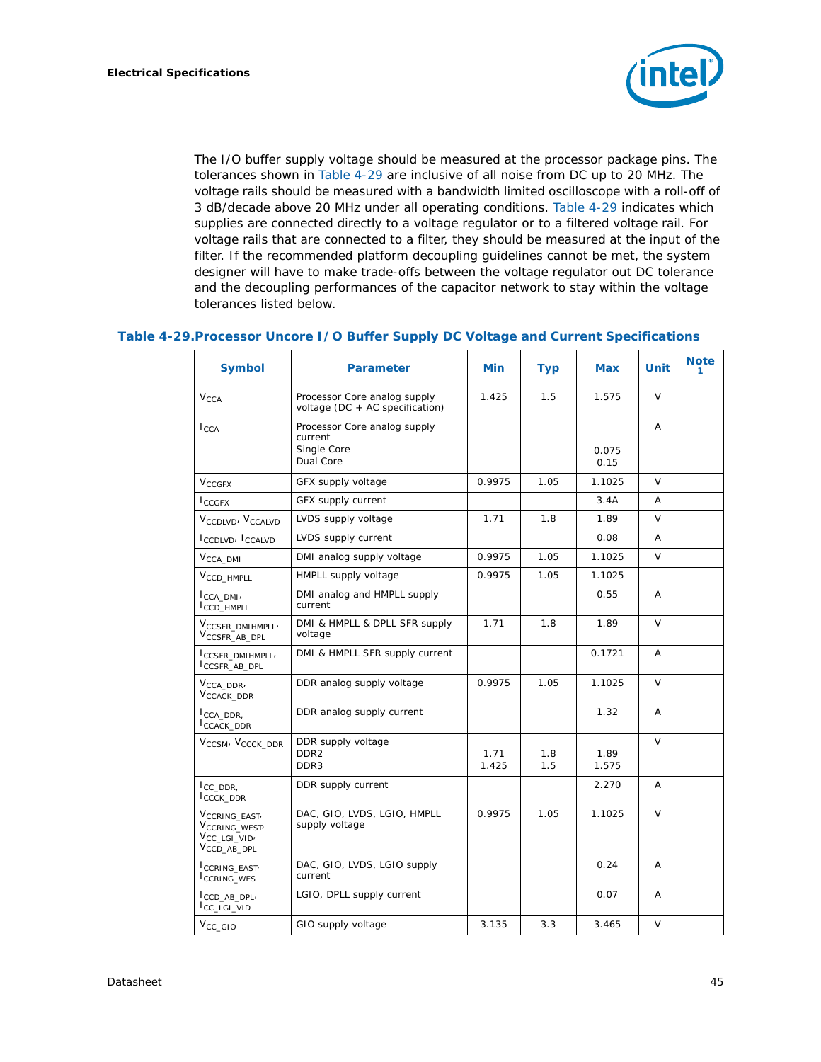The I/O buffer supply voltage should be measured at the processor package pins. The tolerances shown in Table 4-29 are inclusive of all noise from DC up to 20 MHz. The voltage rails should be measured with a bandwidth limited oscilloscope with a roll-off of 3 dB/decade above 20 MHz under all operating conditions. Table 4-29 indicates which supplies are connected directly to a voltage regulator or to a filtered voltage rail. For voltage rails that are connected to a filter, they should be measured at the input of the filter. If the recommended platform decoupling guidelines cannot be met, the system designer will have to make trade-offs between the voltage regulator out DC tolerance and the decoupling performances of the capacitor network to stay within the voltage tolerances listed below.

### Table 4-29. Processor Uncore I/O Buffer Supply DC Voltage and Current Specifications

| Symbol | Parameter | Min | Typ | Max | Unit | Note 1 |
|---|---|---|---|---|---|---|
| $V_{CCA}$ | Processor Core analog supply voltage (DC + AC specification) | 1.425 | 1.5 | 1.575 | V | |
| $I_{CCA}$ | Processor Core analog supply current<br>Single Core<br>Dual Core | | | <br><br>0.075<br>0.15 | A | |
| $V_{CCGFX}$ | GFX supply voltage | 0.9975 | 1.05 | 1.1025 | V | |
| $I_{CCGFX}$ | GFX supply current | | | 3.4A | A | |
| $V_{CCDLVD}$, $V_{CCALVD}$ | LVDS supply voltage | 1.71 | 1.8 | 1.89 | V | |
| $I_{CCDLVD}$, $I_{CCALVD}$ | LVDS supply current | | | 0.08 | A | |
| $V_{CCA\_DMI}$ | DMI analog supply voltage | 0.9975 | 1.05 | 1.1025 | V | |
| $V_{CCD\_HMPLL}$ | HMPLL supply voltage | 0.9975 | 1.05 | 1.1025 | | |
| $I_{CCA\_DMI}$, $I_{CCD\_HMPLL}$ | DMI analog and HMPLL supply current | | | 0.55 | A | |
| $V_{CCSFR\_DMIHMPLL}$, $V_{CCSFR\_AB\_DPL}$ | DMI & HMPLL & DPLL SFR supply voltage | 1.71 | 1.8 | 1.89 | V | |
| $I_{CCSFR\_DMIHMPLL}$, $I_{CCSFR\_AB\_DPL}$ | DMI & HMPLL SFR supply current | | | 0.1721 | A | |
| $V_{CCA\_DDR}$, $V_{CCACK\_DDR}$ | DDR analog supply voltage | 0.9975 | 1.05 | 1.1025 | V | |
| $I_{CCA\_DDR}$, $I_{CCACK\_DDR}$ | DDR analog supply current | | | 1.32 | A | |
| $V_{CCSM}$, $V_{CCCK\_DDR}$ | DDR supply voltage<br>DDR2<br>DDR3 | <br>1.71<br>1.425 | <br>1.8<br>1.5 | <br>1.89<br>1.575 | V | |
| $I_{CC\_DDR}$, $I_{CCCK\_DDR}$ | DDR supply current | | | 2.270 | A | |
| $V_{CCRING\_EAST}$, $V_{CCRING\_WEST}$, $V_{CC\_LGI\_VID}$, $V_{CCD\_AB\_DPL}$ | DAC, GIO, LVDS, LGIO, HMPLL supply voltage | 0.9975 | 1.05 | 1.1025 | V | |
| $I_{CCRING\_EAST}$, $I_{CCRING\_WES}$ | DAC, GIO, LVDS, LGIO supply current | | | 0.24 | A | |
| $I_{CCD\_AB\_DPL}$, $I_{CC\_LGI\_VID}$ | LGIO, DPLL supply current | | | 0.07 | A | |
| $V_{CC\_GIO}$ | GIO supply voltage | 3.135 | 3.3 | 3.465 | V | |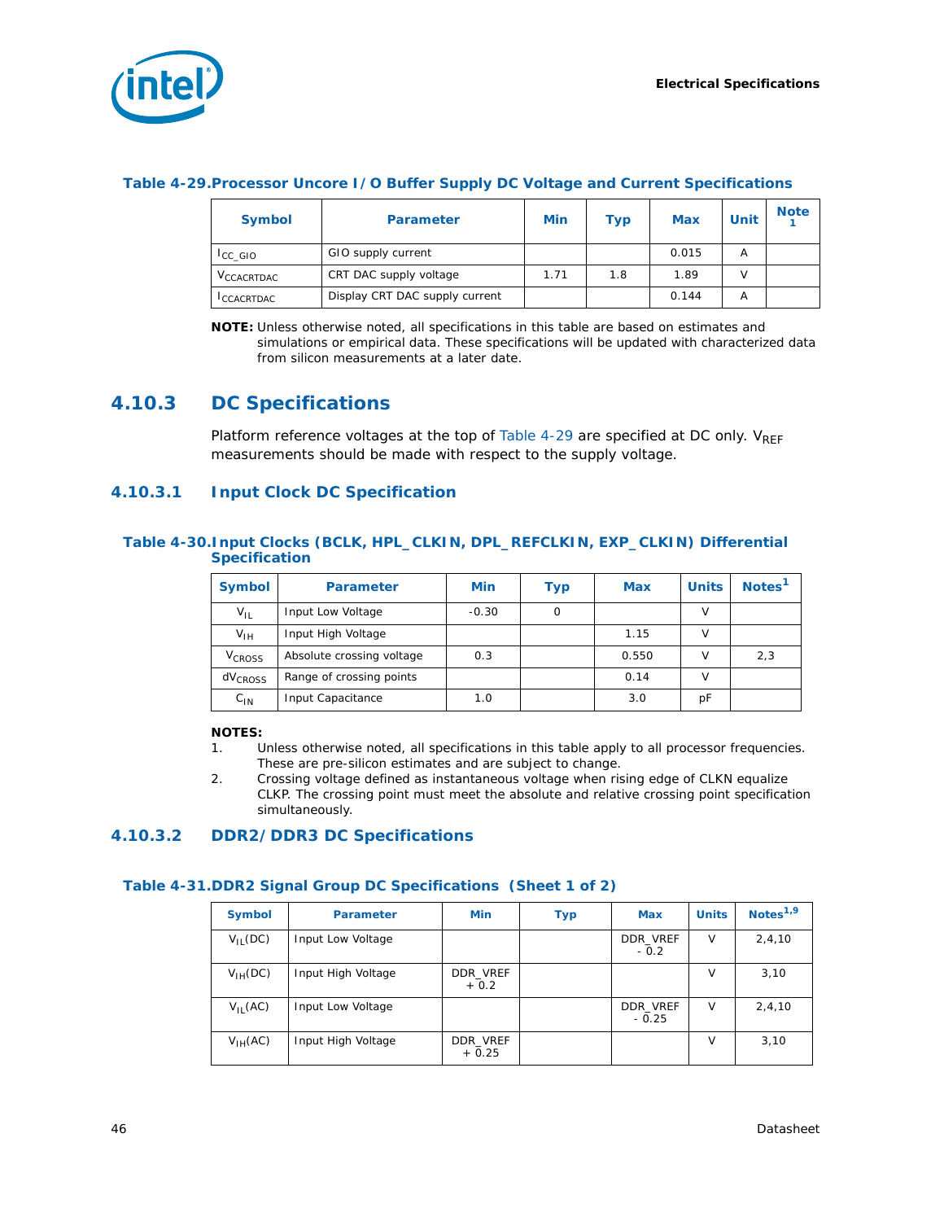**Table 4-29. Processor Uncore I/O Buffer Supply DC Voltage and Current Specifications**

| Symbol | Parameter | Min | Typ | Max | Unit | Note 1 |
|---|---|---|---|---|---|---|
| $I_{CC\_GIO}$ | GIO supply current | | | 0.015 | A | |
| $V_{CCACRTDAC}$ | CRT DAC supply voltage | 1.71 | 1.8 | 1.89 | V | |
| $I_{CCACRTDAC}$ | Display CRT DAC supply current | | | 0.144 | A | |

**NOTE:** Unless otherwise noted, all specifications in this table are based on estimates and simulations or empirical data. These specifications will be updated with characterized data from silicon measurements at a later date.

## 4.10.3 DC Specifications

Platform reference voltages at the top of Table 4-29 are specified at DC only. $V_{REF}$ measurements should be made with respect to the supply voltage.

### 4.10.3.1 Input Clock DC Specification

**Table 4-30. Input Clocks (BCLK, HPL_CLKIN, DPL_REFCLKIN, EXP_CLKIN) Differential Specification**

| Symbol | Parameter | Min | Typ | Max | Units | Notes[1] |
|---|---|---|---|---|---|---|
| $V_{IL}$ | Input Low Voltage | -0.30 | 0 | | V | |
| $V_{IH}$ | Input High Voltage | | | 1.15 | V | |
| $V_{CROSS}$ | Absolute crossing voltage | 0.3 | | 0.550 | V | 2,3 |
| $dV_{CROSS}$ | Range of crossing points | | | 0.14 | V | |
| $C_{IN}$ | Input Capacitance | 1.0 | | 3.0 | pF | |

**NOTES:**
1. Unless otherwise noted, all specifications in this table apply to all processor frequencies. These are pre-silicon estimates and are subject to change.
2. Crossing voltage defined as instantaneous voltage when rising edge of CLKN equalize CLKP. The crossing point must meet the absolute and relative crossing point specification simultaneously.

### 4.10.3.2 DDR2/DDR3 DC Specifications

**Table 4-31. DDR2 Signal Group DC Specifications (Sheet 1 of 2)**

| Symbol | Parameter | Min | Typ | Max | Units | Notes[1,9] |
|---|---|---|---|---|---|---|
| $V_{IL}$(DC) | Input Low Voltage | | | DDR_VREF - 0.2 | V | 2,4,10 |
| $V_{IH}$(DC) | Input High Voltage | DDR_VREF + 0.2 | | | V | 3,10 |
| $V_{IL}$(AC) | Input Low Voltage | | | DDR_VREF - 0.25 | V | 2,4,10 |
| $V_{IH}$(AC) | Input High Voltage | DDR_VREF + 0.25 | | | V | 3,10 |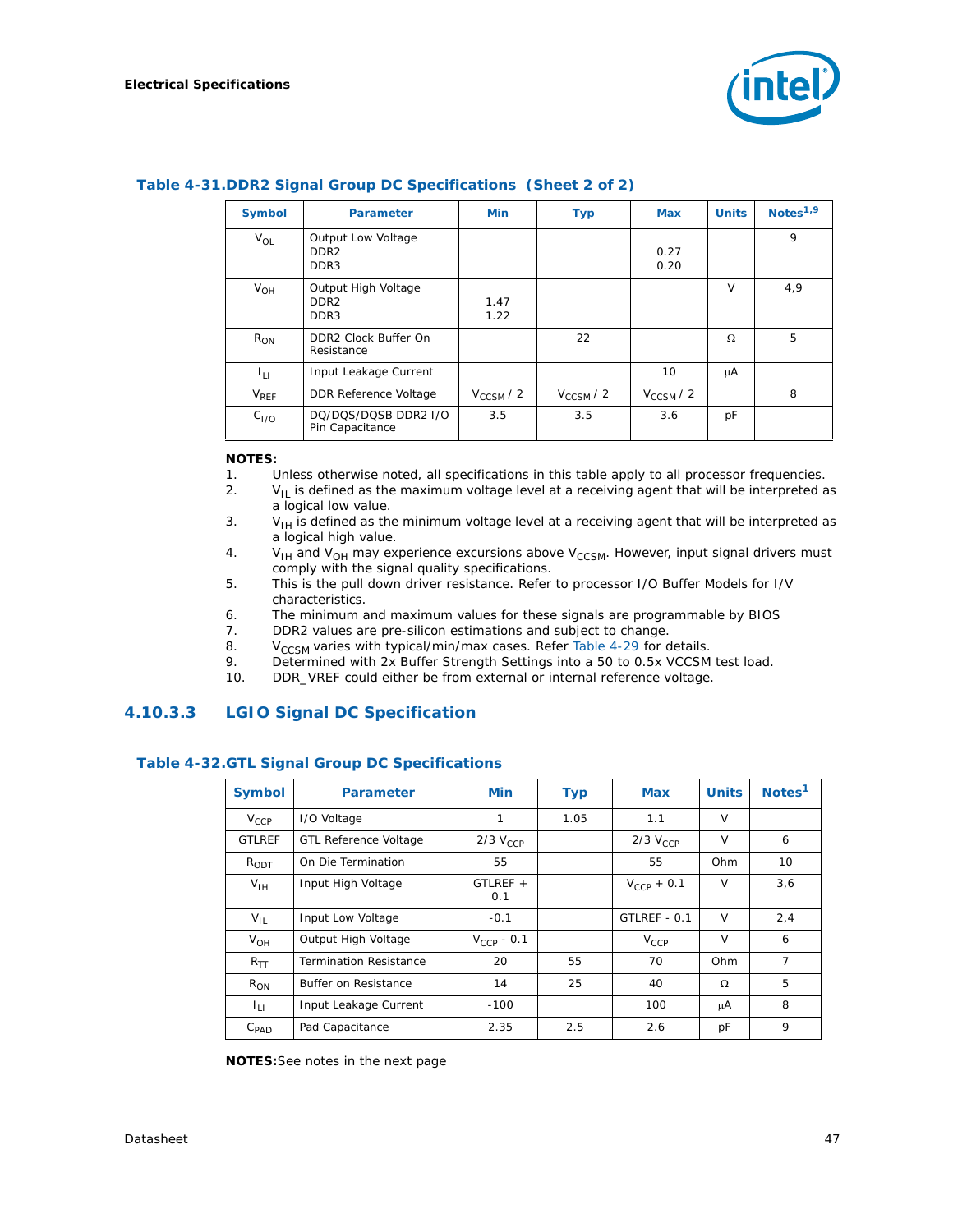**Table 4-31.DDR2 Signal Group DC Specifications (Sheet 2 of 2)**

| Symbol | Parameter | Min | Typ | Max | Units | Notes[1,9] |
|---|---|---|---|---|---|---|
| $V_{OL}$ | Output Low Voltage<br>DDR2<br>DDR3 | | | <br>0.27<br>0.20 | | 9 |
| $V_{OH}$ | Output High Voltage<br>DDR2<br>DDR3 | <br>1.47<br>1.22 | | | V | 4,9 |
| $R_{ON}$ | DDR2 Clock Buffer On Resistance | | 22 | | Ω | 5 |
| $I_{LI}$ | Input Leakage Current | | | 10 | μA | |
| $V_{REF}$ | DDR Reference Voltage | $V_{CCSM}$ / 2 | $V_{CCSM}$ / 2 | $V_{CCSM}$ / 2 | | 8 |
| $C_{I/O}$ | DQ/DQS/DQSB DDR2 I/O Pin Capacitance | 3.5 | 3.5 | 3.6 | pF | |

**NOTES:**

1. Unless otherwise noted, all specifications in this table apply to all processor frequencies.
2. $V_{IL}$ is defined as the maximum voltage level at a receiving agent that will be interpreted as a logical low value.
3. $V_{IH}$ is defined as the minimum voltage level at a receiving agent that will be interpreted as a logical high value.
4. $V_{IH}$ and $V_{OH}$ may experience excursions above $V_{CCSM}$. However, input signal drivers must comply with the signal quality specifications.
5. This is the pull down driver resistance. Refer to processor I/O Buffer Models for I/V characteristics.
6. The minimum and maximum values for these signals are programmable by BIOS
7. DDR2 values are pre-silicon estimations and subject to change.
8. $V_{CCSM}$ varies with typical/min/max cases. Refer Table 4-29 for details.
9. Determined with 2x Buffer Strength Settings into a 50 to 0.5x VCCSM test load.
10. DDR_VREF could either be from external or internal reference voltage.

### 4.10.3.3 LGIO Signal DC Specification

**Table 4-32.GTL Signal Group DC Specifications**

| Symbol | Parameter | Min | Typ | Max | Units | Notes[1] |
|---|---|---|---|---|---|---|
| $V_{CCP}$ | I/O Voltage | 1 | 1.05 | 1.1 | V | |
| GTLREF | GTL Reference Voltage | 2/3 $V_{CCP}$ | | 2/3 $V_{CCP}$ | V | 6 |
| $R_{ODT}$ | On Die Termination | 55 | | 55 | Ohm | 10 |
| $V_{IH}$ | Input High Voltage | GTLREF + 0.1 | | $V_{CCP}$ + 0.1 | V | 3,6 |
| $V_{IL}$ | Input Low Voltage | -0.1 | | GTLREF - 0.1 | V | 2,4 |
| $V_{OH}$ | Output High Voltage | $V_{CCP}$ - 0.1 | | $V_{CCP}$ | V | 6 |
| $R_{TT}$ | Termination Resistance | 20 | 55 | 70 | Ohm | 7 |
| $R_{ON}$ | Buffer on Resistance | 14 | 25 | 40 | Ω | 5 |
| $I_{LI}$ | Input Leakage Current | -100 | | 100 | μA | 8 |
| $C_{PAD}$ | Pad Capacitance | 2.35 | 2.5 | 2.6 | pF | 9 |

**NOTES:**See notes in the next page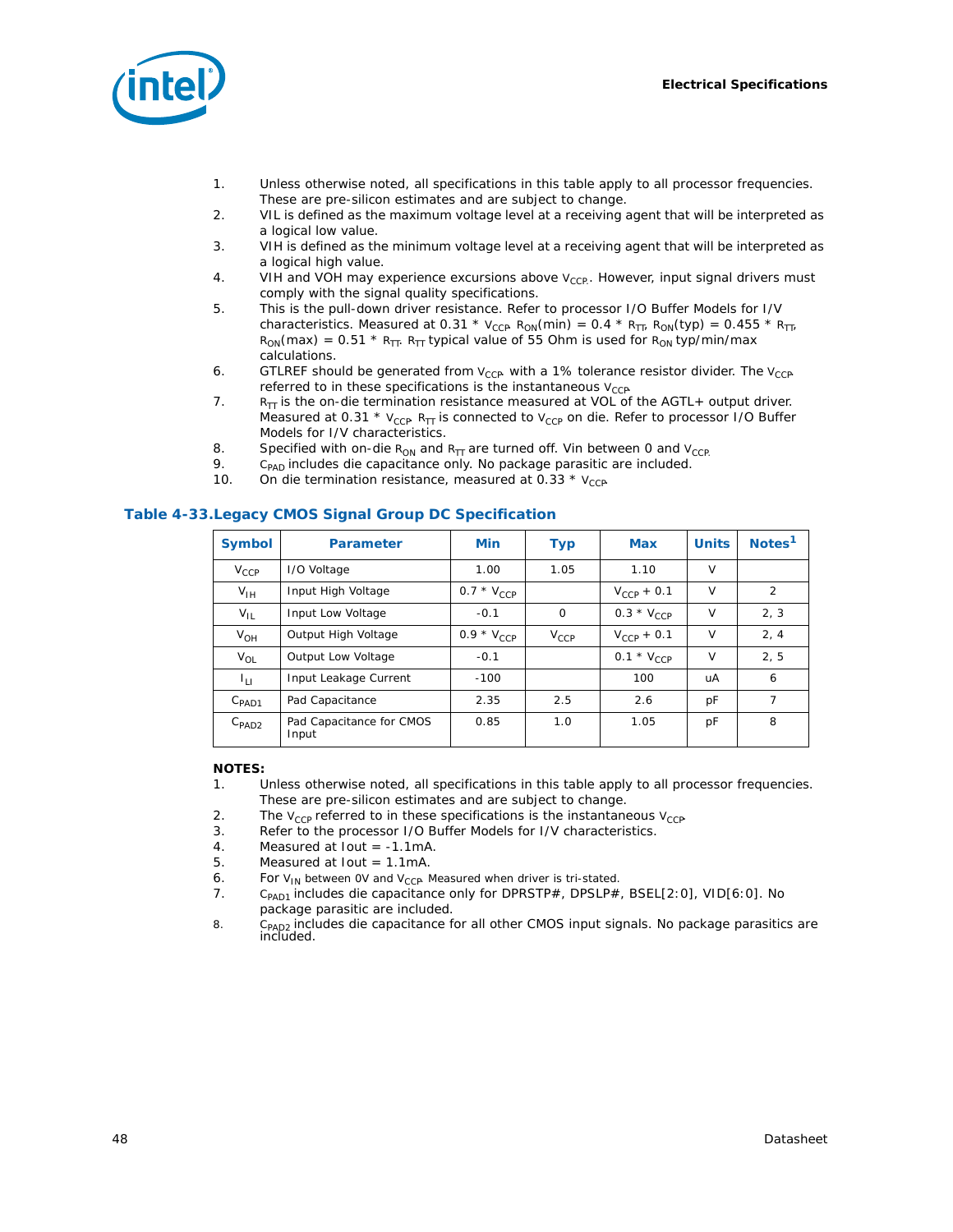1. Unless otherwise noted, all specifications in this table apply to all processor frequencies. These are pre-silicon estimates and are subject to change.
2. VIL is defined as the maximum voltage level at a receiving agent that will be interpreted as a logical low value.
3. VIH is defined as the minimum voltage level at a receiving agent that will be interpreted as a logical high value.
4. VIH and VOH may experience excursions above $V_{CCP}$. However, input signal drivers must comply with the signal quality specifications.
5. This is the pull-down driver resistance. Refer to processor I/O Buffer Models for I/V characteristics. Measured at 0.31 * $V_{CCP}$. $R_{ON}$(min) = 0.4 * $R_{TT}$, $R_{ON}$(typ) = 0.455 * $R_{TT}$, $R_{ON}$(max) = 0.51 * $R_{TT}$. $R_{TT}$ typical value of 55 Ohm is used for $R_{ON}$ typ/min/max calculations.
6. GTLREF should be generated from $V_{CCP}$ with a 1% tolerance resistor divider. The $V_{CCP}$ referred to in these specifications is the instantaneous $V_{CCP}$.
7. $R_{TT}$ is the on-die termination resistance measured at VOL of the AGTL+ output driver. Measured at 0.31 * $V_{CCP}$. $R_{TT}$ is connected to $V_{CCP}$ on die. Refer to processor I/O Buffer Models for I/V characteristics.
8. Specified with on-die $R_{ON}$ and $R_{TT}$ are turned off. Vin between 0 and $V_{CCP}$.
9. $C_{PAD}$ includes die capacitance only. No package parasitic are included.
10. On die termination resistance, measured at 0.33 * $V_{CCP}$.

### Table 4-33. Legacy CMOS Signal Group DC Specification

| Symbol | Parameter | Min | Typ | Max | Units | Notes[1] |
|---|---|---|---|---|---|---|
| $V_{CCP}$ | I/O Voltage | 1.00 | 1.05 | 1.10 | V | |
| $V_{IH}$ | Input High Voltage | 0.7 * $V_{CCP}$ | | $V_{CCP}$ + 0.1 | V | 2 |
| $V_{IL}$ | Input Low Voltage | -0.1 | 0 | 0.3 * $V_{CCP}$ | V | 2, 3 |
| $V_{OH}$ | Output High Voltage | 0.9 * $V_{CCP}$ | $V_{CCP}$ | $V_{CCP}$ + 0.1 | V | 2, 4 |
| $V_{OL}$ | Output Low Voltage | -0.1 | | 0.1 * $V_{CCP}$ | V | 2, 5 |
| $I_{LI}$ | Input Leakage Current | -100 | | 100 | uA | 6 |
| $C_{PAD1}$ | Pad Capacitance | 2.35 | 2.5 | 2.6 | pF | 7 |
| $C_{PAD2}$ | Pad Capacitance for CMOS Input | 0.85 | 1.0 | 1.05 | pF | 8 |

**NOTES:**

1. Unless otherwise noted, all specifications in this table apply to all processor frequencies. These are pre-silicon estimates and are subject to change.
2. The $V_{CCP}$ referred to in these specifications is the instantaneous $V_{CCP}$.
3. Refer to the processor I/O Buffer Models for I/V characteristics.
4. Measured at Iout = -1.1mA.
5. Measured at Iout = 1.1mA.
6. For $V_{IN}$ between 0V and $V_{CCP}$. Measured when driver is tri-stated.
7. $C_{PAD1}$ includes die capacitance only for DPRSTP#, DPSLP#, BSEL[2:0], VID[6:0]. No package parasitic are included.
8. $C_{PAD2}$ includes die capacitance for all other CMOS input signals. No package parasitics are included.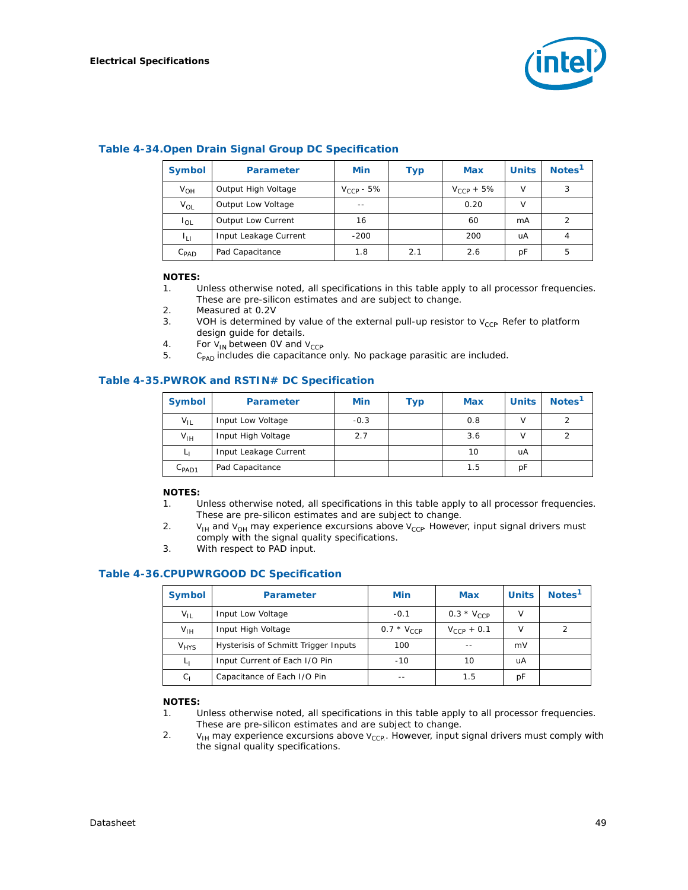### Table 4-34. Open Drain Signal Group DC Specification

| Symbol | Parameter | Min | Typ | Max | Units | Notes[1] |
|---|---|---|---|---|---|---|
| $V_{OH}$ | Output High Voltage | $V_{CCP}$ - 5% | | $V_{CCP}$ + 5% | V | 3 |
| $V_{OL}$ | Output Low Voltage | -- | | 0.20 | V | |
| $I_{OL}$ | Output Low Current | 16 | | 60 | mA | 2 |
| $I_{LI}$ | Input Leakage Current | -200 | | 200 | uA | 4 |
| $C_{PAD}$ | Pad Capacitance | 1.8 | 2.1 | 2.6 | pF | 5 |

**NOTES:**
1. Unless otherwise noted, all specifications in this table apply to all processor frequencies. These are pre-silicon estimates and are subject to change.
2. Measured at 0.2V
3. VOH is determined by value of the external pull-up resistor to $V_{CCP}$. Refer to platform design guide for details.
4. For $V_{IN}$ between 0V and $V_{CCP}$.
5. $C_{PAD}$ includes die capacitance only. No package parasitic are included.

### Table 4-35. PWROK and RSTIN# DC Specification

| Symbol | Parameter | Min | Typ | Max | Units | Notes[1] |
|---|---|---|---|---|---|---|
| $V_{IL}$ | Input Low Voltage | -0.3 | | 0.8 | V | 2 |
| $V_{IH}$ | Input High Voltage | 2.7 | | 3.6 | V | 2 |
| $L_I$ | Input Leakage Current | | | 10 | uA | |
| $C_{PAD1}$ | Pad Capacitance | | | 1.5 | pF | |

**NOTES:**
1. Unless otherwise noted, all specifications in this table apply to all processor frequencies. These are pre-silicon estimates and are subject to change.
2. $V_{IH}$ and $V_{OH}$ may experience excursions above $V_{CCP}$. However, input signal drivers must comply with the signal quality specifications.
3. With respect to PAD input.

### Table 4-36. CPUPWRGOOD DC Specification

| Symbol | Parameter | Min | Max | Units | Notes[1] |
|---|---|---|---|---|---|
| $V_{IL}$ | Input Low Voltage | -0.1 | 0.3 * $V_{CCP}$ | V | |
| $V_{IH}$ | Input High Voltage | 0.7 * $V_{CCP}$ | $V_{CCP}$ + 0.1 | V | 2 |
| $V_{HYS}$ | Hysterisis of Schmitt Trigger Inputs | 100 | -- | mV | |
| $L_I$ | Input Current of Each I/O Pin | -10 | 10 | uA | |
| $C_I$ | Capacitance of Each I/O Pin | -- | 1.5 | pF | |

**NOTES:**
1. Unless otherwise noted, all specifications in this table apply to all processor frequencies. These are pre-silicon estimates and are subject to change.
2. $V_{IH}$ may experience excursions above $V_{CCP}$. However, input signal drivers must comply with the signal quality specifications.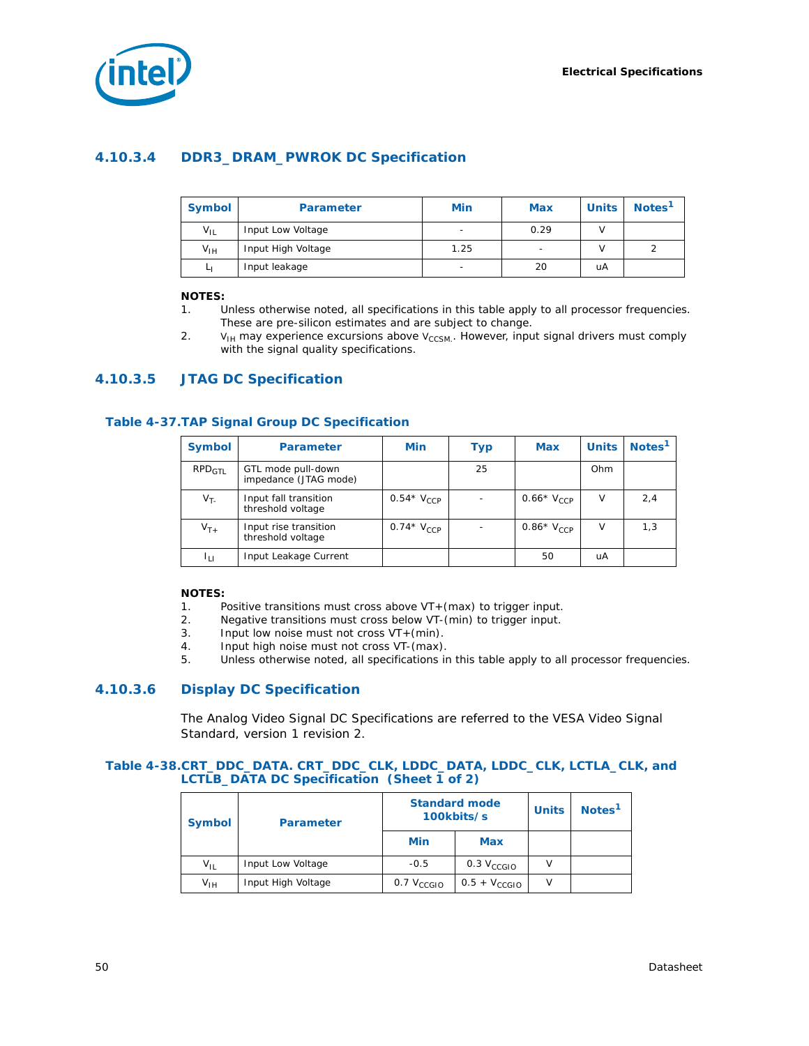### 4.10.3.4 DDR3_DRAM_PWROK DC Specification

| Symbol | Parameter | Min | Max | Units | Notes[1] |
|---|---|---|---|---|---|
| $V_{IL}$ | Input Low Voltage | - | 0.29 | V | |
| $V_{IH}$ | Input High Voltage | 1.25 | - | V | 2 |
| $L_I$ | Input leakage | - | 20 | uA | |

**NOTES:**

1. Unless otherwise noted, all specifications in this table apply to all processor frequencies. These are pre-silicon estimates and are subject to change.
2. $V_{IH}$ may experience excursions above $V_{CCSM}$. However, input signal drivers must comply with the signal quality specifications.

### 4.10.3.5 JTAG DC Specification

**Table 4-37.TAP Signal Group DC Specification**

| Symbol | Parameter | Min | Typ | Max | Units | Notes[1] |
|---|---|---|---|---|---|---|
| $RPD_{GTL}$ | GTL mode pull-down impedance (JTAG mode) | | 25 | | Ohm | |
| $V_{T-}$ | Input fall transition threshold voltage | 0.54* $V_{CCP}$ | - | 0.66* $V_{CCP}$ | V | 2,4 |
| $V_{T+}$ | Input rise transition threshold voltage | 0.74* $V_{CCP}$ | - | 0.86* $V_{CCP}$ | V | 1,3 |
| $I_{LI}$ | Input Leakage Current | | | 50 | uA | |

**NOTES:**

1. Positive transitions must cross above VT+(max) to trigger input.
2. Negative transitions must cross below VT-(min) to trigger input.
3. Input low noise must not cross VT+(min).
4. Input high noise must not cross VT-(max).
5. Unless otherwise noted, all specifications in this table apply to all processor frequencies.

### 4.10.3.6 Display DC Specification

The Analog Video Signal DC Specifications are referred to the VESA Video Signal Standard, version 1 revision 2.

**Table 4-38.CRT_DDC_DATA. CRT_DDC_CLK, LDDC_DATA, LDDC_CLK, LCTLA_CLK, and LCTLB_DATA DC Specification (Sheet 1 of 2)**

| Symbol | Parameter | Standard mode 100kbits/s | | Units | Notes[1] |
|---|---|---|---|---|---|
| | | Min | Max | | |
| $V_{IL}$ | Input Low Voltage | -0.5 | 0.3 $V_{CCGIO}$ | V | |
| $V_{IH}$ | Input High Voltage | 0.7 $V_{CCGIO}$ | 0.5 + $V_{CCGIO}$ | V | |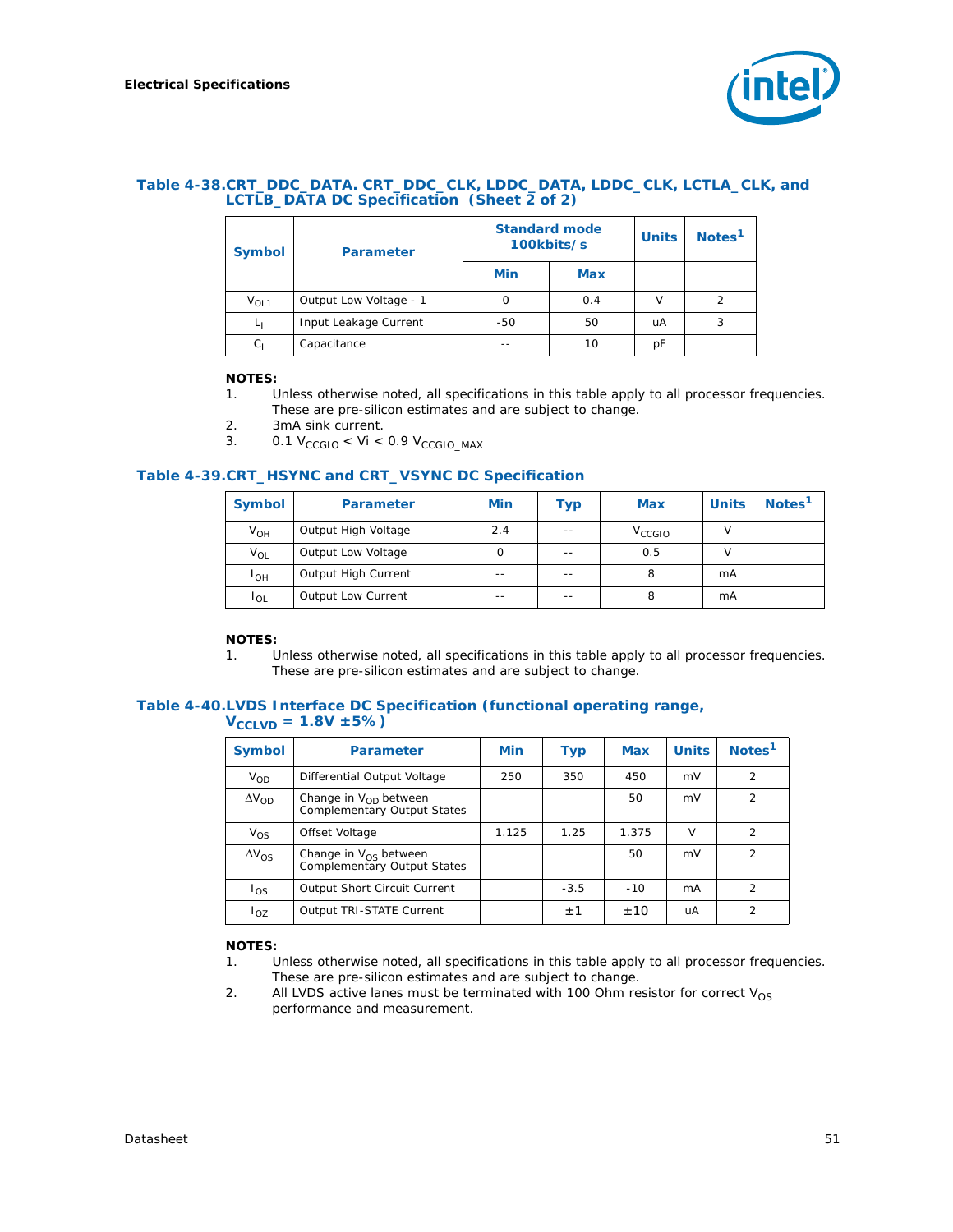### Table 4-38. CRT_DDC_DATA. CRT_DDC_CLK, LDDC_DATA, LDDC_CLK, LCTLA_CLK, and LCTLB_DATA DC Specification (Sheet 2 of 2)

| Symbol | Parameter | Standard mode 100kbits/s | | Units | Notes[1] |
|---|---|---|---|---|---|
| | | Min | Max | | |
| $V_{OL1}$ | Output Low Voltage - 1 | 0 | 0.4 | V | 2 |
| $L_I$ | Input Leakage Current | -50 | 50 | uA | 3 |
| $C_I$ | Capacitance | -- | 10 | pF | |

**NOTES:**

1. Unless otherwise noted, all specifications in this table apply to all processor frequencies. These are pre-silicon estimates and are subject to change.
2. 3mA sink current.
3. $0.1\ V_{CCGIO} < Vi < 0.9\ V_{CCGIO\_MAX}$

### Table 4-39. CRT_HSYNC and CRT_VSYNC DC Specification

| Symbol | Parameter | Min | Typ | Max | Units | Notes[1] |
|---|---|---|---|---|---|---|
| $V_{OH}$ | Output High Voltage | 2.4 | -- | $V_{CCGIO}$ | V | |
| $V_{OL}$ | Output Low Voltage | 0 | -- | 0.5 | V | |
| $I_{OH}$ | Output High Current | -- | -- | 8 | mA | |
| $I_{OL}$ | Output Low Current | -- | -- | 8 | mA | |

**NOTES:**

1. Unless otherwise noted, all specifications in this table apply to all processor frequencies. These are pre-silicon estimates and are subject to change.

### Table 4-40. LVDS Interface DC Specification (functional operating range, $V_{CCLVD}$ = 1.8V ±5%)

| Symbol | Parameter | Min | Typ | Max | Units | Notes[1] |
|---|---|---|---|---|---|---|
| $V_{OD}$ | Differential Output Voltage | 250 | 350 | 450 | mV | 2 |
| $\Delta V_{OD}$ | Change in $V_{OD}$ between Complementary Output States | | | 50 | mV | 2 |
| $V_{OS}$ | Offset Voltage | 1.125 | 1.25 | 1.375 | V | 2 |
| $\Delta V_{OS}$ | Change in $V_{OS}$ between Complementary Output States | | | 50 | mV | 2 |
| $I_{OS}$ | Output Short Circuit Current | | -3.5 | -10 | mA | 2 |
| $I_{OZ}$ | Output TRI-STATE Current | | ±1 | ±10 | uA | 2 |

**NOTES:**

1. Unless otherwise noted, all specifications in this table apply to all processor frequencies. These are pre-silicon estimates and are subject to change.
2. All LVDS active lanes must be terminated with 100 Ohm resistor for correct $V_{OS}$ performance and measurement.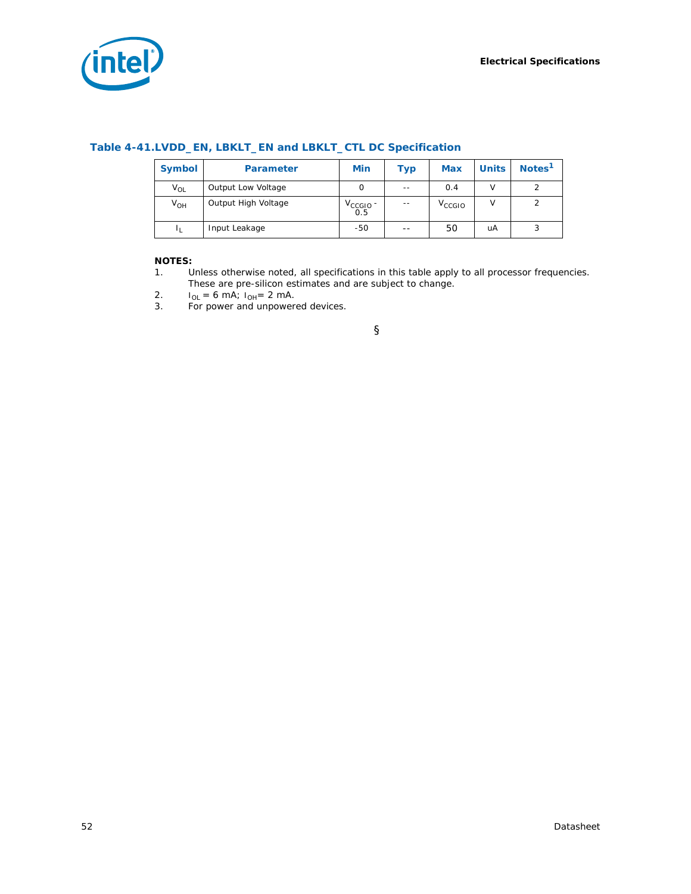### Table 4-41. LVDD_EN, LBKLT_EN and LBKLT_CTL DC Specification

| Symbol | Parameter | Min | Typ | Max | Units | Notes[1] |
|---|---|---|---|---|---|---|
| $V_{OL}$ | Output Low Voltage | 0 | -- | 0.4 | V | 2 |
| $V_{OH}$ | Output High Voltage | $V_{CCGIO}$ - 0.5 | -- | $V_{CCGIO}$ | V | 2 |
| $I_L$ | Input Leakage | -50 | -- | 50 | uA | 3 |

**NOTES:**

1. Unless otherwise noted, all specifications in this table apply to all processor frequencies. These are pre-silicon estimates and are subject to change.
2. $I_{OL}$ = 6 mA; $I_{OH}$= 2 mA.
3. For power and unpowered devices.

§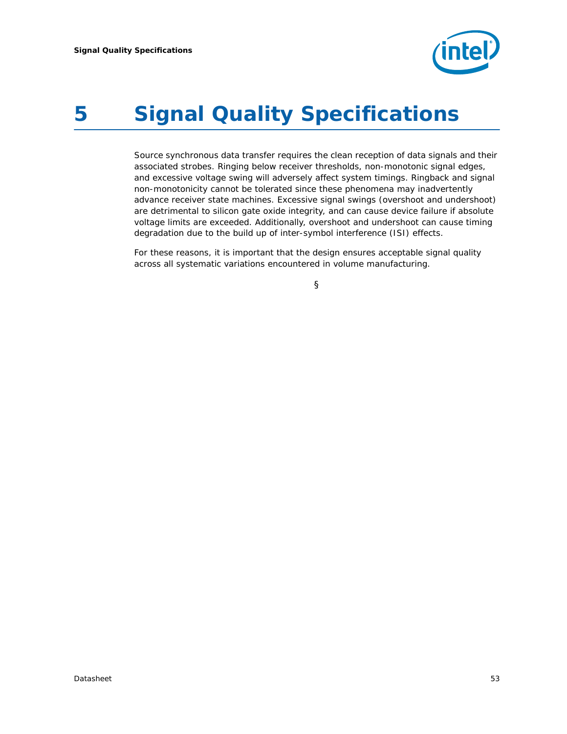# 5 Signal Quality Specifications

Source synchronous data transfer requires the clean reception of data signals and their associated strobes. Ringing below receiver thresholds, non-monotonic signal edges, and excessive voltage swing will adversely affect system timings. Ringback and signal non-monotonicity cannot be tolerated since these phenomena may inadvertently advance receiver state machines. Excessive signal swings (overshoot and undershoot) are detrimental to silicon gate oxide integrity, and can cause device failure if absolute voltage limits are exceeded. Additionally, overshoot and undershoot can cause timing degradation due to the build up of inter-symbol interference (ISI) effects.

For these reasons, it is important that the design ensures acceptable signal quality across all systematic variations encountered in volume manufacturing.

§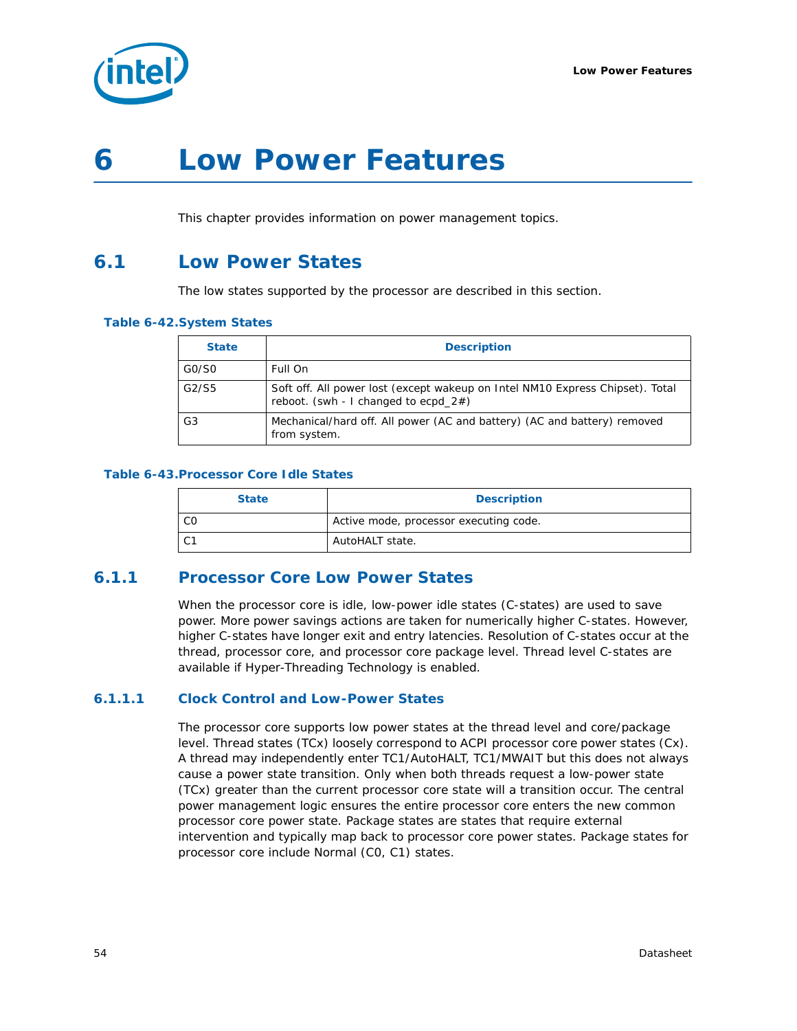# 6 Low Power Features

This chapter provides information on power management topics.

## 6.1 Low Power States

The low states supported by the processor are described in this section.

**Table 6-42. System States**

| State | Description |
|---|---|
| G0/S0 | Full On |
| G2/S5 | Soft off. All power lost (except wakeup on Intel NM10 Express Chipset). Total reboot. (swh - I changed to ecpd_2#) |
| G3 | Mechanical/hard off. All power (AC and battery) (AC and battery) removed from system. |

**Table 6-43. Processor Core Idle States**

| State | Description |
|---|---|
| C0 | Active mode, processor executing code. |
| C1 | AutoHALT state. |

### 6.1.1 Processor Core Low Power States

When the processor core is idle, low-power idle states (C-states) are used to save power. More power savings actions are taken for numerically higher C-states. However, higher C-states have longer exit and entry latencies. Resolution of C-states occur at the thread, processor core, and processor core package level. Thread level C-states are available if Hyper-Threading Technology is enabled.

#### 6.1.1.1 Clock Control and Low-Power States

The processor core supports low power states at the thread level and core/package level. Thread states (TCx) loosely correspond to ACPI processor core power states (Cx). A thread may independently enter TC1/AutoHALT, TC1/MWAIT but this does not always cause a power state transition. Only when both threads request a low-power state (TCx) greater than the current processor core state will a transition occur. The central power management logic ensures the entire processor core enters the new common processor core power state. Package states are states that require external intervention and typically map back to processor core power states. Package states for processor core include Normal (C0, C1) states.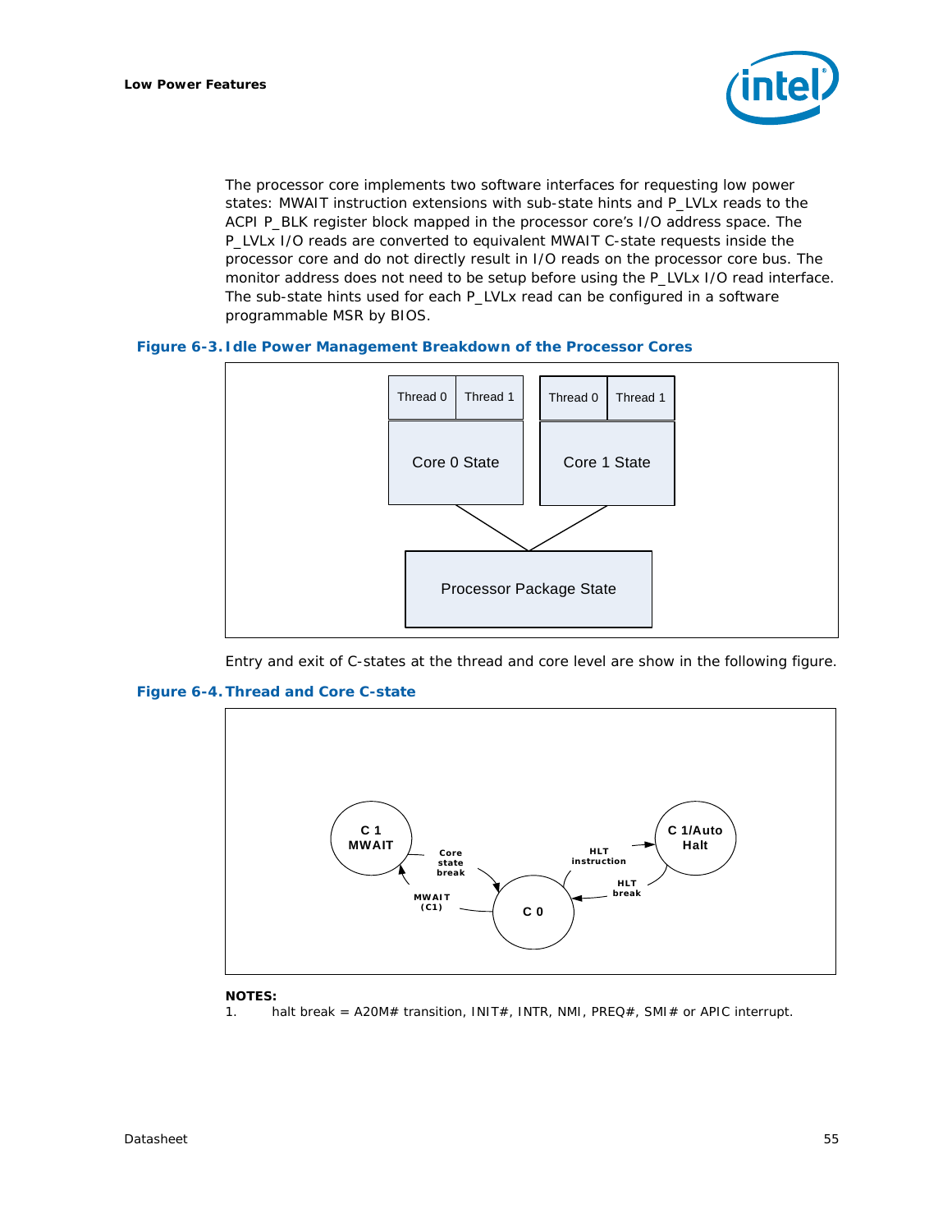The processor core implements two software interfaces for requesting low power states: MWAIT instruction extensions with sub-state hints and P_LVLx reads to the ACPI P_BLK register block mapped in the processor core's I/O address space. The P_LVLx I/O reads are converted to equivalent MWAIT C-state requests inside the processor core and do not directly result in I/O reads on the processor core bus. The monitor address does not need to be setup before using the P_LVLx I/O read interface. The sub-state hints used for each P_LVLx read can be configured in a software programmable MSR by BIOS.

**Figure 6-3. Idle Power Management Breakdown of the Processor Cores**

Entry and exit of C-states at the thread and core level are show in the following figure.

**Figure 6-4. Thread and Core C-state**

**NOTES:**

1. halt break = A20M# transition, INIT#, INTR, NMI, PREQ#, SMI# or APIC interrupt.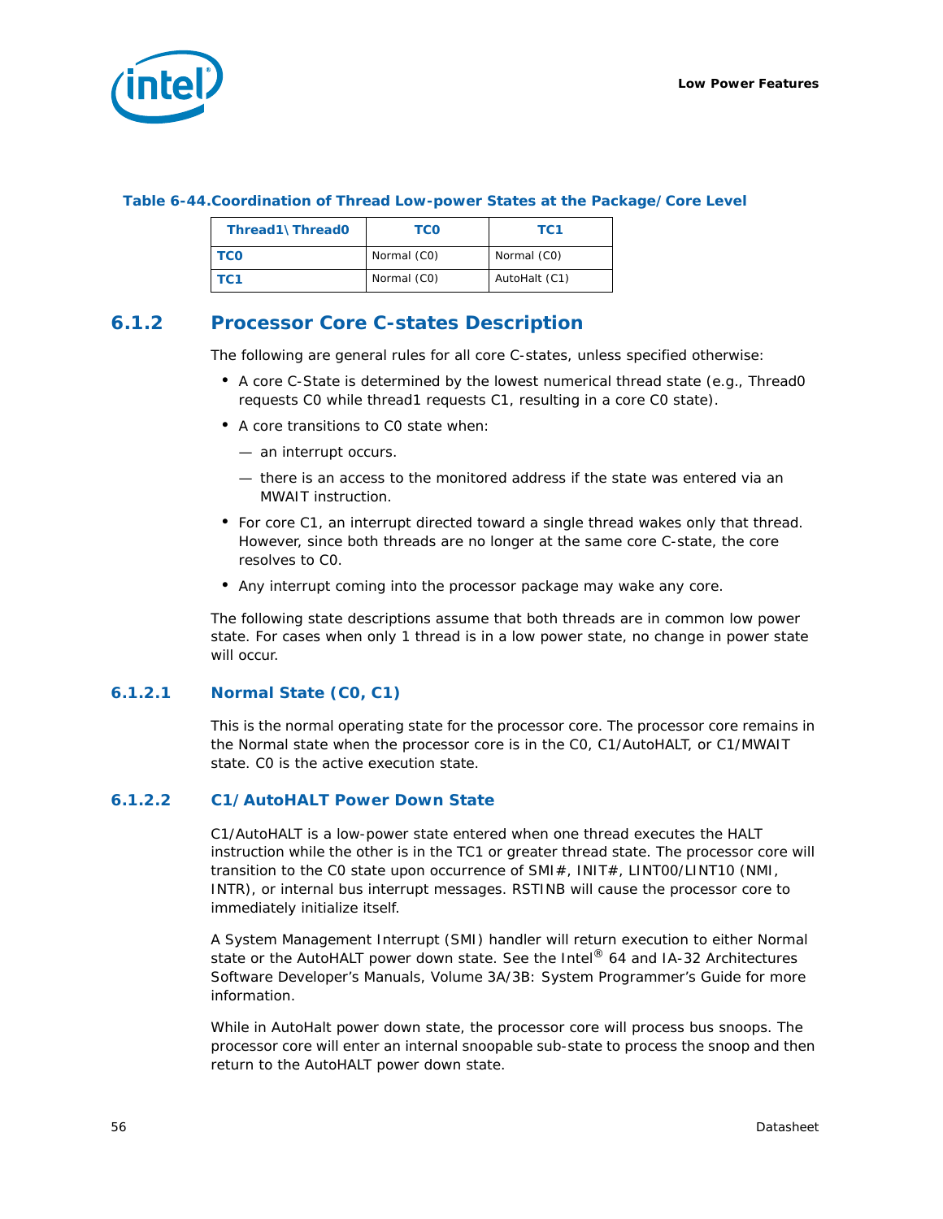**Table 6-44.Coordination of Thread Low-power States at the Package/Core Level**

| Thread1\Thread0 | TC0 | TC1 |
|---|---|---|
| **TC0** | Normal (C0) | Normal (C0) |
| **TC1** | Normal (C0) | AutoHalt (C1) |

## 6.1.2 Processor Core C-states Description

The following are general rules for all core C-states, unless specified otherwise:

- A core C-State is determined by the lowest numerical thread state (e.g., Thread0 requests C0 while thread1 requests C1, resulting in a core C0 state).
- A core transitions to C0 state when:
  - — an interrupt occurs.
  - — there is an access to the monitored address if the state was entered via an MWAIT instruction.
- For core C1, an interrupt directed toward a single thread wakes only that thread. However, since both threads are no longer at the same core C-state, the core resolves to C0.
- Any interrupt coming into the processor package may wake any core.

The following state descriptions assume that both threads are in common low power state. For cases when only 1 thread is in a low power state, no change in power state will occur.

### 6.1.2.1 Normal State (C0, C1)

This is the normal operating state for the processor core. The processor core remains in the Normal state when the processor core is in the C0, C1/AutoHALT, or C1/MWAIT state. C0 is the active execution state.

### 6.1.2.2 C1/AutoHALT Power Down State

C1/AutoHALT is a low-power state entered when one thread executes the HALT instruction while the other is in the TC1 or greater thread state. The processor core will transition to the C0 state upon occurrence of SMI#, INIT#, LINT00/LINT10 (NMI, INTR), or internal bus interrupt messages. RSTINB will cause the processor core to immediately initialize itself.

A System Management Interrupt (SMI) handler will return execution to either Normal state or the AutoHALT power down state. See the Intel® 64 and IA-32 Architectures Software Developer's Manuals, Volume 3A/3B: System Programmer's Guide for more information.

While in AutoHalt power down state, the processor core will process bus snoops. The processor core will enter an internal snoopable sub-state to process the snoop and then return to the AutoHALT power down state.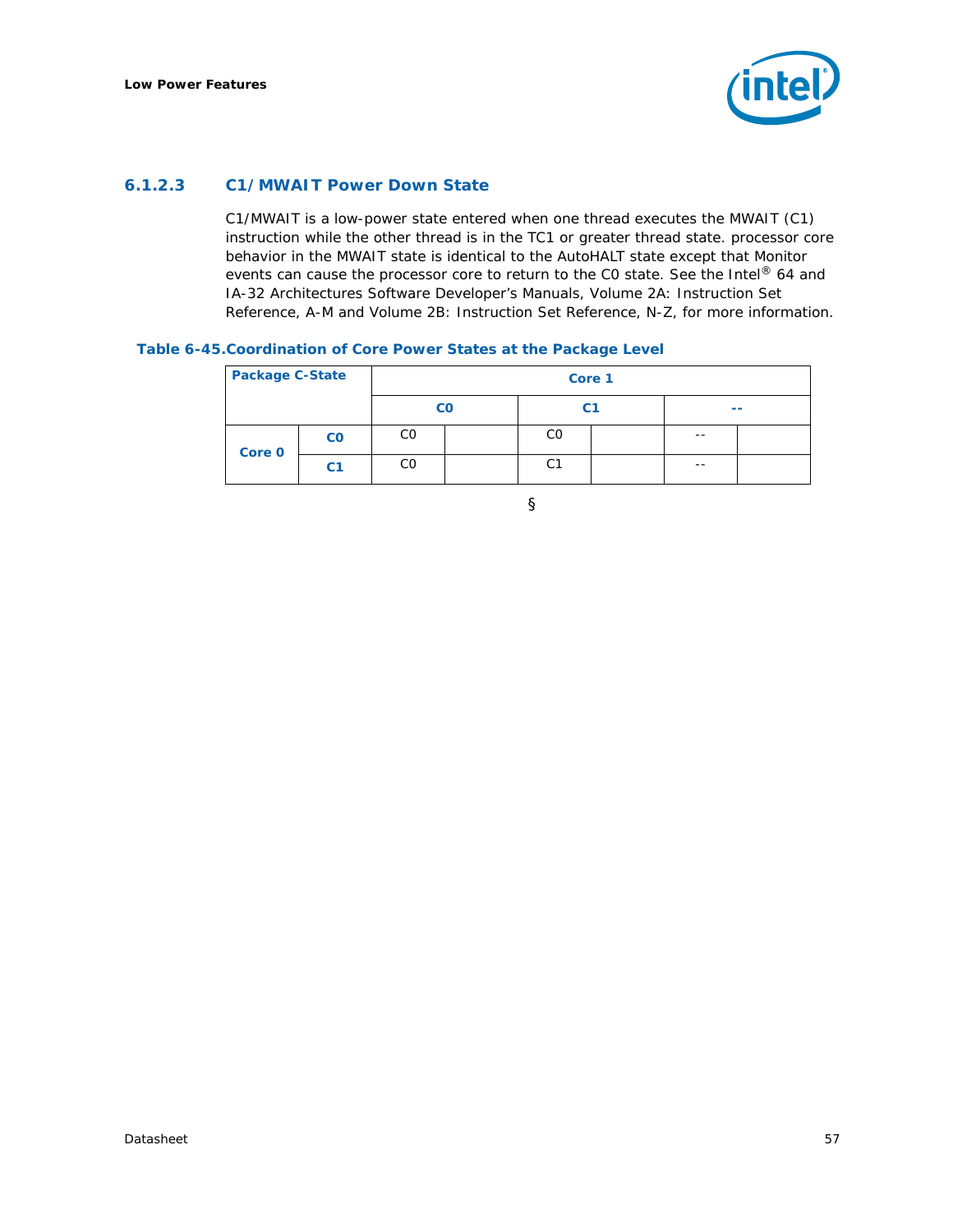### 6.1.2.3 C1/MWAIT Power Down State

C1/MWAIT is a low-power state entered when one thread executes the MWAIT (C1) instruction while the other thread is in the TC1 or greater thread state. processor core behavior in the MWAIT state is identical to the AutoHALT state except that Monitor events can cause the processor core to return to the C0 state. See the Intel® 64 and IA-32 Architectures Software Developer's Manuals, Volume 2A: Instruction Set Reference, A-M and Volume 2B: Instruction Set Reference, N-Z, for more information.

**Table 6-45. Coordination of Core Power States at the Package Level**

| Package C-State | | Core 1 | | | | | |
|---|---|---|---|---|---|---|---|
| | | C0 | | C1 | | -- | |
| Core 0 | C0 | C0 | | C0 | | -- | |
| | C1 | C0 | | C1 | | -- | |

§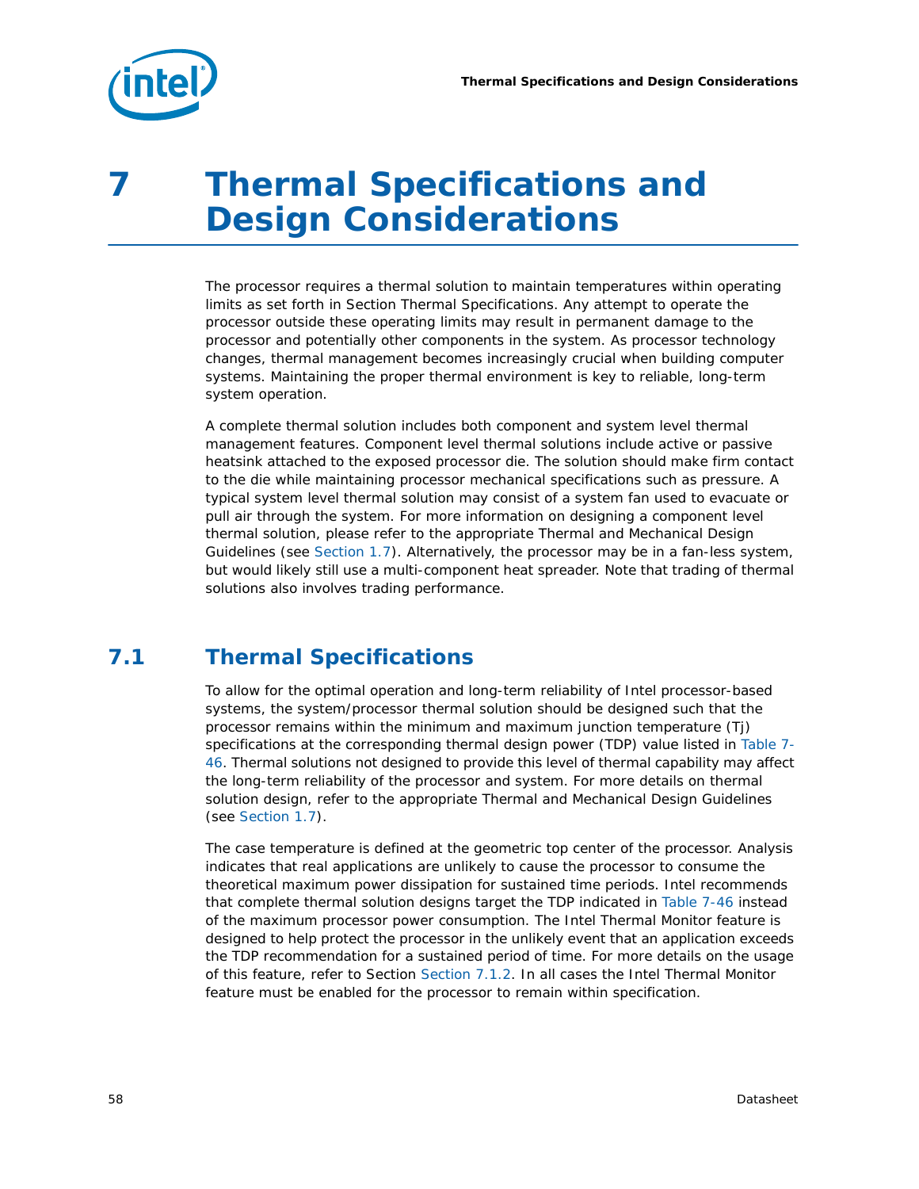# 7 Thermal Specifications and Design Considerations

The processor requires a thermal solution to maintain temperatures within operating limits as set forth in Section Thermal Specifications. Any attempt to operate the processor outside these operating limits may result in permanent damage to the processor and potentially other components in the system. As processor technology changes, thermal management becomes increasingly crucial when building computer systems. Maintaining the proper thermal environment is key to reliable, long-term system operation.

A complete thermal solution includes both component and system level thermal management features. Component level thermal solutions include active or passive heatsink attached to the exposed processor die. The solution should make firm contact to the die while maintaining processor mechanical specifications such as pressure. A typical system level thermal solution may consist of a system fan used to evacuate or pull air through the system. For more information on designing a component level thermal solution, please refer to the appropriate Thermal and Mechanical Design Guidelines (see Section 1.7). Alternatively, the processor may be in a fan-less system, but would likely still use a multi-component heat spreader. Note that trading of thermal solutions also involves trading performance.

## 7.1 Thermal Specifications

To allow for the optimal operation and long-term reliability of Intel processor-based systems, the system/processor thermal solution should be designed such that the processor remains within the minimum and maximum junction temperature (Tj) specifications at the corresponding thermal design power (TDP) value listed in Table 7-46. Thermal solutions not designed to provide this level of thermal capability may affect the long-term reliability of the processor and system. For more details on thermal solution design, refer to the appropriate Thermal and Mechanical Design Guidelines (see Section 1.7).

The case temperature is defined at the geometric top center of the processor. Analysis indicates that real applications are unlikely to cause the processor to consume the theoretical maximum power dissipation for sustained time periods. Intel recommends that complete thermal solution designs target the TDP indicated in Table 7-46 instead of the maximum processor power consumption. The Intel Thermal Monitor feature is designed to help protect the processor in the unlikely event that an application exceeds the TDP recommendation for a sustained period of time. For more details on the usage of this feature, refer to Section Section 7.1.2. In all cases the Intel Thermal Monitor feature must be enabled for the processor to remain within specification.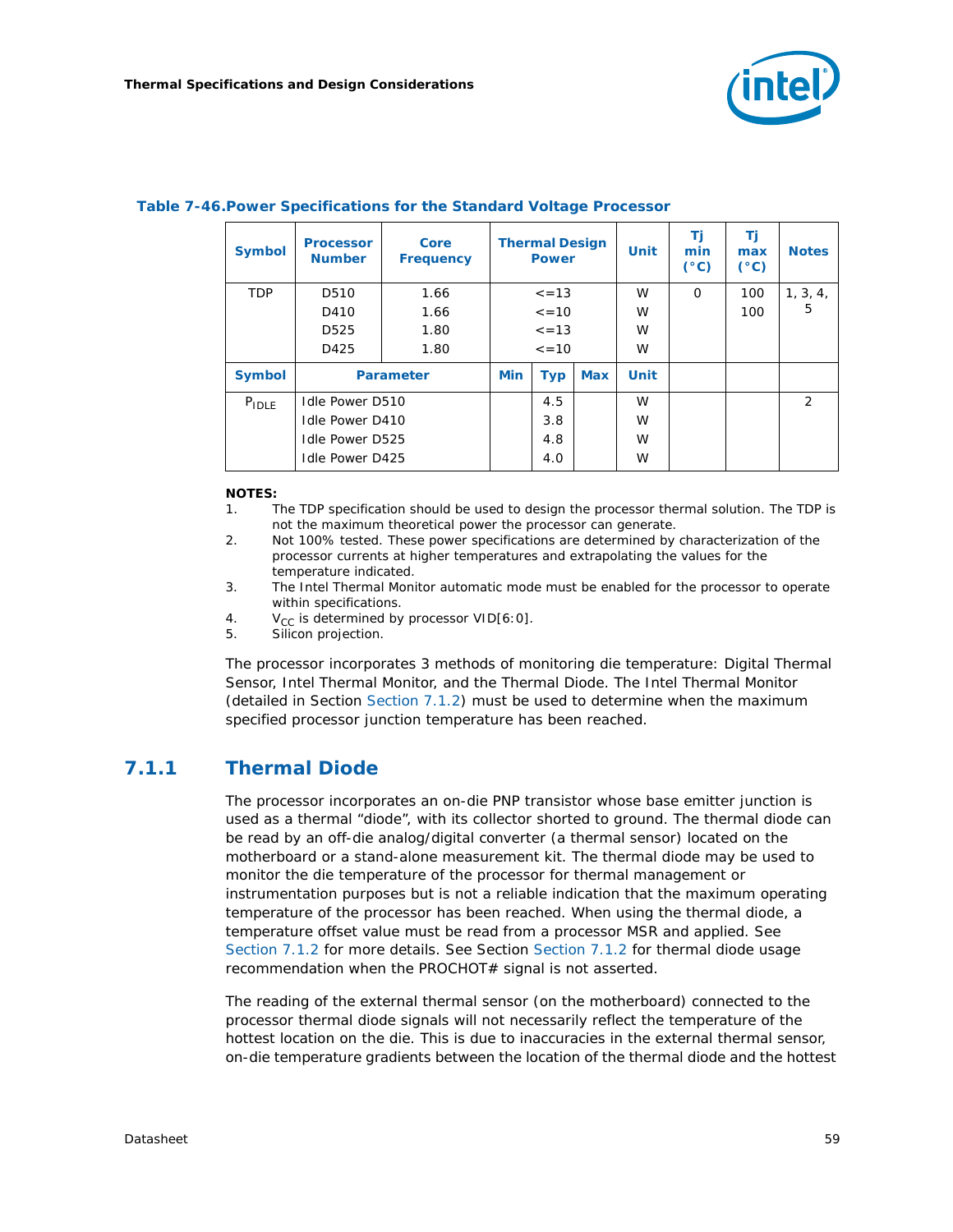**Table 7-46.Power Specifications for the Standard Voltage Processor**

| Symbol | Processor Number | Core Frequency | Thermal Design Power | | | Unit | Tj min (°C) | Tj max (°C) | Notes |
|---|---|---|---|---|---|---|---|---|---|
| TDP | D510<br>D410<br>D525<br>D425 | 1.66<br>1.66<br>1.80<br>1.80 | <=13<br><=10<br><=13<br><=10 | | | W<br>W<br>W<br>W | 0 | 100<br>100 | 1, 3, 4, 5 |
| **Symbol** | **Parameter** | | **Min** | **Typ** | **Max** | **Unit** | | | |
| $P_{IDLE}$ | Idle Power D510<br>Idle Power D410<br>Idle Power D525<br>Idle Power D425 | | | 4.5<br>3.8<br>4.8<br>4.0 | | W<br>W<br>W<br>W | | | 2 |

**NOTES:**

1. The TDP specification should be used to design the processor thermal solution. The TDP is not the maximum theoretical power the processor can generate.
2. Not 100% tested. These power specifications are determined by characterization of the processor currents at higher temperatures and extrapolating the values for the temperature indicated.
3. The Intel Thermal Monitor automatic mode must be enabled for the processor to operate within specifications.
4. $V_{CC}$ is determined by processor VID[6:0].
5. Silicon projection.

The processor incorporates 3 methods of monitoring die temperature: Digital Thermal Sensor, Intel Thermal Monitor, and the Thermal Diode. The Intel Thermal Monitor (detailed in Section Section 7.1.2) must be used to determine when the maximum specified processor junction temperature has been reached.

## 7.1.1 Thermal Diode

The processor incorporates an on-die PNP transistor whose base emitter junction is used as a thermal "diode", with its collector shorted to ground. The thermal diode can be read by an off-die analog/digital converter (a thermal sensor) located on the motherboard or a stand-alone measurement kit. The thermal diode may be used to monitor the die temperature of the processor for thermal management or instrumentation purposes but is not a reliable indication that the maximum operating temperature of the processor has been reached. When using the thermal diode, a temperature offset value must be read from a processor MSR and applied. See Section 7.1.2 for more details. See Section Section 7.1.2 for thermal diode usage recommendation when the PROCHOT# signal is not asserted.

The reading of the external thermal sensor (on the motherboard) connected to the processor thermal diode signals will not necessarily reflect the temperature of the hottest location on the die. This is due to inaccuracies in the external thermal sensor, on-die temperature gradients between the location of the thermal diode and the hottest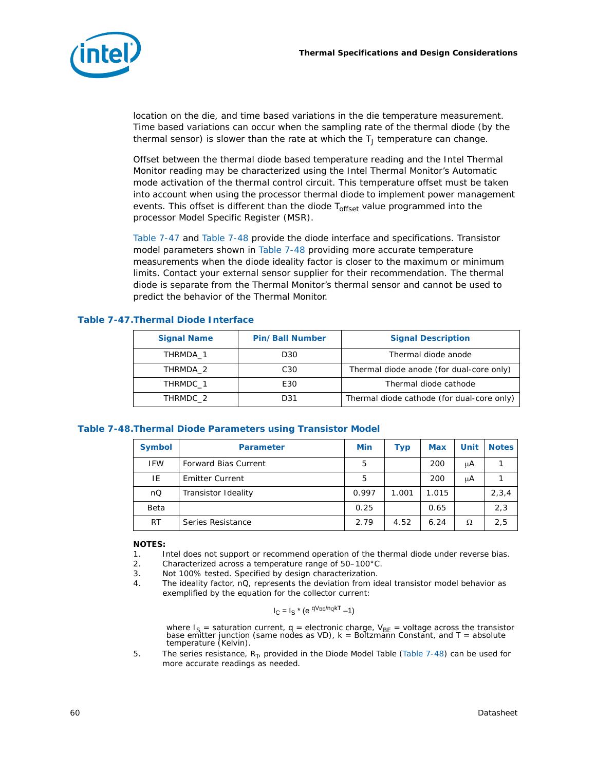location on the die, and time based variations in the die temperature measurement. Time based variations can occur when the sampling rate of the thermal diode (by the thermal sensor) is slower than the rate at which the $T_J$ temperature can change.

Offset between the thermal diode based temperature reading and the Intel Thermal Monitor reading may be characterized using the Intel Thermal Monitor's Automatic mode activation of the thermal control circuit. This temperature offset must be taken into account when using the processor thermal diode to implement power management events. This offset is different than the diode $T_{offset}$ value programmed into the processor Model Specific Register (MSR).

Table 7-47 and Table 7-48 provide the diode interface and specifications. Transistor model parameters shown in Table 7-48 providing more accurate temperature measurements when the diode ideality factor is closer to the maximum or minimum limits. Contact your external sensor supplier for their recommendation. The thermal diode is separate from the Thermal Monitor's thermal sensor and cannot be used to predict the behavior of the Thermal Monitor.

### Table 7-47. Thermal Diode Interface

| Signal Name | Pin/Ball Number | Signal Description |
|---|---|---|
| THRMDA_1 | D30 | Thermal diode anode |
| THRMDA_2 | C30 | Thermal diode anode (for dual-core only) |
| THRMDC_1 | E30 | Thermal diode cathode |
| THRMDC_2 | D31 | Thermal diode cathode (for dual-core only) |

### Table 7-48. Thermal Diode Parameters using Transistor Model

| Symbol | Parameter | Min | Typ | Max | Unit | Notes |
|---|---|---|---|---|---|---|
| IFW | Forward Bias Current | 5 | | 200 | µA | 1 |
| IE | Emitter Current | 5 | | 200 | µA | 1 |
| nQ | Transistor Ideality | 0.997 | 1.001 | 1.015 | | 2,3,4 |
| Beta | | 0.25 | | 0.65 | | 2,3 |
| RT | Series Resistance | 2.79 | 4.52 | 6.24 | Ω | 2,5 |

**NOTES:**

1. Intel does not support or recommend operation of the thermal diode under reverse bias.
2. Characterized across a temperature range of 50–100°C.
3. Not 100% tested. Specified by design characterization.
4. The ideality factor, nQ, represents the deviation from ideal transistor model behavior as exemplified by the equation for the collector current:

$$I_C = I_S * (e^{qV_{BE}/n_QkT} - 1)$$

where $I_S$ = saturation current, q = electronic charge, $V_{BE}$ = voltage across the transistor base emitter junction (same nodes as VD), k = Boltzmann Constant, and T = absolute temperature (Kelvin).

5. The series resistance, $R_T$, provided in the Diode Model Table (Table 7-48) can be used for more accurate readings as needed.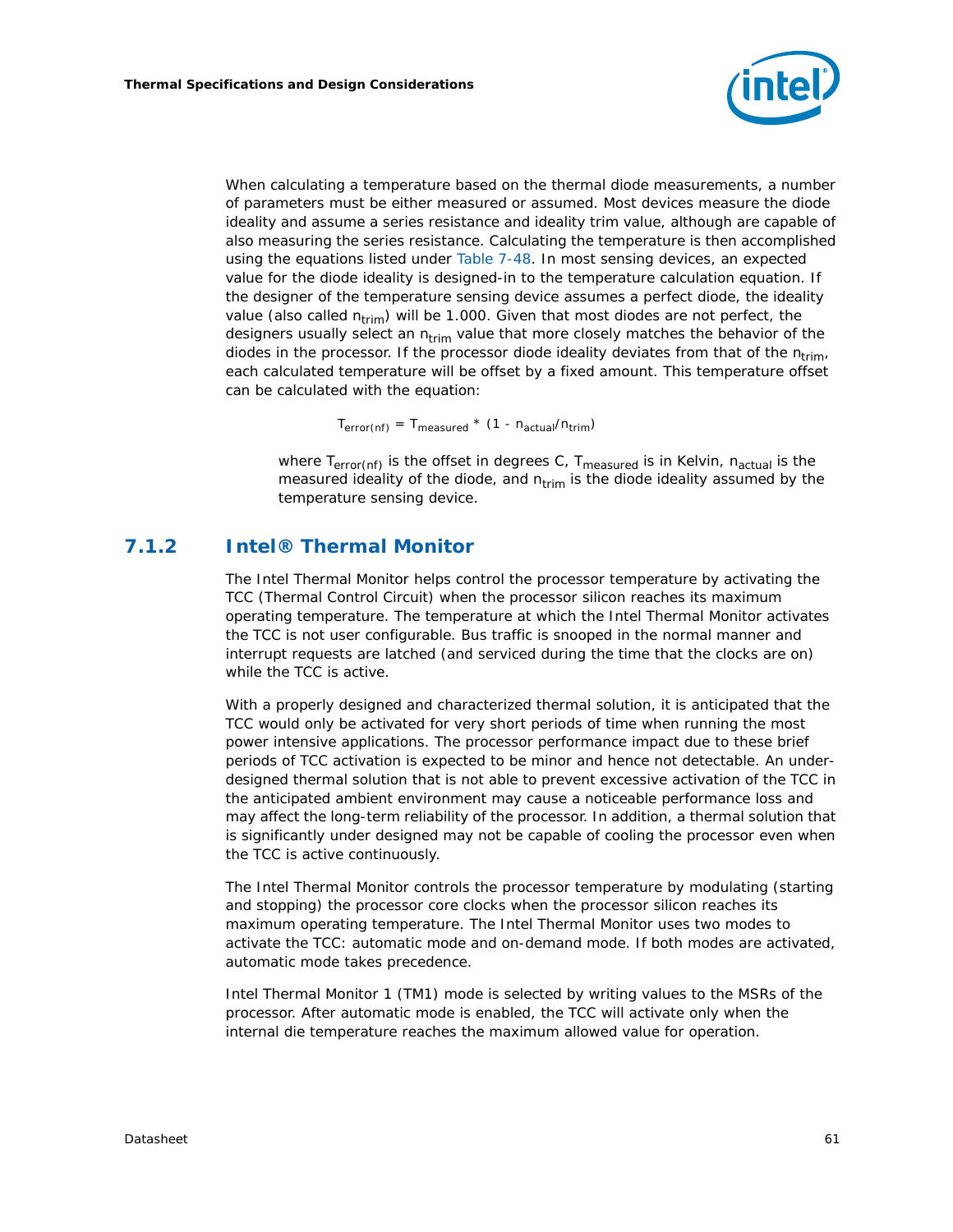When calculating a temperature based on the thermal diode measurements, a number of parameters must be either measured or assumed. Most devices measure the diode ideality and assume a series resistance and ideality trim value, although are capable of also measuring the series resistance. Calculating the temperature is then accomplished using the equations listed under Table 7-48. In most sensing devices, an expected value for the diode ideality is designed-in to the temperature calculation equation. If the designer of the temperature sensing device assumes a perfect diode, the ideality value (also called $n_{trim}$) will be 1.000. Given that most diodes are not perfect, the designers usually select an $n_{trim}$ value that more closely matches the behavior of the diodes in the processor. If the processor diode ideality deviates from that of the $n_{trim}$, each calculated temperature will be offset by a fixed amount. This temperature offset can be calculated with the equation:

$$T_{error(nf)} = T_{measured} * (1 - n_{actual}/n_{trim})$$

where $T_{error(nf)}$ is the offset in degrees C, $T_{measured}$ is in Kelvin, $n_{actual}$ is the measured ideality of the diode, and $n_{trim}$ is the diode ideality assumed by the temperature sensing device.

### 7.1.2 Intel® Thermal Monitor

The Intel Thermal Monitor helps control the processor temperature by activating the TCC (Thermal Control Circuit) when the processor silicon reaches its maximum operating temperature. The temperature at which the Intel Thermal Monitor activates the TCC is not user configurable. Bus traffic is snooped in the normal manner and interrupt requests are latched (and serviced during the time that the clocks are on) while the TCC is active.

With a properly designed and characterized thermal solution, it is anticipated that the TCC would only be activated for very short periods of time when running the most power intensive applications. The processor performance impact due to these brief periods of TCC activation is expected to be minor and hence not detectable. An under-designed thermal solution that is not able to prevent excessive activation of the TCC in the anticipated ambient environment may cause a noticeable performance loss and may affect the long-term reliability of the processor. In addition, a thermal solution that is significantly under designed may not be capable of cooling the processor even when the TCC is active continuously.

The Intel Thermal Monitor controls the processor temperature by modulating (starting and stopping) the processor core clocks when the processor silicon reaches its maximum operating temperature. The Intel Thermal Monitor uses two modes to activate the TCC: automatic mode and on-demand mode. If both modes are activated, automatic mode takes precedence.

Intel Thermal Monitor 1 (TM1) mode is selected by writing values to the MSRs of the processor. After automatic mode is enabled, the TCC will activate only when the internal die temperature reaches the maximum allowed value for operation.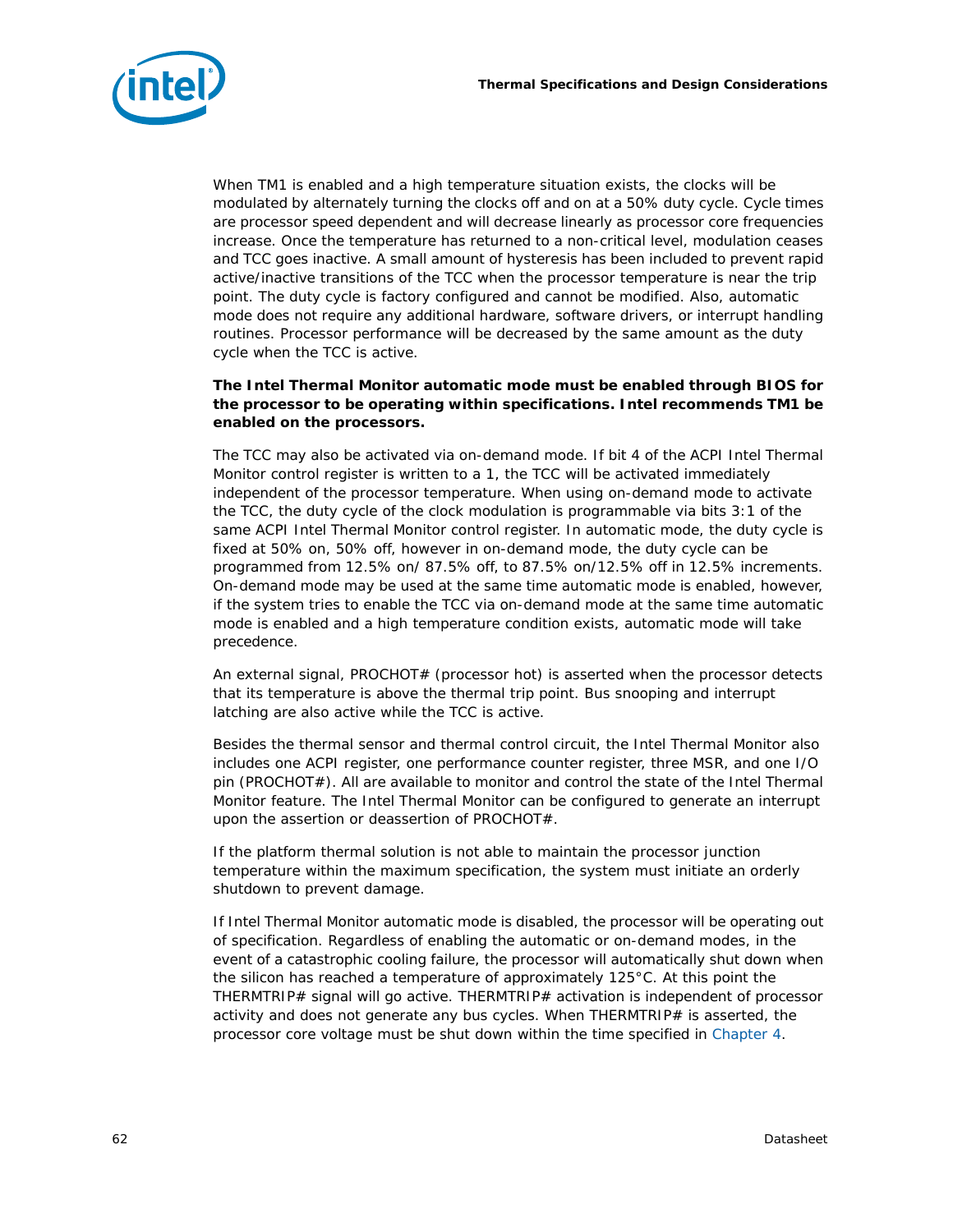When TM1 is enabled and a high temperature situation exists, the clocks will be modulated by alternately turning the clocks off and on at a 50% duty cycle. Cycle times are processor speed dependent and will decrease linearly as processor core frequencies increase. Once the temperature has returned to a non-critical level, modulation ceases and TCC goes inactive. A small amount of hysteresis has been included to prevent rapid active/inactive transitions of the TCC when the processor temperature is near the trip point. The duty cycle is factory configured and cannot be modified. Also, automatic mode does not require any additional hardware, software drivers, or interrupt handling routines. Processor performance will be decreased by the same amount as the duty cycle when the TCC is active.

**The Intel Thermal Monitor automatic mode must be enabled through BIOS for the processor to be operating within specifications. Intel recommends TM1 be enabled on the processors.**

The TCC may also be activated via on-demand mode. If bit 4 of the ACPI Intel Thermal Monitor control register is written to a 1, the TCC will be activated immediately independent of the processor temperature. When using on-demand mode to activate the TCC, the duty cycle of the clock modulation is programmable via bits 3:1 of the same ACPI Intel Thermal Monitor control register. In automatic mode, the duty cycle is fixed at 50% on, 50% off, however in on-demand mode, the duty cycle can be programmed from 12.5% on/ 87.5% off, to 87.5% on/12.5% off in 12.5% increments. On-demand mode may be used at the same time automatic mode is enabled, however, if the system tries to enable the TCC via on-demand mode at the same time automatic mode is enabled and a high temperature condition exists, automatic mode will take precedence.

An external signal, PROCHOT# (processor hot) is asserted when the processor detects that its temperature is above the thermal trip point. Bus snooping and interrupt latching are also active while the TCC is active.

Besides the thermal sensor and thermal control circuit, the Intel Thermal Monitor also includes one ACPI register, one performance counter register, three MSR, and one I/O pin (PROCHOT#). All are available to monitor and control the state of the Intel Thermal Monitor feature. The Intel Thermal Monitor can be configured to generate an interrupt upon the assertion or deassertion of PROCHOT#.

If the platform thermal solution is not able to maintain the processor junction temperature within the maximum specification, the system must initiate an orderly shutdown to prevent damage.

If Intel Thermal Monitor automatic mode is disabled, the processor will be operating out of specification. Regardless of enabling the automatic or on-demand modes, in the event of a catastrophic cooling failure, the processor will automatically shut down when the silicon has reached a temperature of approximately 125°C. At this point the THERMTRIP# signal will go active. THERMTRIP# activation is independent of processor activity and does not generate any bus cycles. When THERMTRIP# is asserted, the processor core voltage must be shut down within the time specified in Chapter 4.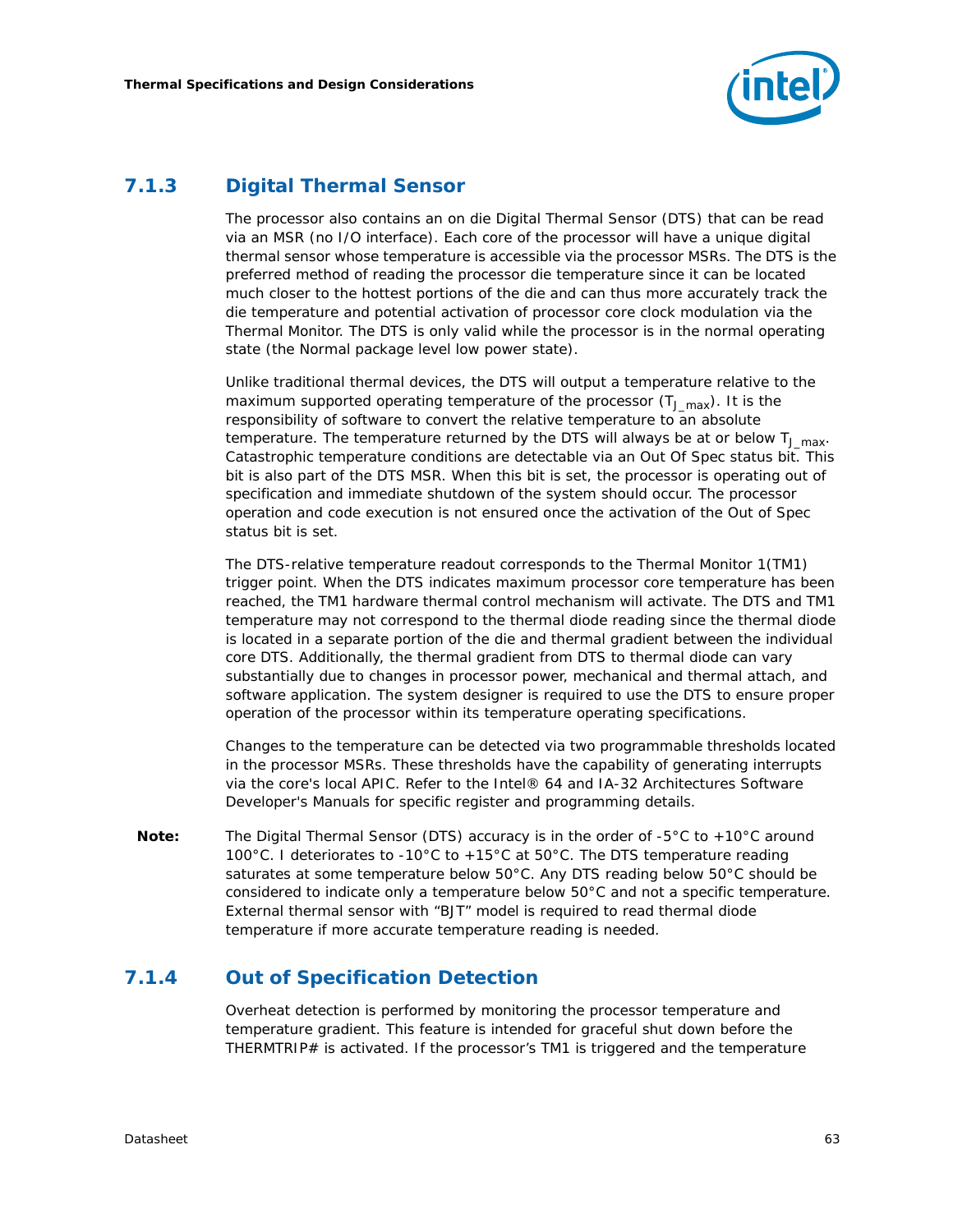### 7.1.3 Digital Thermal Sensor

The processor also contains an on die Digital Thermal Sensor (DTS) that can be read via an MSR (no I/O interface). Each core of the processor will have a unique digital thermal sensor whose temperature is accessible via the processor MSRs. The DTS is the preferred method of reading the processor die temperature since it can be located much closer to the hottest portions of the die and can thus more accurately track the die temperature and potential activation of processor core clock modulation via the Thermal Monitor. The DTS is only valid while the processor is in the normal operating state (the Normal package level low power state).

Unlike traditional thermal devices, the DTS will output a temperature relative to the maximum supported operating temperature of the processor ($T_{J\_max}$). It is the responsibility of software to convert the relative temperature to an absolute temperature. The temperature returned by the DTS will always be at or below $T_{J\_max}$. Catastrophic temperature conditions are detectable via an Out Of Spec status bit. This bit is also part of the DTS MSR. When this bit is set, the processor is operating out of specification and immediate shutdown of the system should occur. The processor operation and code execution is not ensured once the activation of the Out of Spec status bit is set.

The DTS-relative temperature readout corresponds to the Thermal Monitor 1(TM1) trigger point. When the DTS indicates maximum processor core temperature has been reached, the TM1 hardware thermal control mechanism will activate. The DTS and TM1 temperature may not correspond to the thermal diode reading since the thermal diode is located in a separate portion of the die and thermal gradient between the individual core DTS. Additionally, the thermal gradient from DTS to thermal diode can vary substantially due to changes in processor power, mechanical and thermal attach, and software application. The system designer is required to use the DTS to ensure proper operation of the processor within its temperature operating specifications.

Changes to the temperature can be detected via two programmable thresholds located in the processor MSRs. These thresholds have the capability of generating interrupts via the core's local APIC. Refer to the Intel® 64 and IA-32 Architectures Software Developer's Manuals for specific register and programming details.

**Note:** The Digital Thermal Sensor (DTS) accuracy is in the order of -5°C to +10°C around 100°C. I deteriorates to -10°C to +15°C at 50°C. The DTS temperature reading saturates at some temperature below 50°C. Any DTS reading below 50°C should be considered to indicate only a temperature below 50°C and not a specific temperature. External thermal sensor with “BJT” model is required to read thermal diode temperature if more accurate temperature reading is needed.

### 7.1.4 Out of Specification Detection

Overheat detection is performed by monitoring the processor temperature and temperature gradient. This feature is intended for graceful shut down before the THERMTRIP# is activated. If the processor’s TM1 is triggered and the temperature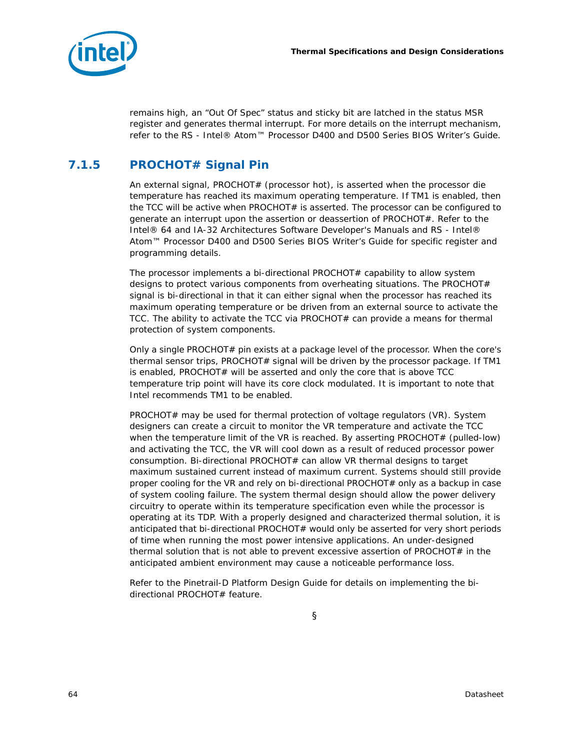remains high, an “Out Of Spec” status and sticky bit are latched in the status MSR register and generates thermal interrupt. For more details on the interrupt mechanism, refer to the RS - Intel® Atom™ Processor D400 and D500 Series BIOS Writer’s Guide.

### 7.1.5 PROCHOT# Signal Pin

An external signal, PROCHOT# (processor hot), is asserted when the processor die temperature has reached its maximum operating temperature. If TM1 is enabled, then the TCC will be active when PROCHOT# is asserted. The processor can be configured to generate an interrupt upon the assertion or deassertion of PROCHOT#. Refer to the Intel® 64 and IA-32 Architectures Software Developer's Manuals and RS - Intel® Atom™ Processor D400 and D500 Series BIOS Writer’s Guide for specific register and programming details.

The processor implements a bi-directional PROCHOT# capability to allow system designs to protect various components from overheating situations. The PROCHOT# signal is bi-directional in that it can either signal when the processor has reached its maximum operating temperature or be driven from an external source to activate the TCC. The ability to activate the TCC via PROCHOT# can provide a means for thermal protection of system components.

Only a single PROCHOT# pin exists at a package level of the processor. When the core's thermal sensor trips, PROCHOT# signal will be driven by the processor package. If TM1 is enabled, PROCHOT# will be asserted and only the core that is above TCC temperature trip point will have its core clock modulated. It is important to note that Intel recommends TM1 to be enabled.

PROCHOT# may be used for thermal protection of voltage regulators (VR). System designers can create a circuit to monitor the VR temperature and activate the TCC when the temperature limit of the VR is reached. By asserting PROCHOT# (pulled-low) and activating the TCC, the VR will cool down as a result of reduced processor power consumption. Bi-directional PROCHOT# can allow VR thermal designs to target maximum sustained current instead of maximum current. Systems should still provide proper cooling for the VR and rely on bi-directional PROCHOT# only as a backup in case of system cooling failure. The system thermal design should allow the power delivery circuitry to operate within its temperature specification even while the processor is operating at its TDP. With a properly designed and characterized thermal solution, it is anticipated that bi-directional PROCHOT# would only be asserted for very short periods of time when running the most power intensive applications. An under-designed thermal solution that is not able to prevent excessive assertion of PROCHOT# in the anticipated ambient environment may cause a noticeable performance loss.

Refer to the Pinetrail-D Platform Design Guide for details on implementing the bi-directional PROCHOT# feature.

§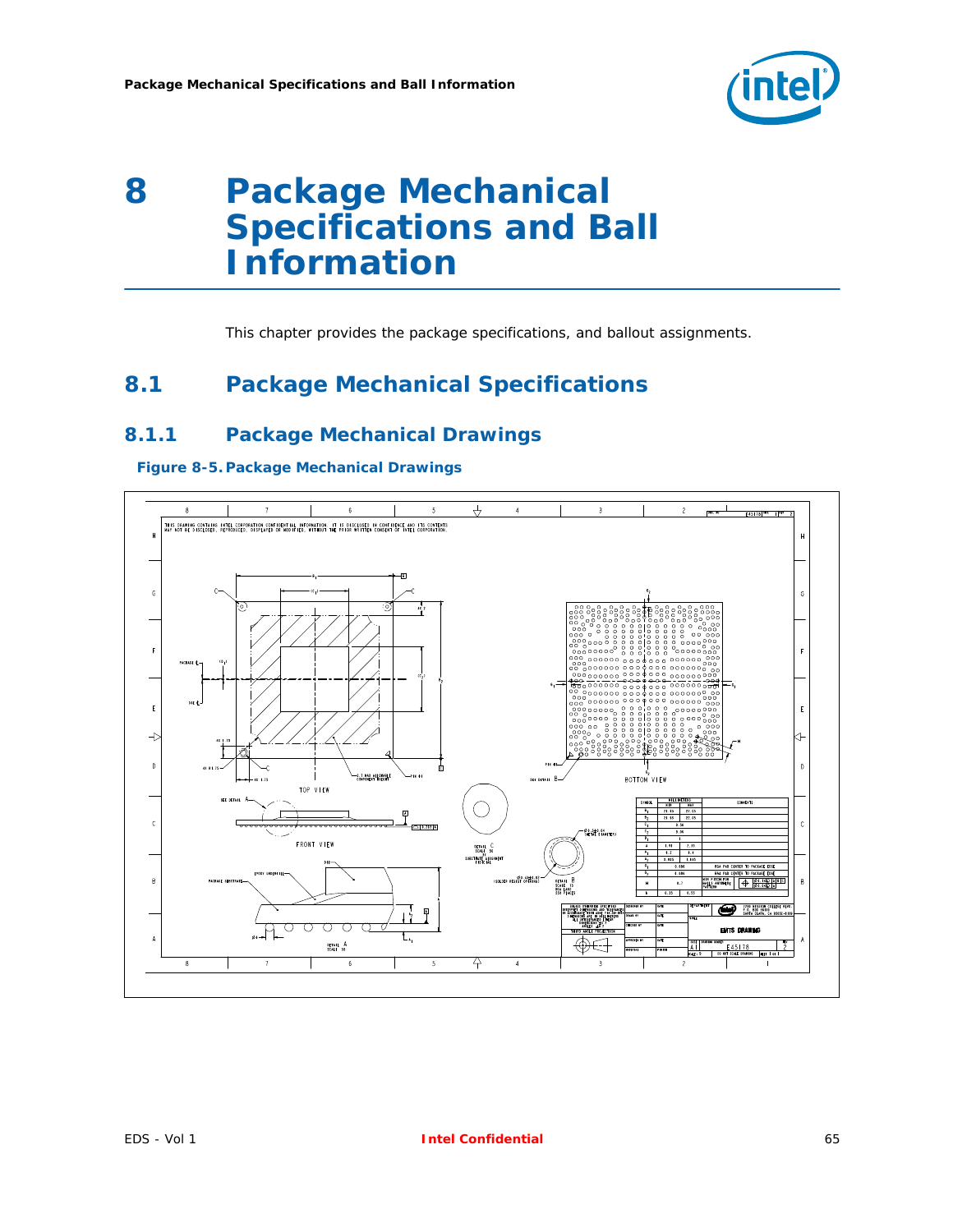# 8 Package Mechanical Specifications and Ball Information

This chapter provides the package specifications, and ballout assignments.

## 8.1 Package Mechanical Specifications

### 8.1.1 Package Mechanical Drawings

**Figure 8-5. Package Mechanical Drawings**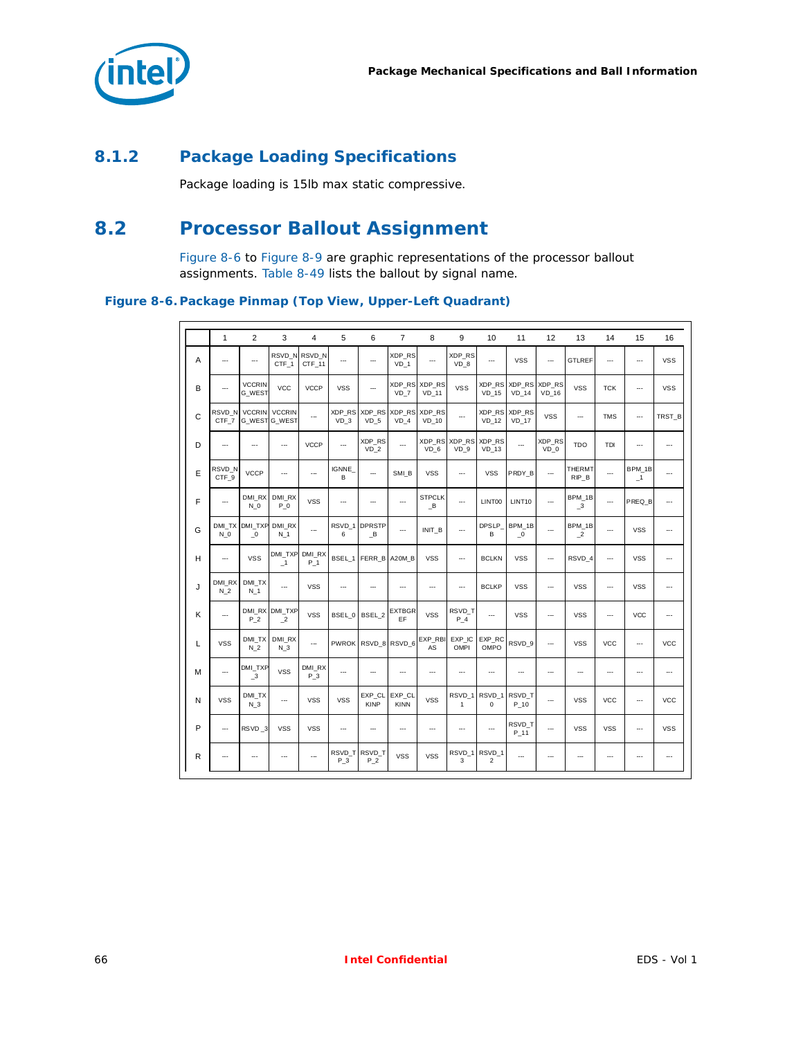### 8.1.2 Package Loading Specifications

Package loading is 15lb max static compressive.

## 8.2 Processor Ballout Assignment

Figure 8-6 to Figure 8-9 are graphic representations of the processor ballout assignments. Table 8-49 lists the ballout by signal name.

**Figure 8-6. Package Pinmap (Top View, Upper-Left Quadrant)**

| | 1 | 2 | 3 | 4 | 5 | 6 | 7 | 8 | 9 | 10 | 11 | 12 | 13 | 14 | 15 | 16 |
|---|---|---|---|---|---|---|---|---|---|---|---|---|---|---|---|---|
| A | --- | --- | RSVD_NCTF_1 | RSVD_NCTF_11 | --- | --- | XDP_RSVD_1 | --- | XDP_RSVD_8 | --- | VSS | --- | GTLREF | --- | --- | VSS |
| B | --- | VCCRING_WEST | VCC | VCCP | VSS | --- | XDP_RSVD_7 | XDP_RSVD_11 | VSS | XDP_RSVD_15 | XDP_RSVD_14 | XDP_RSVD_16 | VSS | TCK | --- | VSS |
| C | RSVD_NCTF_7 | VCCRING_WEST | VCCRING_WEST | --- | XDP_RSVD_3 | XDP_RSVD_5 | XDP_RSVD_4 | XDP_RSVD_10 | --- | XDP_RSVD_12 | XDP_RSVD_17 | VSS | --- | TMS | --- | TRST_B |
| D | --- | --- | --- | VCCP | --- | XDP_RSVD_2 | --- | XDP_RSVD_6 | XDP_RSVD_9 | XDP_RSVD_13 | --- | XDP_RSVD_0 | TDO | TDI | --- | --- |
| E | RSVD_NCTF_9 | VCCP | --- | --- | IGNNE_B | --- | SMI_B | VSS | --- | VSS | PRDY_B | --- | THERMTRIP_B | --- | BPM_1B_1 | --- |
| F | --- | DMI_RXN_0 | DMI_RXP_0 | VSS | --- | --- | --- | STPCLK_B | --- | LINT00 | LINT10 | --- | BPM_1B_3 | --- | PREQ_B | --- |
| G | DMI_TXN_0 | DMI_TXP_0 | DMI_RXN_1 | --- | RSVD_16 | DPRSTP_B | --- | INIT_B | --- | DPSLP_B | BPM_1B_0 | --- | BPM_1B_2 | --- | VSS | --- |
| H | --- | VSS | DMI_TXP_1 | DMI_RXP_1 | BSEL_1 | FERR_B | A20M_B | VSS | --- | BCLKN | VSS | --- | RSVD_4 | --- | VSS | --- |
| J | DMI_RXN_2 | DMI_TXN_1 | --- | VSS | --- | --- | --- | --- | --- | BCLKP | VSS | --- | VSS | --- | VSS | --- |
| K | --- | DMI_RXP_2 | DMI_TXP_2 | VSS | BSEL_0 | BSEL_2 | EXTBGREF | VSS | RSVD_TP_4 | --- | VSS | --- | VSS | --- | VCC | --- |
| L | VSS | DMI_TXN_2 | DMI_RXN_3 | --- | PWROK | RSVD_8 | RSVD_6 | EXP_RBIAS | EXP_ICOMPI | EXP_RCOMPO | RSVD_9 | --- | VSS | VCC | --- | VCC |
| M | --- | DMI_TXP_3 | VSS | DMI_RXP_3 | --- | --- | --- | --- | --- | --- | --- | --- | --- | --- | --- | --- |
| N | VSS | DMI_TXN_3 | --- | VSS | VSS | EXP_CLKINP | EXP_CLKINN | VSS | RSVD_11 | RSVD_10 | RSVD_TP_10 | --- | VSS | VCC | --- | VCC |
| P | --- | RSVD_3 | VSS | VSS | --- | --- | --- | --- | --- | --- | RSVD_TP_11 | --- | VSS | VSS | --- | VSS |
| R | --- | --- | --- | --- | RSVD_TP_3 | RSVD_TP_2 | VSS | VSS | RSVD_13 | RSVD_12 | --- | --- | --- | --- | --- | --- |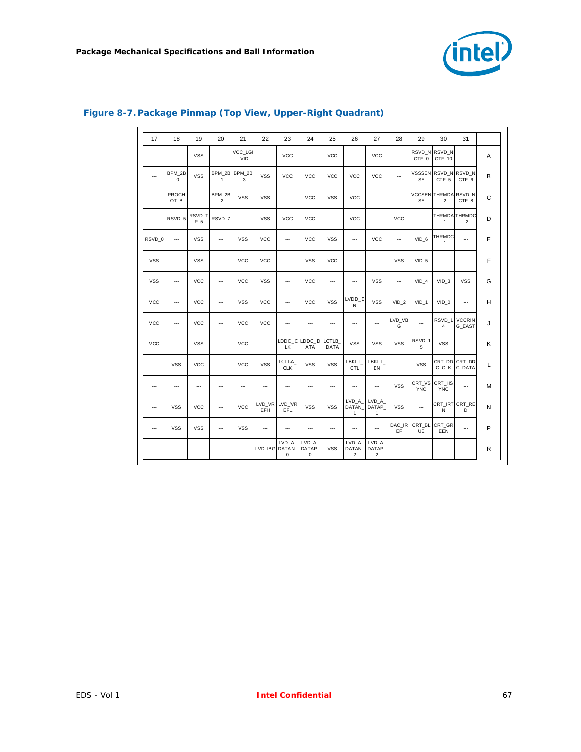## Figure 8-7. Package Pinmap (Top View, Upper-Right Quadrant)

| 17 | 18 | 19 | 20 | 21 | 22 | 23 | 24 | 25 | 26 | 27 | 28 | 29 | 30 | 31 | |
|---|---|---|---|---|---|---|---|---|---|---|---|---|---|---|---|
| --- | --- | VSS | --- | VCC_LGI_VID | --- | VCC | --- | VCC | --- | VCC | --- | RSVD_NCTF_0 | RSVD_NCTF_10 | --- | A |
| --- | BPM_2B_0 | VSS | BPM_2B_1 | BPM_2B_3 | VSS | VCC | VCC | VCC | VCC | VCC | --- | VSSSENSE | RSVD_NCTF_5 | RSVD_NCTF_6 | B |
| --- | PROCHOT_B | --- | BPM_2B_2 | VSS | VSS | --- | VCC | VSS | VCC | --- | --- | VCCSENSE | THRMDA_2 | RSVD_NCTF_8 | C |
| --- | RSVD_5 | RSVD_TP_5 | RSVD_7 | --- | VSS | VCC | VCC | --- | VCC | --- | VCC | --- | THRMDA_1 | THRMDC_2 | D |
| RSVD_0 | --- | VSS | --- | VSS | VCC | --- | VCC | VSS | --- | VCC | --- | VID_6 | THRMDC_1 | --- | E |
| VSS | --- | VSS | --- | VCC | VCC | --- | VSS | VCC | --- | --- | VSS | VID_5 | --- | --- | F |
| VSS | --- | VCC | --- | VCC | VSS | --- | VCC | --- | --- | VSS | --- | VID_4 | VID_3 | VSS | G |
| VCC | --- | VCC | --- | VSS | VCC | --- | VCC | VSS | LVDD_EN | VSS | VID_2 | VID_1 | VID_0 | --- | H |
| VCC | --- | VCC | --- | VCC | VCC | --- | --- | --- | --- | --- | LVD_VBG | --- | RSVD_14 | VCCRING_EAST | J |
| VCC | --- | VSS | --- | VCC | --- | LDDC_CLK | LDDC_DATA | LCTLB_DATA | VSS | VSS | VSS | RSVD_15 | VSS | --- | K |
| --- | VSS | VCC | --- | VCC | VSS | LCTLA_CLK | VSS | VSS | LBKLT_CTL | LBKLT_EN | --- | VSS | CRT_DDC_CLK | CRT_DDC_DATA | L |
| --- | --- | --- | --- | --- | --- | --- | --- | --- | --- | --- | VSS | CRT_VSYNC | CRT_HSYNC | --- | M |
| --- | VSS | VCC | --- | VCC | LVD_VREFH | LVD_VREFL | VSS | VSS | LVD_A_DATAN_1 | LVD_A_DATAP_1 | VSS | --- | CRT_IRTN | CRT_RED | N |
| --- | VSS | VSS | --- | VSS | --- | --- | --- | --- | --- | --- | DAC_IREF | CRT_BLUE | CRT_GREEN | --- | P |
| --- | --- | --- | --- | --- | LVD_IBG | LVD_A_DATAN_0 | LVD_A_DATAP_0 | VSS | LVD_A_DATAN_2 | LVD_A_DATAP_2 | --- | --- | --- | --- | R |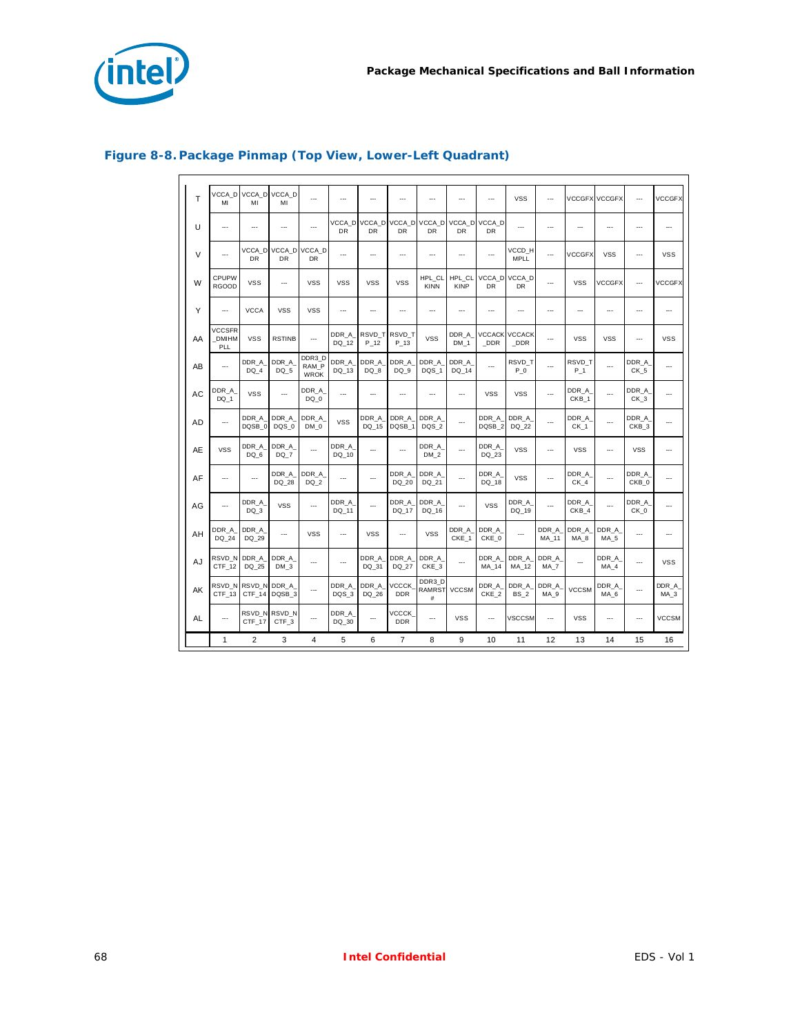## Figure 8-8. Package Pinmap (Top View, Lower-Left Quadrant)

| | 1 | 2 | 3 | 4 | 5 | 6 | 7 | 8 | 9 | 10 | 11 | 12 | 13 | 14 | 15 | 16 |
|---|---|---|---|---|---|---|---|---|---|---|---|---|---|---|---|---|
| T | VCCA_DMI | VCCA_DMI | VCCA_DMI | --- | --- | --- | --- | --- | --- | --- | VSS | --- | VCCGFX | VCCGFX | --- | VCCGFX |
| U | --- | --- | --- | --- | VCCA_DDR | VCCA_DDR | VCCA_DDR | VCCA_DDR | VCCA_DDR | VCCA_DDR | --- | --- | --- | --- | --- | --- |
| V | --- | VCCA_DDR | VCCA_DDR | VCCA_DDR | --- | --- | --- | --- | --- | --- | VCCD_HMPLL | --- | VCCGFX | VSS | --- | VSS |
| W | CPUPWRGOOD | VSS | --- | VSS | VSS | VSS | VSS | HPL_CLKINN | HPL_CLKINP | VCCA_DDR | VCCA_DDR | --- | VSS | VCCGFX | --- | VCCGFX |
| Y | --- | VCCA | VSS | VSS | --- | --- | --- | --- | --- | --- | --- | --- | --- | --- | --- | --- |
| AA | VCCSFR_DMIHMPLL | VSS | RSTINB | --- | DDR_A_DQ_12 | RSVD_TP_12 | RSVD_TP_13 | VSS | DDR_A_DM_1 | VCCACK_DDR | VCCACK_DDR | --- | VSS | VSS | --- | VSS |
| AB | --- | DDR_A_DQ_4 | DDR_A_DQ_5 | DDR3_DRAM_PWROK | DDR_A_DQ_13 | DDR_A_DQ_8 | DDR_A_DQ_9 | DDR_A_DQS_1 | DDR_A_DQ_14 | --- | RSVD_TP_0 | --- | RSVD_TP_1 | --- | DDR_A_CK_5 | --- |
| AC | DDR_A_DQ_1 | VSS | --- | DDR_A_DQ_0 | --- | --- | --- | --- | --- | VSS | VSS | --- | DDR_A_CKB_1 | --- | DDR_A_CK_3 | --- |
| AD | --- | DDR_A_DQSB_0 | DDR_A_DQS_0 | DDR_A_DM_0 | VSS | DDR_A_DQ_15 | DDR_A_DQSB_1 | DDR_A_DQS_2 | --- | DDR_A_DQSB_2 | DDR_A_DQ_22 | --- | DDR_A_CK_1 | --- | DDR_A_CKB_3 | --- |
| AE | VSS | DDR_A_DQ_6 | DDR_A_DQ_7 | --- | DDR_A_DQ_10 | --- | --- | DDR_A_DM_2 | --- | DDR_A_DQ_23 | VSS | --- | VSS | --- | VSS | --- |
| AF | --- | --- | DDR_A_DQ_28 | DDR_A_DQ_2 | --- | --- | DDR_A_DQ_20 | DDR_A_DQ_21 | --- | DDR_A_DQ_18 | VSS | --- | DDR_A_CK_4 | --- | DDR_A_CKB_0 | --- |
| AG | --- | DDR_A_DQ_3 | VSS | --- | DDR_A_DQ_11 | --- | DDR_A_DQ_17 | DDR_A_DQ_16 | --- | VSS | DDR_A_DQ_19 | --- | DDR_A_CKB_4 | --- | DDR_A_CK_0 | --- |
| AH | DDR_A_DQ_24 | DDR_A_DQ_29 | --- | VSS | --- | VSS | --- | VSS | DDR_A_CKE_1 | DDR_A_CKE_0 | --- | DDR_A_MA_11 | DDR_A_MA_8 | DDR_A_MA_5 | --- | --- |
| AJ | RSVD_NCTF_12 | DDR_A_DQ_25 | DDR_A_DM_3 | --- | --- | DDR_A_DQ_31 | DDR_A_DQ_27 | DDR_A_CKE_3 | --- | DDR_A_MA_14 | DDR_A_MA_12 | DDR_A_MA_7 | --- | DDR_A_MA_4 | --- | VSS |
| AK | RSVD_NCTF_13 | RSVD_NCTF_14 | DDR_A_DQSB_3 | --- | DDR_A_DQS_3 | DDR_A_DQ_26 | VCCCK_DDR | DDR3_DRAMRST# | VCCSM | DDR_A_CKE_2 | DDR_A_BS_2 | DDR_A_MA_9 | VCCSM | DDR_A_MA_6 | --- | DDR_A_MA_3 |
| AL | --- | RSVD_NCTF_17 | RSVD_NCTF_3 | --- | DDR_A_DQ_30 | --- | VCCCK_DDR | --- | VSS | --- | VSCCSM | --- | VSS | --- | --- | VCCSM |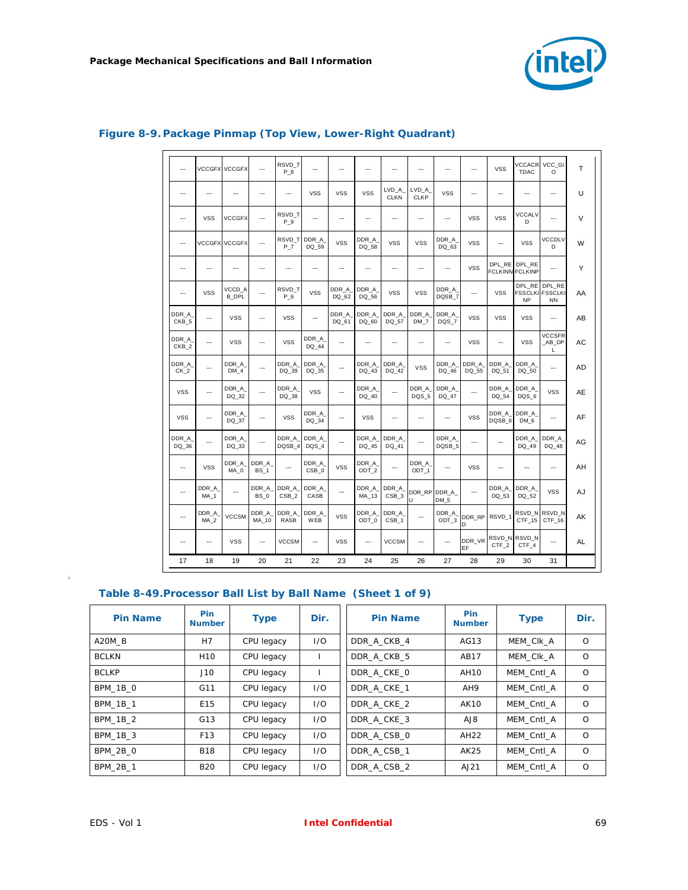## Figure 8-9. Package Pinmap (Top View, Lower-Right Quadrant)

| 17 | 18 | 19 | 20 | 21 | 22 | 23 | 24 | 25 | 26 | 27 | 28 | 29 | 30 | 31 | |
|---|---|---|---|---|---|---|---|---|---|---|---|---|---|---|---|
| --- | VCCGFX | VCCGFX | --- | RSVD_TP_8 | --- | --- | --- | --- | --- | --- | --- | VSS | VCCACRTDAC | VCC_GIO | T |
| --- | --- | --- | --- | --- | VSS | VSS | VSS | LVD_A_CLKN | LVD_A_CLKP | VSS | --- | --- | --- | --- | U |
| --- | VSS | VCCGFX | --- | RSVD_TP_9 | --- | --- | --- | --- | --- | --- | VSS | VSS | VCCALVD | --- | V |
| --- | VCCGFX | VCCGFX | --- | RSVD_TP_7 | DDR_A_DQ_59 | VSS | DDR_A_DQ_58 | VSS | VSS | DDR_A_DQ_63 | VSS | --- | VSS | VCCDLVD | W |
| --- | --- | --- | --- | --- | --- | --- | --- | --- | --- | --- | VSS | DPL_REFCLKINN | DPL_REFCLKINP | --- | Y |
| --- | VSS | VCCD_AB_DPL | --- | RSVD_TP_6 | VSS | DDR_A_DQ_62 | DDR_A_DQ_56 | VSS | VSS | DDR_A_DQSB_7 | --- | VSS | DPL_REFSSCLKINP | DPL_REFSSCLKINN | AA |
| DDR_A_CKB_5 | --- | VSS | --- | VSS | --- | DDR_A_DQ_61 | DDR_A_DQ_60 | DDR_A_DQ_57 | DDR_A_DM_7 | DDR_A_DQS_7 | VSS | VSS | VSS | --- | AB |
| DDR_A_CKB_2 | --- | VSS | --- | VSS | DDR_A_DQ_44 | --- | --- | --- | --- | --- | VSS | --- | VSS | VCCSFR_AB_DPL | AC |
| DDR_A_CK_2 | --- | DDR_A_DM_4 | --- | DDR_A_DQ_39 | DDR_A_DQ_35 | --- | DDR_A_DQ_43 | DDR_A_DQ_42 | VSS | DDR_A_DQ_46 | DDR_A_DQ_55 | DDR_A_DQ_51 | DDR_A_DQ_50 | --- | AD |
| VSS | --- | DDR_A_DQ_32 | --- | DDR_A_DQ_38 | VSS | --- | DDR_A_DQ_40 | --- | DDR_A_DQS_5 | DDR_A_DQ_47 | --- | DDR_A_DQ_54 | DDR_A_DQS_6 | VSS | AE |
| VSS | --- | DDR_A_DQ_37 | --- | VSS | DDR_A_DQ_34 | --- | VSS | --- | --- | --- | VSS | DDR_A_DQSB_6 | DDR_A_DM_6 | --- | AF |
| DDR_A_DQ_36 | --- | DDR_A_DQ_33 | --- | DDR_A_DQSB_4 | DDR_A_DQS_4 | --- | DDR_A_DQ_45 | DDR_A_DQ_41 | --- | DDR_A_DQSB_5 | --- | --- | DDR_A_DQ_49 | DDR_A_DQ_48 | AG |
| --- | VSS | DDR_A_MA_0 | DDR_A_BS_1 | --- | DDR_A_CSB_0 | VSS | DDR_A_ODT_2 | --- | DDR_A_ODT_1 | --- | VSS | --- | --- | --- | AH |
| --- | DDR_A_MA_1 | --- | DDR_A_BS_0 | DDR_A_CSB_2 | DDR_A_CASB | --- | DDR_A_MA_13 | DDR_A_CSB_3 | DDR_RPU | DDR_A_DM_5 | --- | DDR_A_DQ_53 | DDR_A_DQ_52 | VSS | AJ |
| --- | DDR_A_MA_2 | VCCSM | DDR_A_MA_10 | DDR_A_RASB | DDR_A_WEB | VSS | DDR_A_ODT_0 | DDR_A_CSB_1 | --- | DDR_A_ODT_3 | DDR_RPD | RSVD_1 | RSVD_NCTF_15 | RSVD_NCTF_16 | AK |
| --- | --- | VSS | --- | VCCSM | --- | VSS | --- | VCCSM | --- | --- | DDR_VREF | RSVD_NCTF_2 | RSVD_NCTF_4 | --- | AL |

## Table 8-49. Processor Ball List by Ball Name (Sheet 1 of 9)

| Pin Name | Pin Number | Type | Dir. | Pin Name | Pin Number | Type | Dir. |
|---|---|---|---|---|---|---|---|
| A20M_B | H7 | CPU legacy | I/O | DDR_A_CKB_4 | AG13 | MEM_Clk_A | O |
| BCLKN | H10 | CPU legacy | I | DDR_A_CKB_5 | AB17 | MEM_Clk_A | O |
| BCLKP | J10 | CPU legacy | I | DDR_A_CKE_0 | AH10 | MEM_Cntl_A | O |
| BPM_1B_0 | G11 | CPU legacy | I/O | DDR_A_CKE_1 | AH9 | MEM_Cntl_A | O |
| BPM_1B_1 | E15 | CPU legacy | I/O | DDR_A_CKE_2 | AK10 | MEM_Cntl_A | O |
| BPM_1B_2 | G13 | CPU legacy | I/O | DDR_A_CKE_3 | AJ8 | MEM_Cntl_A | O |
| BPM_1B_3 | F13 | CPU legacy | I/O | DDR_A_CSB_0 | AH22 | MEM_Cntl_A | O |
| BPM_2B_0 | B18 | CPU legacy | I/O | DDR_A_CSB_1 | AK25 | MEM_Cntl_A | O |
| BPM_2B_1 | B20 | CPU legacy | I/O | DDR_A_CSB_2 | AJ21 | MEM_Cntl_A | O |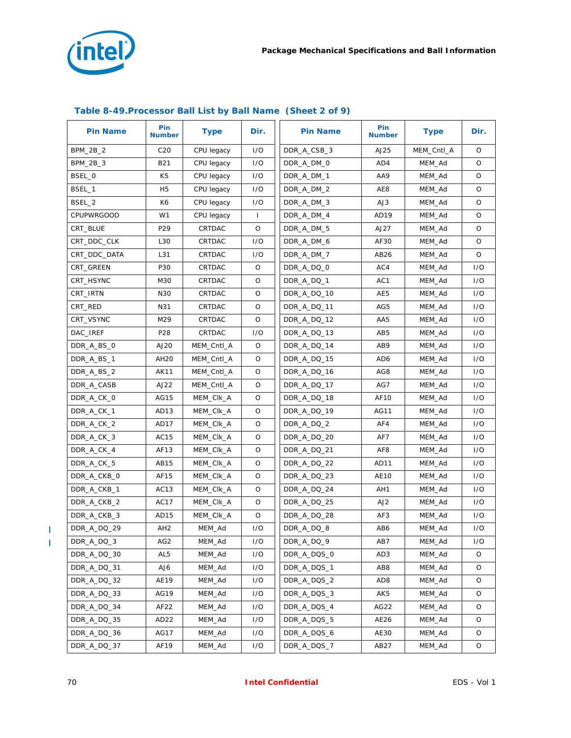## Table 8-49. Processor Ball List by Ball Name (Sheet 2 of 9)

| Pin Name | Pin Number | Type | Dir. | Pin Name | Pin Number | Type | Dir. |
|---|---|---|---|---|---|---|---|
| BPM_2B_2 | C20 | CPU legacy | I/O | DDR_A_CSB_3 | AJ25 | MEM_Cntl_A | O |
| BPM_2B_3 | B21 | CPU legacy | I/O | DDR_A_DM_0 | AD4 | MEM_Ad | O |
| BSEL_0 | K5 | CPU legacy | I/O | DDR_A_DM_1 | AA9 | MEM_Ad | O |
| BSEL_1 | H5 | CPU legacy | I/O | DDR_A_DM_2 | AE8 | MEM_Ad | O |
| BSEL_2 | K6 | CPU legacy | I/O | DDR_A_DM_3 | AJ3 | MEM_Ad | O |
| CPUPWRGOOD | W1 | CPU legacy | I | DDR_A_DM_4 | AD19 | MEM_Ad | O |
| CRT_BLUE | P29 | CRTDAC | O | DDR_A_DM_5 | AJ27 | MEM_Ad | O |
| CRT_DDC_CLK | L30 | CRTDAC | I/O | DDR_A_DM_6 | AF30 | MEM_Ad | O |
| CRT_DDC_DATA | L31 | CRTDAC | I/O | DDR_A_DM_7 | AB26 | MEM_Ad | O |
| CRT_GREEN | P30 | CRTDAC | O | DDR_A_DQ_0 | AC4 | MEM_Ad | I/O |
| CRT_HSYNC | M30 | CRTDAC | O | DDR_A_DQ_1 | AC1 | MEM_Ad | I/O |
| CRT_IRTN | N30 | CRTDAC | O | DDR_A_DQ_10 | AE5 | MEM_Ad | I/O |
| CRT_RED | N31 | CRTDAC | O | DDR_A_DQ_11 | AG5 | MEM_Ad | I/O |
| CRT_VSYNC | M29 | CRTDAC | O | DDR_A_DQ_12 | AA5 | MEM_Ad | I/O |
| DAC_IREF | P28 | CRTDAC | I/O | DDR_A_DQ_13 | AB5 | MEM_Ad | I/O |
| DDR_A_BS_0 | AJ20 | MEM_Cntl_A | O | DDR_A_DQ_14 | AB9 | MEM_Ad | I/O |
| DDR_A_BS_1 | AH20 | MEM_Cntl_A | O | DDR_A_DQ_15 | AD6 | MEM_Ad | I/O |
| DDR_A_BS_2 | AK11 | MEM_Cntl_A | O | DDR_A_DQ_16 | AG8 | MEM_Ad | I/O |
| DDR_A_CASB | AJ22 | MEM_Cntl_A | O | DDR_A_DQ_17 | AG7 | MEM_Ad | I/O |
| DDR_A_CK_0 | AG15 | MEM_Clk_A | O | DDR_A_DQ_18 | AF10 | MEM_Ad | I/O |
| DDR_A_CK_1 | AD13 | MEM_Clk_A | O | DDR_A_DQ_19 | AG11 | MEM_Ad | I/O |
| DDR_A_CK_2 | AD17 | MEM_Clk_A | O | DDR_A_DQ_2 | AF4 | MEM_Ad | I/O |
| DDR_A_CK_3 | AC15 | MEM_Clk_A | O | DDR_A_DQ_20 | AF7 | MEM_Ad | I/O |
| DDR_A_CK_4 | AF13 | MEM_Clk_A | O | DDR_A_DQ_21 | AF8 | MEM_Ad | I/O |
| DDR_A_CK_5 | AB15 | MEM_Clk_A | O | DDR_A_DQ_22 | AD11 | MEM_Ad | I/O |
| DDR_A_CKB_0 | AF15 | MEM_Clk_A | O | DDR_A_DQ_23 | AE10 | MEM_Ad | I/O |
| DDR_A_CKB_1 | AC13 | MEM_Clk_A | O | DDR_A_DQ_24 | AH1 | MEM_Ad | I/O |
| DDR_A_CKB_2 | AC17 | MEM_Clk_A | O | DDR_A_DQ_25 | AJ2 | MEM_Ad | I/O |
| DDR_A_CKB_3 | AD15 | MEM_Clk_A | O | DDR_A_DQ_28 | AF3 | MEM_Ad | I/O |
| DDR_A_DQ_29 | AH2 | MEM_Ad | I/O | DDR_A_DQ_8 | AB6 | MEM_Ad | I/O |
| DDR_A_DQ_3 | AG2 | MEM_Ad | I/O | DDR_A_DQ_9 | AB7 | MEM_Ad | I/O |
| DDR_A_DQ_30 | AL5 | MEM_Ad | I/O | DDR_A_DQS_0 | AD3 | MEM_Ad | O |
| DDR_A_DQ_31 | AJ6 | MEM_Ad | I/O | DDR_A_DQS_1 | AB8 | MEM_Ad | O |
| DDR_A_DQ_32 | AE19 | MEM_Ad | I/O | DDR_A_DQS_2 | AD8 | MEM_Ad | O |
| DDR_A_DQ_33 | AG19 | MEM_Ad | I/O | DDR_A_DQS_3 | AK5 | MEM_Ad | O |
| DDR_A_DQ_34 | AF22 | MEM_Ad | I/O | DDR_A_DQS_4 | AG22 | MEM_Ad | O |
| DDR_A_DQ_35 | AD22 | MEM_Ad | I/O | DDR_A_DQS_5 | AE26 | MEM_Ad | O |
| DDR_A_DQ_36 | AG17 | MEM_Ad | I/O | DDR_A_DQS_6 | AE30 | MEM_Ad | O |
| DDR_A_DQ_37 | AF19 | MEM_Ad | I/O | DDR_A_DQS_7 | AB27 | MEM_Ad | O |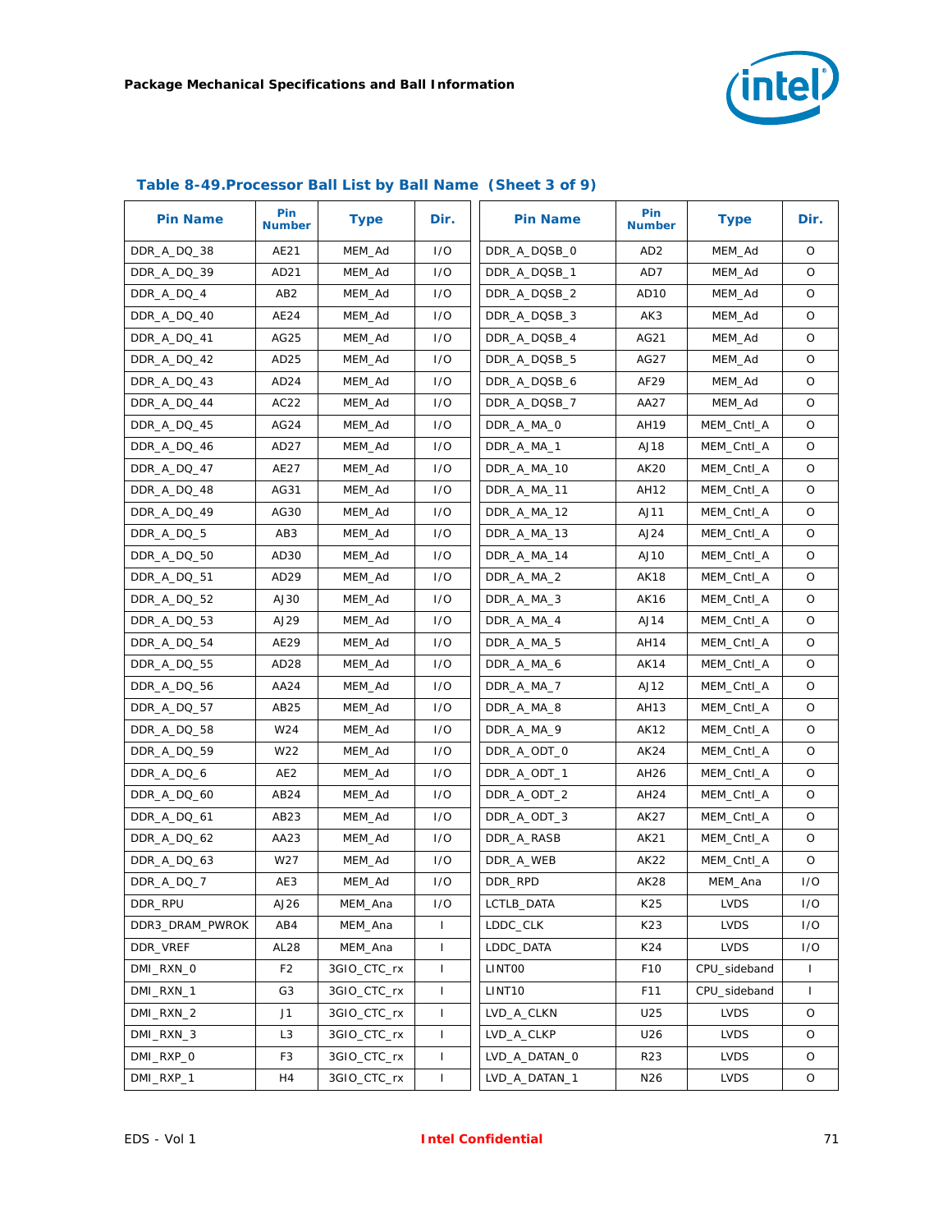**Table 8-49. Processor Ball List by Ball Name (Sheet 3 of 9)**

| Pin Name | Pin Number | Type | Dir. | Pin Name | Pin Number | Type | Dir. |
|---|---|---|---|---|---|---|---|
| DDR_A_DQ_38 | AE21 | MEM_Ad | I/O | DDR_A_DQSB_0 | AD2 | MEM_Ad | O |
| DDR_A_DQ_39 | AD21 | MEM_Ad | I/O | DDR_A_DQSB_1 | AD7 | MEM_Ad | O |
| DDR_A_DQ_4 | AB2 | MEM_Ad | I/O | DDR_A_DQSB_2 | AD10 | MEM_Ad | O |
| DDR_A_DQ_40 | AE24 | MEM_Ad | I/O | DDR_A_DQSB_3 | AK3 | MEM_Ad | O |
| DDR_A_DQ_41 | AG25 | MEM_Ad | I/O | DDR_A_DQSB_4 | AG21 | MEM_Ad | O |
| DDR_A_DQ_42 | AD25 | MEM_Ad | I/O | DDR_A_DQSB_5 | AG27 | MEM_Ad | O |
| DDR_A_DQ_43 | AD24 | MEM_Ad | I/O | DDR_A_DQSB_6 | AF29 | MEM_Ad | O |
| DDR_A_DQ_44 | AC22 | MEM_Ad | I/O | DDR_A_DQSB_7 | AA27 | MEM_Ad | O |
| DDR_A_DQ_45 | AG24 | MEM_Ad | I/O | DDR_A_MA_0 | AH19 | MEM_Cntl_A | O |
| DDR_A_DQ_46 | AD27 | MEM_Ad | I/O | DDR_A_MA_1 | AJ18 | MEM_Cntl_A | O |
| DDR_A_DQ_47 | AE27 | MEM_Ad | I/O | DDR_A_MA_10 | AK20 | MEM_Cntl_A | O |
| DDR_A_DQ_48 | AG31 | MEM_Ad | I/O | DDR_A_MA_11 | AH12 | MEM_Cntl_A | O |
| DDR_A_DQ_49 | AG30 | MEM_Ad | I/O | DDR_A_MA_12 | AJ11 | MEM_Cntl_A | O |
| DDR_A_DQ_5 | AB3 | MEM_Ad | I/O | DDR_A_MA_13 | AJ24 | MEM_Cntl_A | O |
| DDR_A_DQ_50 | AD30 | MEM_Ad | I/O | DDR_A_MA_14 | AJ10 | MEM_Cntl_A | O |
| DDR_A_DQ_51 | AD29 | MEM_Ad | I/O | DDR_A_MA_2 | AK18 | MEM_Cntl_A | O |
| DDR_A_DQ_52 | AJ30 | MEM_Ad | I/O | DDR_A_MA_3 | AK16 | MEM_Cntl_A | O |
| DDR_A_DQ_53 | AJ29 | MEM_Ad | I/O | DDR_A_MA_4 | AJ14 | MEM_Cntl_A | O |
| DDR_A_DQ_54 | AE29 | MEM_Ad | I/O | DDR_A_MA_5 | AH14 | MEM_Cntl_A | O |
| DDR_A_DQ_55 | AD28 | MEM_Ad | I/O | DDR_A_MA_6 | AK14 | MEM_Cntl_A | O |
| DDR_A_DQ_56 | AA24 | MEM_Ad | I/O | DDR_A_MA_7 | AJ12 | MEM_Cntl_A | O |
| DDR_A_DQ_57 | AB25 | MEM_Ad | I/O | DDR_A_MA_8 | AH13 | MEM_Cntl_A | O |
| DDR_A_DQ_58 | W24 | MEM_Ad | I/O | DDR_A_MA_9 | AK12 | MEM_Cntl_A | O |
| DDR_A_DQ_59 | W22 | MEM_Ad | I/O | DDR_A_ODT_0 | AK24 | MEM_Cntl_A | O |
| DDR_A_DQ_6 | AE2 | MEM_Ad | I/O | DDR_A_ODT_1 | AH26 | MEM_Cntl_A | O |
| DDR_A_DQ_60 | AB24 | MEM_Ad | I/O | DDR_A_ODT_2 | AH24 | MEM_Cntl_A | O |
| DDR_A_DQ_61 | AB23 | MEM_Ad | I/O | DDR_A_ODT_3 | AK27 | MEM_Cntl_A | O |
| DDR_A_DQ_62 | AA23 | MEM_Ad | I/O | DDR_A_RASB | AK21 | MEM_Cntl_A | O |
| DDR_A_DQ_63 | W27 | MEM_Ad | I/O | DDR_A_WEB | AK22 | MEM_Cntl_A | O |
| DDR_A_DQ_7 | AE3 | MEM_Ad | I/O | DDR_RPD | AK28 | MEM_Ana | I/O |
| DDR_RPU | AJ26 | MEM_Ana | I/O | LCTLB_DATA | K25 | LVDS | I/O |
| DDR3_DRAM_PWROK | AB4 | MEM_Ana | I | LDDC_CLK | K23 | LVDS | I/O |
| DDR_VREF | AL28 | MEM_Ana | I | LDDC_DATA | K24 | LVDS | I/O |
| DMI_RXN_0 | F2 | 3GIO_CTC_rx | I | LINT00 | F10 | CPU_sideband | I |
| DMI_RXN_1 | G3 | 3GIO_CTC_rx | I | LINT10 | F11 | CPU_sideband | I |
| DMI_RXN_2 | J1 | 3GIO_CTC_rx | I | LVD_A_CLKN | U25 | LVDS | O |
| DMI_RXN_3 | L3 | 3GIO_CTC_rx | I | LVD_A_CLKP | U26 | LVDS | O |
| DMI_RXP_0 | F3 | 3GIO_CTC_rx | I | LVD_A_DATAN_0 | R23 | LVDS | O |
| DMI_RXP_1 | H4 | 3GIO_CTC_rx | I | LVD_A_DATAN_1 | N26 | LVDS | O |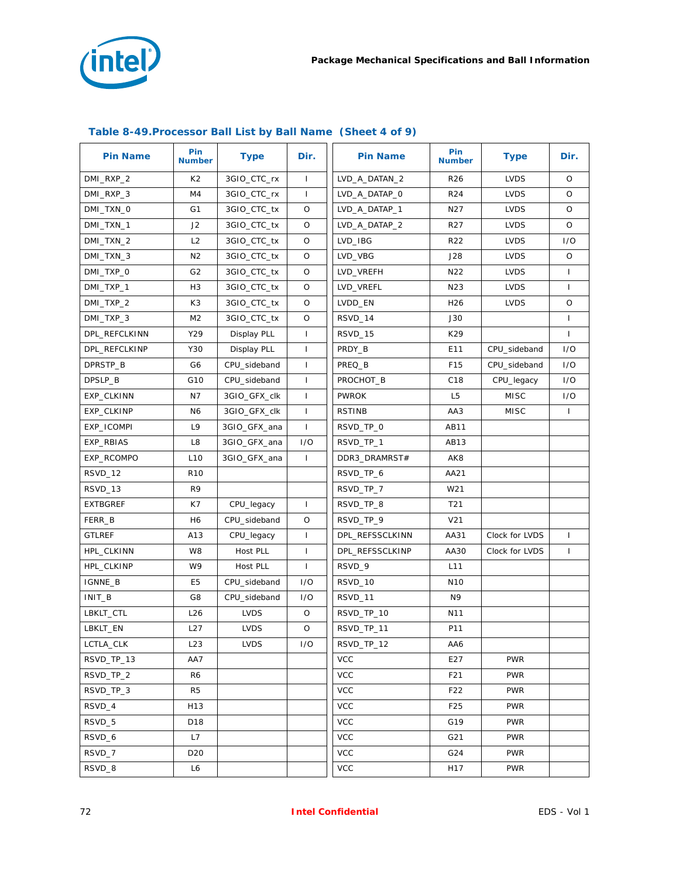### Table 8-49. Processor Ball List by Ball Name (Sheet 4 of 9)

| Pin Name | Pin Number | Type | Dir. | Pin Name | Pin Number | Type | Dir. |
|---|---|---|---|---|---|---|---|
| DMI_RXP_2 | K2 | 3GIO_CTC_rx | I | LVD_A_DATAN_2 | R26 | LVDS | O |
| DMI_RXP_3 | M4 | 3GIO_CTC_rx | I | LVD_A_DATAP_0 | R24 | LVDS | O |
| DMI_TXN_0 | G1 | 3GIO_CTC_tx | O | LVD_A_DATAP_1 | N27 | LVDS | O |
| DMI_TXN_1 | J2 | 3GIO_CTC_tx | O | LVD_A_DATAP_2 | R27 | LVDS | O |
| DMI_TXN_2 | L2 | 3GIO_CTC_tx | O | LVD_IBG | R22 | LVDS | I/O |
| DMI_TXN_3 | N2 | 3GIO_CTC_tx | O | LVD_VBG | J28 | LVDS | O |
| DMI_TXP_0 | G2 | 3GIO_CTC_tx | O | LVD_VREFH | N22 | LVDS | I |
| DMI_TXP_1 | H3 | 3GIO_CTC_tx | O | LVD_VREFL | N23 | LVDS | I |
| DMI_TXP_2 | K3 | 3GIO_CTC_tx | O | LVDD_EN | H26 | LVDS | O |
| DMI_TXP_3 | M2 | 3GIO_CTC_tx | O | RSVD_14 | J30 | | I |
| DPL_REFCLKINN | Y29 | Display PLL | I | RSVD_15 | K29 | | I |
| DPL_REFCLKINP | Y30 | Display PLL | I | PRDY_B | E11 | CPU_sideband | I/O |
| DPRSTP_B | G6 | CPU_sideband | I | PREQ_B | F15 | CPU_sideband | I/O |
| DPSLP_B | G10 | CPU_sideband | I | PROCHOT_B | C18 | CPU_legacy | I/O |
| EXP_CLKINN | N7 | 3GIO_GFX_clk | I | PWROK | L5 | MISC | I/O |
| EXP_CLKINP | N6 | 3GIO_GFX_clk | I | RSTINB | AA3 | MISC | I |
| EXP_ICOMPI | L9 | 3GIO_GFX_ana | I | RSVD_TP_0 | AB11 | | |
| EXP_RBIAS | L8 | 3GIO_GFX_ana | I/O | RSVD_TP_1 | AB13 | | |
| EXP_RCOMPO | L10 | 3GIO_GFX_ana | I | DDR3_DRAMRST# | AK8 | | |
| RSVD_12 | R10 | | | RSVD_TP_6 | AA21 | | |
| RSVD_13 | R9 | | | RSVD_TP_7 | W21 | | |
| EXTBGREF | K7 | CPU_legacy | I | RSVD_TP_8 | T21 | | |
| FERR_B | H6 | CPU_sideband | O | RSVD_TP_9 | V21 | | |
| GTLREF | A13 | CPU_legacy | I | DPL_REFSSCLKINN | AA31 | Clock for LVDS | I |
| HPL_CLKINN | W8 | Host PLL | I | DPL_REFSSCLKINP | AA30 | Clock for LVDS | I |
| HPL_CLKINP | W9 | Host PLL | I | RSVD_9 | L11 | | |
| IGNNE_B | E5 | CPU_sideband | I/O | RSVD_10 | N10 | | |
| INIT_B | G8 | CPU_sideband | I/O | RSVD_11 | N9 | | |
| LBKLT_CTL | L26 | LVDS | O | RSVD_TP_10 | N11 | | |
| LBKLT_EN | L27 | LVDS | O | RSVD_TP_11 | P11 | | |
| LCTLA_CLK | L23 | LVDS | I/O | RSVD_TP_12 | AA6 | | |
| RSVD_TP_13 | AA7 | | | VCC | E27 | PWR | |
| RSVD_TP_2 | R6 | | | VCC | F21 | PWR | |
| RSVD_TP_3 | R5 | | | VCC | F22 | PWR | |
| RSVD_4 | H13 | | | VCC | F25 | PWR | |
| RSVD_5 | D18 | | | VCC | G19 | PWR | |
| RSVD_6 | L7 | | | VCC | G21 | PWR | |
| RSVD_7 | D20 | | | VCC | G24 | PWR | |
| RSVD_8 | L6 | | | VCC | H17 | PWR | |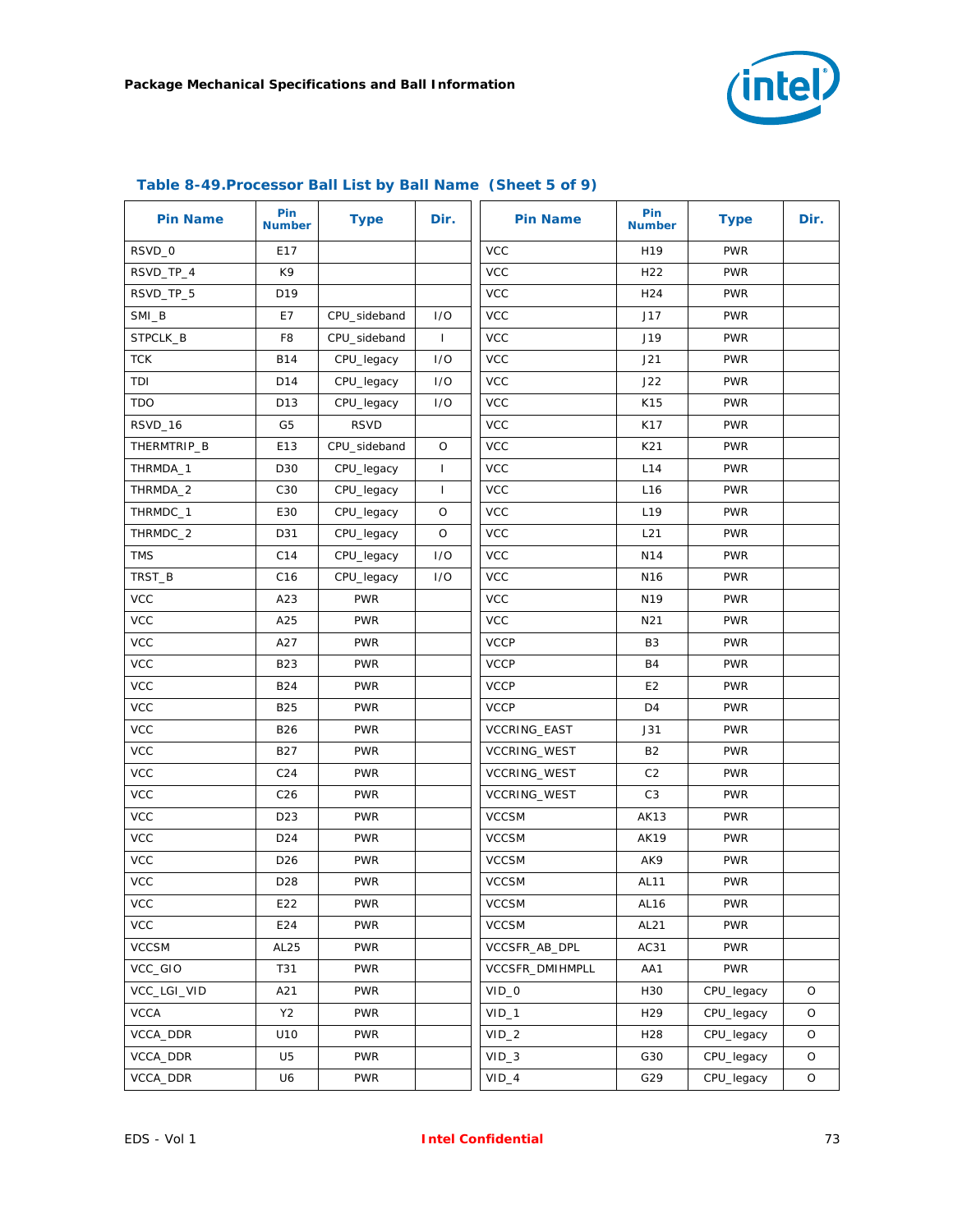**Table 8-49.Processor Ball List by Ball Name (Sheet 5 of 9)**

| Pin Name | Pin Number | Type | Dir. |
|---|---|---|---|
| RSVD_0 | E17 | | |
| RSVD_TP_4 | K9 | | |
| RSVD_TP_5 | D19 | | |
| SMI_B | E7 | CPU_sideband | I/O |
| STPCLK_B | F8 | CPU_sideband | I |
| TCK | B14 | CPU_legacy | I/O |
| TDI | D14 | CPU_legacy | I/O |
| TDO | D13 | CPU_legacy | I/O |
| RSVD_16 | G5 | RSVD | |
| THERMTRIP_B | E13 | CPU_sideband | O |
| THRMDA_1 | D30 | CPU_legacy | I |
| THRMDA_2 | C30 | CPU_legacy | I |
| THRMDC_1 | E30 | CPU_legacy | O |
| THRMDC_2 | D31 | CPU_legacy | O |
| TMS | C14 | CPU_legacy | I/O |
| TRST_B | C16 | CPU_legacy | I/O |
| VCC | A23 | PWR | |
| VCC | A25 | PWR | |
| VCC | A27 | PWR | |
| VCC | B23 | PWR | |
| VCC | B24 | PWR | |
| VCC | B25 | PWR | |
| VCC | B26 | PWR | |
| VCC | B27 | PWR | |
| VCC | C24 | PWR | |
| VCC | C26 | PWR | |
| VCC | D23 | PWR | |
| VCC | D24 | PWR | |
| VCC | D26 | PWR | |
| VCC | D28 | PWR | |
| VCC | E22 | PWR | |
| VCC | E24 | PWR | |
| VCCSM | AL25 | PWR | |
| VCC_GIO | T31 | PWR | |
| VCC_LGI_VID | A21 | PWR | |
| VCCA | Y2 | PWR | |
| VCCA_DDR | U10 | PWR | |
| VCCA_DDR | U5 | PWR | |
| VCCA_DDR | U6 | PWR | |
| VCC | H19 | PWR | |
| VCC | H22 | PWR | |
| VCC | H24 | PWR | |
| VCC | J17 | PWR | |
| VCC | J19 | PWR | |
| VCC | J21 | PWR | |
| VCC | J22 | PWR | |
| VCC | K15 | PWR | |
| VCC | K17 | PWR | |
| VCC | K21 | PWR | |
| VCC | L14 | PWR | |
| VCC | L16 | PWR | |
| VCC | L19 | PWR | |
| VCC | L21 | PWR | |
| VCC | N14 | PWR | |
| VCC | N16 | PWR | |
| VCC | N19 | PWR | |
| VCC | N21 | PWR | |
| VCCP | B3 | PWR | |
| VCCP | B4 | PWR | |
| VCCP | E2 | PWR | |
| VCCP | D4 | PWR | |
| VCCRING_EAST | J31 | PWR | |
| VCCRING_WEST | B2 | PWR | |
| VCCRING_WEST | C2 | PWR | |
| VCCRING_WEST | C3 | PWR | |
| VCCSM | AK13 | PWR | |
| VCCSM | AK19 | PWR | |
| VCCSM | AK9 | PWR | |
| VCCSM | AL11 | PWR | |
| VCCSM | AL16 | PWR | |
| VCCSM | AL21 | PWR | |
| VCCSFR_AB_DPL | AC31 | PWR | |
| VCCSFR_DMIHMPLL | AA1 | PWR | |
| VID_0 | H30 | CPU_legacy | O |
| VID_1 | H29 | CPU_legacy | O |
| VID_2 | H28 | CPU_legacy | O |
| VID_3 | G30 | CPU_legacy | O |
| VID_4 | G29 | CPU_legacy | O |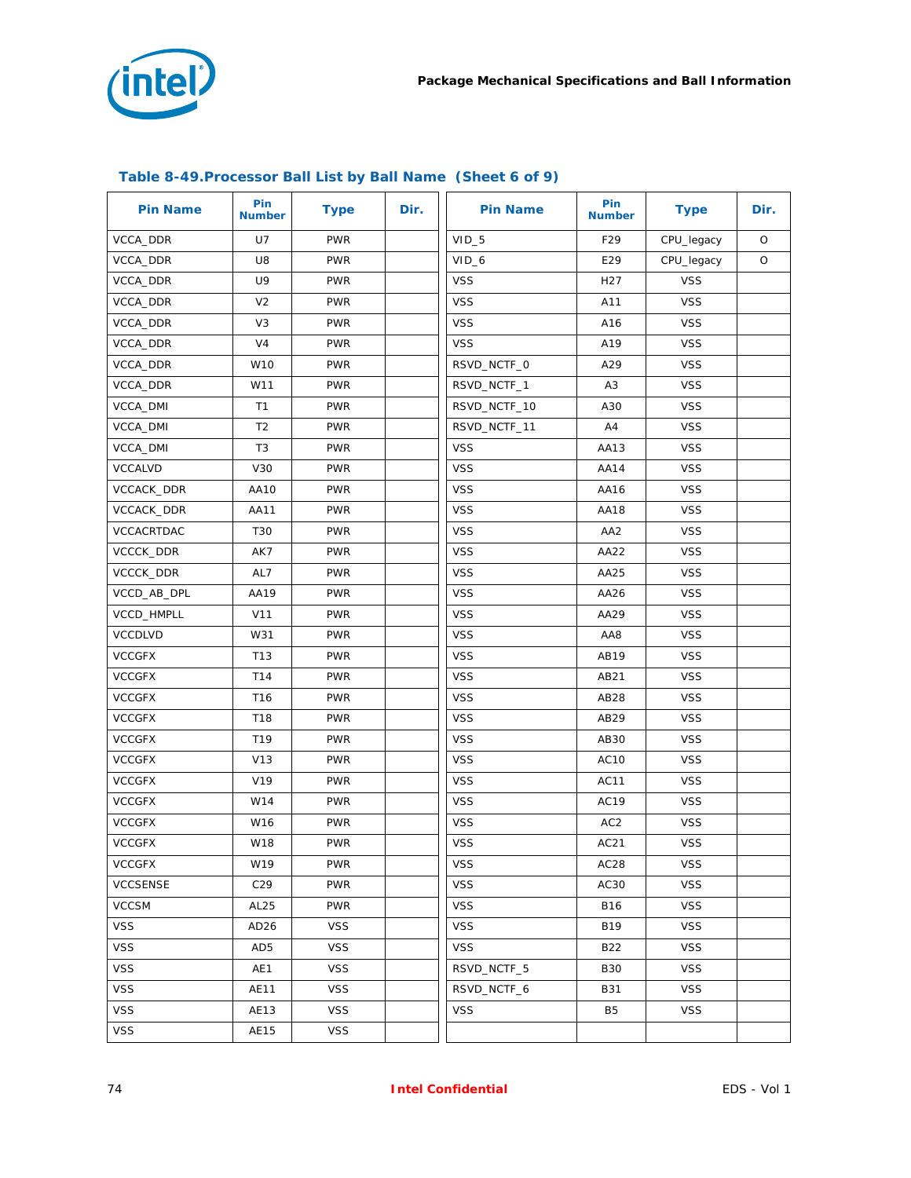**Table 8-49. Processor Ball List by Ball Name (Sheet 6 of 9)**

| Pin Name | Pin Number | Type | Dir. |
|---|---|---|---|
| VCCA_DDR | U7 | PWR | |
| VCCA_DDR | U8 | PWR | |
| VCCA_DDR | U9 | PWR | |
| VCCA_DDR | V2 | PWR | |
| VCCA_DDR | V3 | PWR | |
| VCCA_DDR | V4 | PWR | |
| VCCA_DDR | W10 | PWR | |
| VCCA_DDR | W11 | PWR | |
| VCCA_DMI | T1 | PWR | |
| VCCA_DMI | T2 | PWR | |
| VCCA_DMI | T3 | PWR | |
| VCCALVD | V30 | PWR | |
| VCCACK_DDR | AA10 | PWR | |
| VCCACK_DDR | AA11 | PWR | |
| VCCACRTDAC | T30 | PWR | |
| VCCCK_DDR | AK7 | PWR | |
| VCCCK_DDR | AL7 | PWR | |
| VCCD_AB_DPL | AA19 | PWR | |
| VCCD_HMPLL | V11 | PWR | |
| VCCDLVD | W31 | PWR | |
| VCCGFX | T13 | PWR | |
| VCCGFX | T14 | PWR | |
| VCCGFX | T16 | PWR | |
| VCCGFX | T18 | PWR | |
| VCCGFX | T19 | PWR | |
| VCCGFX | V13 | PWR | |
| VCCGFX | V19 | PWR | |
| VCCGFX | W14 | PWR | |
| VCCGFX | W16 | PWR | |
| VCCGFX | W18 | PWR | |
| VCCGFX | W19 | PWR | |
| VCCSENSE | C29 | PWR | |
| VCCSM | AL25 | PWR | |
| VSS | AD26 | VSS | |
| VSS | AD5 | VSS | |
| VSS | AE1 | VSS | |
| VSS | AE11 | VSS | |
| VSS | AE13 | VSS | |
| VSS | AE15 | VSS | |
| VID_5 | F29 | CPU_legacy | O |
| VID_6 | E29 | CPU_legacy | O |
| VSS | H27 | VSS | |
| VSS | A11 | VSS | |
| VSS | A16 | VSS | |
| VSS | A19 | VSS | |
| RSVD_NCTF_0 | A29 | VSS | |
| RSVD_NCTF_1 | A3 | VSS | |
| RSVD_NCTF_10 | A30 | VSS | |
| RSVD_NCTF_11 | A4 | VSS | |
| VSS | AA13 | VSS | |
| VSS | AA14 | VSS | |
| VSS | AA16 | VSS | |
| VSS | AA18 | VSS | |
| VSS | AA2 | VSS | |
| VSS | AA22 | VSS | |
| VSS | AA25 | VSS | |
| VSS | AA26 | VSS | |
| VSS | AA29 | VSS | |
| VSS | AA8 | VSS | |
| VSS | AB19 | VSS | |
| VSS | AB21 | VSS | |
| VSS | AB28 | VSS | |
| VSS | AB29 | VSS | |
| VSS | AB30 | VSS | |
| VSS | AC10 | VSS | |
| VSS | AC11 | VSS | |
| VSS | AC19 | VSS | |
| VSS | AC2 | VSS | |
| VSS | AC21 | VSS | |
| VSS | AC28 | VSS | |
| VSS | AC30 | VSS | |
| VSS | B16 | VSS | |
| VSS | B19 | VSS | |
| VSS | B22 | VSS | |
| RSVD_NCTF_5 | B30 | VSS | |
| RSVD_NCTF_6 | B31 | VSS | |
| VSS | B5 | VSS | |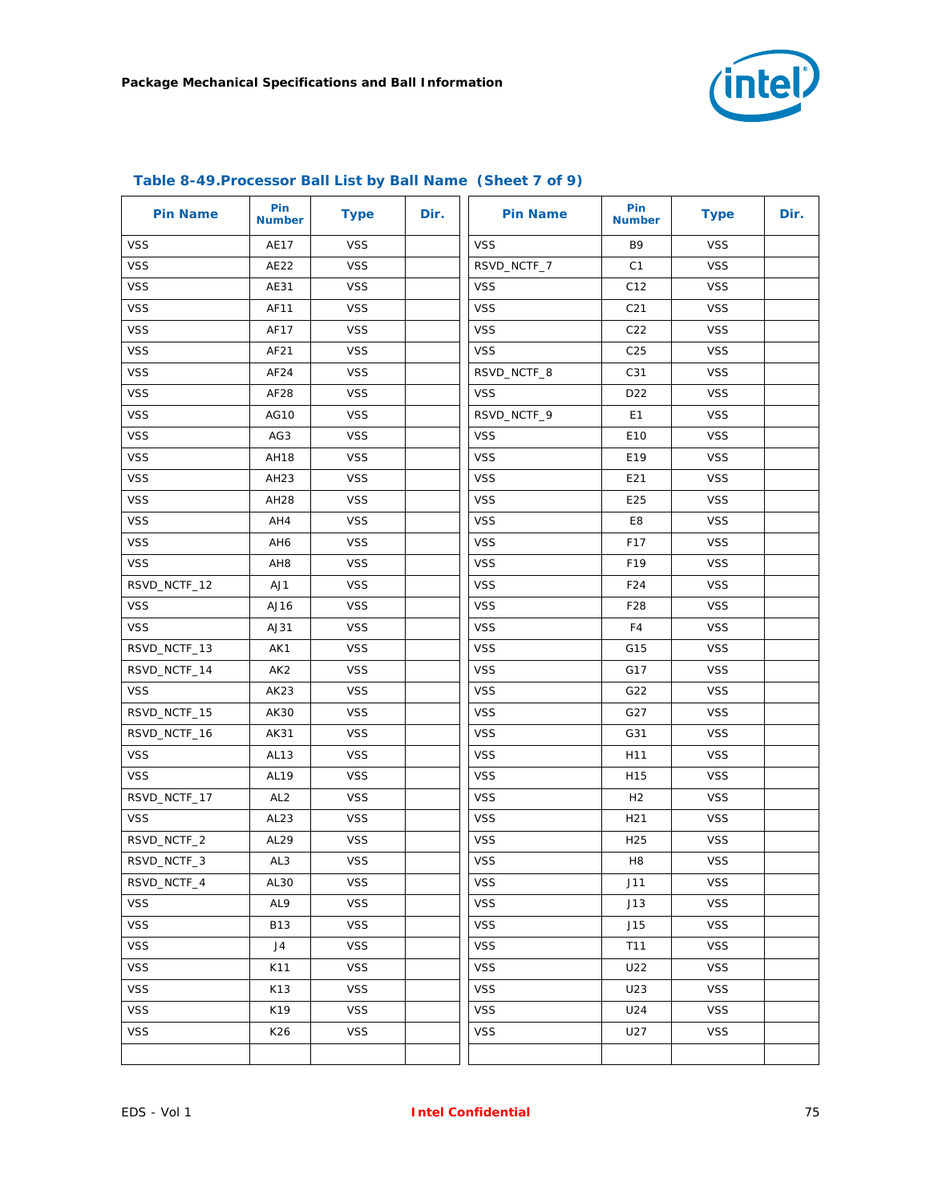### Table 8-49.Processor Ball List by Ball Name (Sheet 7 of 9)

| Pin Name | Pin Number | Type | Dir. |
|---|---|---|---|
| VSS | AE17 | VSS | |
| VSS | AE22 | VSS | |
| VSS | AE31 | VSS | |
| VSS | AF11 | VSS | |
| VSS | AF17 | VSS | |
| VSS | AF21 | VSS | |
| VSS | AF24 | VSS | |
| VSS | AF28 | VSS | |
| VSS | AG10 | VSS | |
| VSS | AG3 | VSS | |
| VSS | AH18 | VSS | |
| VSS | AH23 | VSS | |
| VSS | AH28 | VSS | |
| VSS | AH4 | VSS | |
| VSS | AH6 | VSS | |
| VSS | AH8 | VSS | |
| RSVD_NCTF_12 | AJ1 | VSS | |
| VSS | AJ16 | VSS | |
| VSS | AJ31 | VSS | |
| RSVD_NCTF_13 | AK1 | VSS | |
| RSVD_NCTF_14 | AK2 | VSS | |
| VSS | AK23 | VSS | |
| RSVD_NCTF_15 | AK30 | VSS | |
| RSVD_NCTF_16 | AK31 | VSS | |
| VSS | AL13 | VSS | |
| VSS | AL19 | VSS | |
| RSVD_NCTF_17 | AL2 | VSS | |
| VSS | AL23 | VSS | |
| RSVD_NCTF_2 | AL29 | VSS | |
| RSVD_NCTF_3 | AL3 | VSS | |
| RSVD_NCTF_4 | AL30 | VSS | |
| VSS | AL9 | VSS | |
| VSS | B13 | VSS | |
| VSS | J4 | VSS | |
| VSS | K11 | VSS | |
| VSS | K13 | VSS | |
| VSS | K19 | VSS | |
| VSS | K26 | VSS | |
| | | | |

| Pin Name | Pin Number | Type | Dir. |
|---|---|---|---|
| VSS | B9 | VSS | |
| RSVD_NCTF_7 | C1 | VSS | |
| VSS | C12 | VSS | |
| VSS | C21 | VSS | |
| VSS | C22 | VSS | |
| VSS | C25 | VSS | |
| RSVD_NCTF_8 | C31 | VSS | |
| VSS | D22 | VSS | |
| RSVD_NCTF_9 | E1 | VSS | |
| VSS | E10 | VSS | |
| VSS | E19 | VSS | |
| VSS | E21 | VSS | |
| VSS | E25 | VSS | |
| VSS | E8 | VSS | |
| VSS | F17 | VSS | |
| VSS | F19 | VSS | |
| VSS | F24 | VSS | |
| VSS | F28 | VSS | |
| VSS | F4 | VSS | |
| VSS | G15 | VSS | |
| VSS | G17 | VSS | |
| VSS | G22 | VSS | |
| VSS | G27 | VSS | |
| VSS | G31 | VSS | |
| VSS | H11 | VSS | |
| VSS | H15 | VSS | |
| VSS | H2 | VSS | |
| VSS | H21 | VSS | |
| VSS | H25 | VSS | |
| VSS | H8 | VSS | |
| VSS | J11 | VSS | |
| VSS | J13 | VSS | |
| VSS | J15 | VSS | |
| VSS | T11 | VSS | |
| VSS | U22 | VSS | |
| VSS | U23 | VSS | |
| VSS | U24 | VSS | |
| VSS | U27 | VSS | |
| | | | |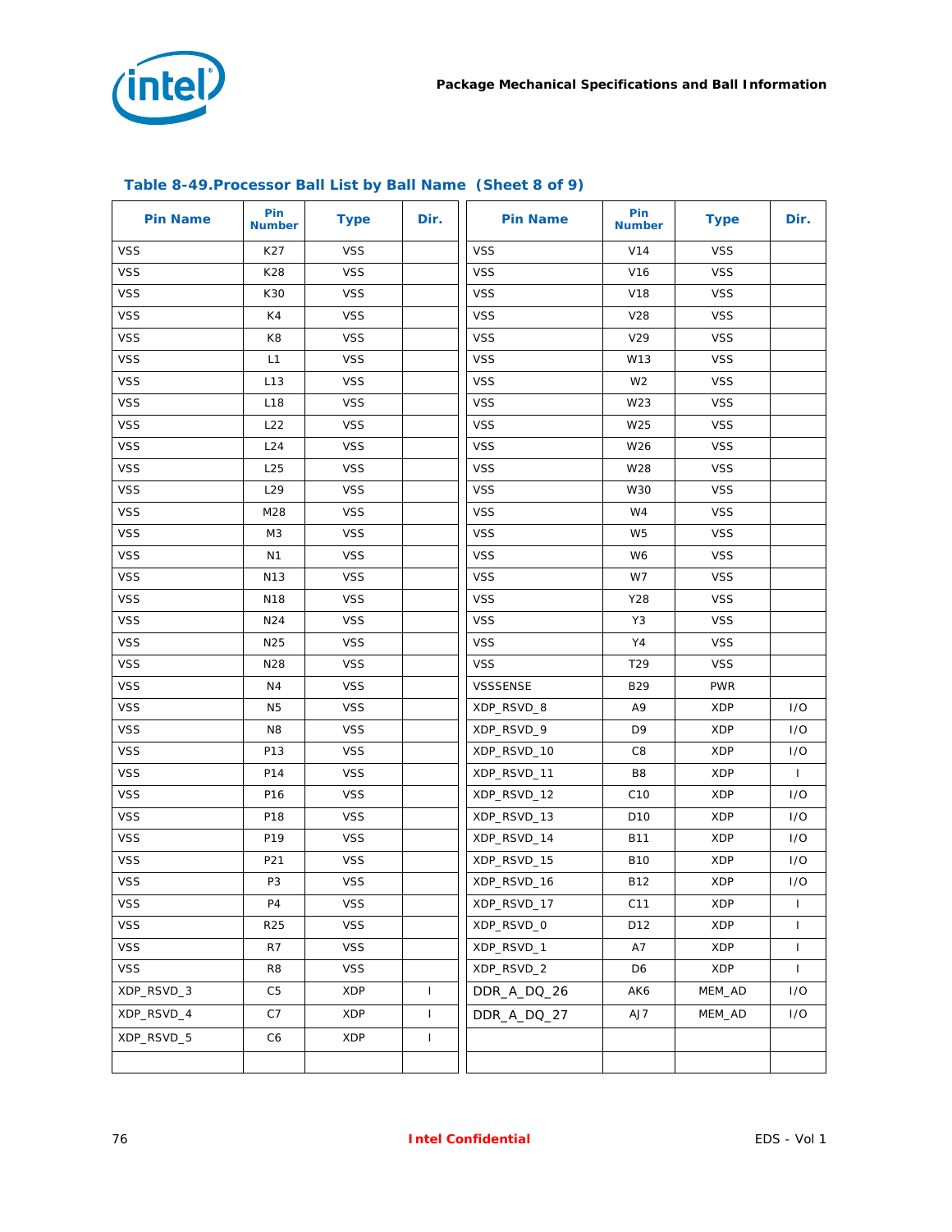**Table 8-49.Processor Ball List by Ball Name (Sheet 8 of 9)**

| Pin Name | Pin Number | Type | Dir. | Pin Name | Pin Number | Type | Dir. |
|---|---|---|---|---|---|---|---|
| VSS | K27 | VSS | | VSS | V14 | VSS | |
| VSS | K28 | VSS | | VSS | V16 | VSS | |
| VSS | K30 | VSS | | VSS | V18 | VSS | |
| VSS | K4 | VSS | | VSS | V28 | VSS | |
| VSS | K8 | VSS | | VSS | V29 | VSS | |
| VSS | L1 | VSS | | VSS | W13 | VSS | |
| VSS | L13 | VSS | | VSS | W2 | VSS | |
| VSS | L18 | VSS | | VSS | W23 | VSS | |
| VSS | L22 | VSS | | VSS | W25 | VSS | |
| VSS | L24 | VSS | | VSS | W26 | VSS | |
| VSS | L25 | VSS | | VSS | W28 | VSS | |
| VSS | L29 | VSS | | VSS | W30 | VSS | |
| VSS | M28 | VSS | | VSS | W4 | VSS | |
| VSS | M3 | VSS | | VSS | W5 | VSS | |
| VSS | N1 | VSS | | VSS | W6 | VSS | |
| VSS | N13 | VSS | | VSS | W7 | VSS | |
| VSS | N18 | VSS | | VSS | Y28 | VSS | |
| VSS | N24 | VSS | | VSS | Y3 | VSS | |
| VSS | N25 | VSS | | VSS | Y4 | VSS | |
| VSS | N28 | VSS | | VSS | T29 | VSS | |
| VSS | N4 | VSS | | VSSSENSE | B29 | PWR | |
| VSS | N5 | VSS | | XDP_RSVD_8 | A9 | XDP | I/O |
| VSS | N8 | VSS | | XDP_RSVD_9 | D9 | XDP | I/O |
| VSS | P13 | VSS | | XDP_RSVD_10 | C8 | XDP | I/O |
| VSS | P14 | VSS | | XDP_RSVD_11 | B8 | XDP | I |
| VSS | P16 | VSS | | XDP_RSVD_12 | C10 | XDP | I/O |
| VSS | P18 | VSS | | XDP_RSVD_13 | D10 | XDP | I/O |
| VSS | P19 | VSS | | XDP_RSVD_14 | B11 | XDP | I/O |
| VSS | P21 | VSS | | XDP_RSVD_15 | B10 | XDP | I/O |
| VSS | P3 | VSS | | XDP_RSVD_16 | B12 | XDP | I/O |
| VSS | P4 | VSS | | XDP_RSVD_17 | C11 | XDP | I |
| VSS | R25 | VSS | | XDP_RSVD_0 | D12 | XDP | I |
| VSS | R7 | VSS | | XDP_RSVD_1 | A7 | XDP | I |
| VSS | R8 | VSS | | XDP_RSVD_2 | D6 | XDP | I |
| XDP_RSVD_3 | C5 | XDP | I | DDR_A_DQ_26 | AK6 | MEM_AD | I/O |
| XDP_RSVD_4 | C7 | XDP | I | DDR_A_DQ_27 | AJ7 | MEM_AD | I/O |
| XDP_RSVD_5 | C6 | XDP | I | | | | |
| | | | | | | | |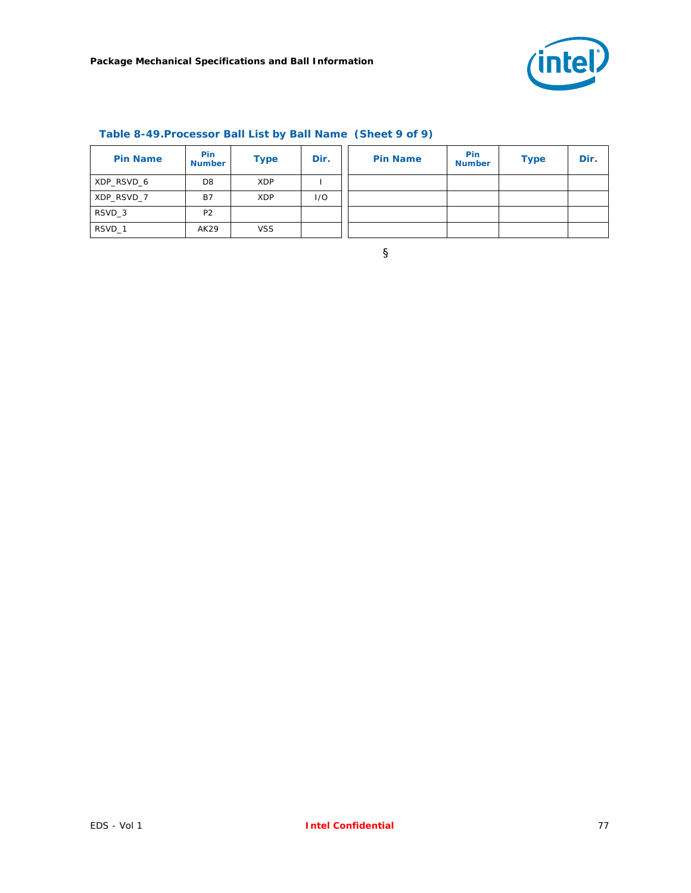**Table 8-49. Processor Ball List by Ball Name (Sheet 9 of 9)**

| Pin Name | Pin Number | Type | Dir. | Pin Name | Pin Number | Type | Dir. |
|---|---|---|---|---|---|---|---|
| XDP_RSVD_6 | D8 | XDP | I | | | | |
| XDP_RSVD_7 | B7 | XDP | I/O | | | | |
| RSVD_3 | P2 | | | | | | |
| RSVD_1 | AK29 | VSS | | | | | |

§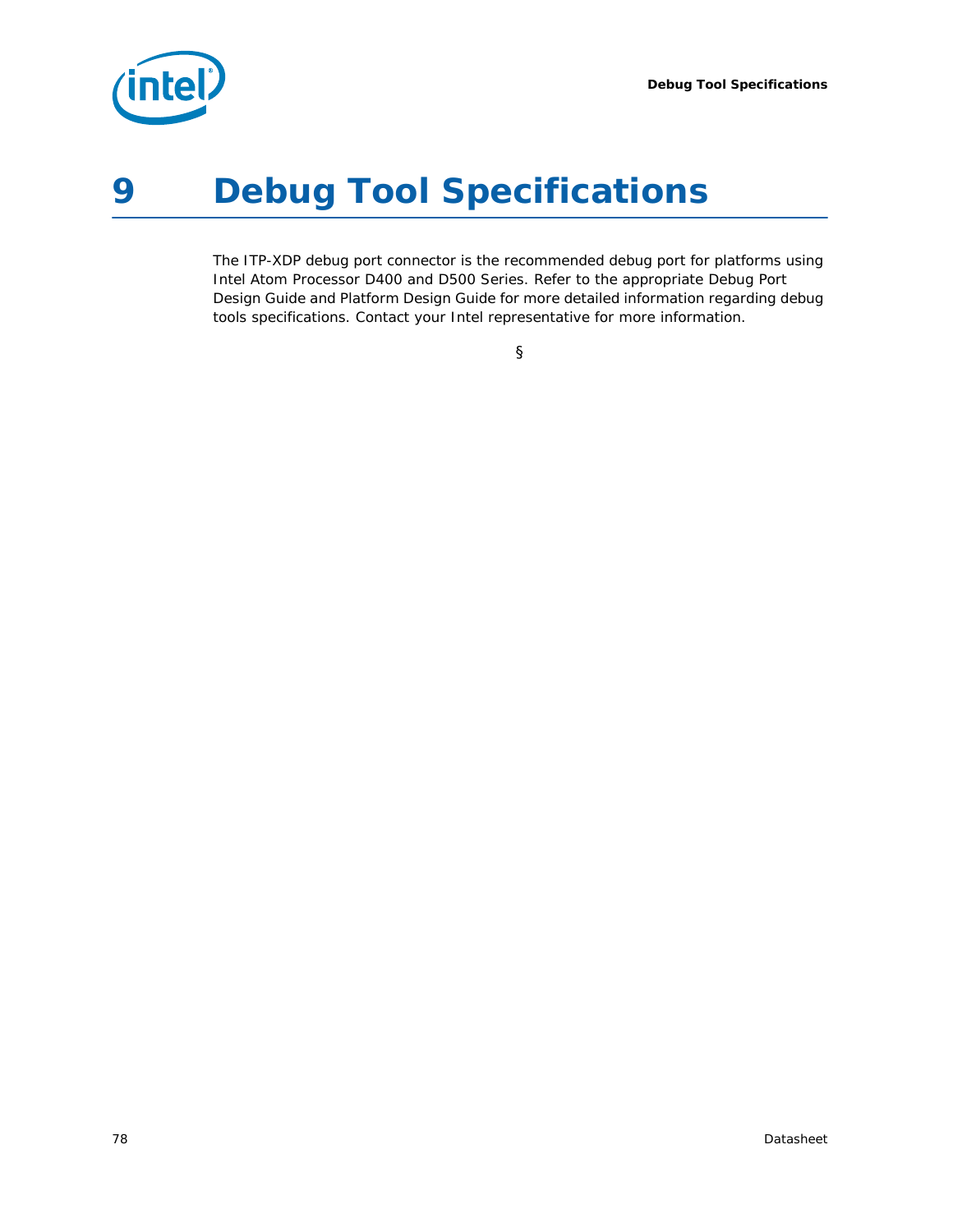# 9 Debug Tool Specifications

The ITP-XDP debug port connector is the recommended debug port for platforms using Intel Atom Processor D400 and D500 Series. Refer to the appropriate Debug Port Design Guide and Platform Design Guide for more detailed information regarding debug tools specifications. Contact your Intel representative for more information.

§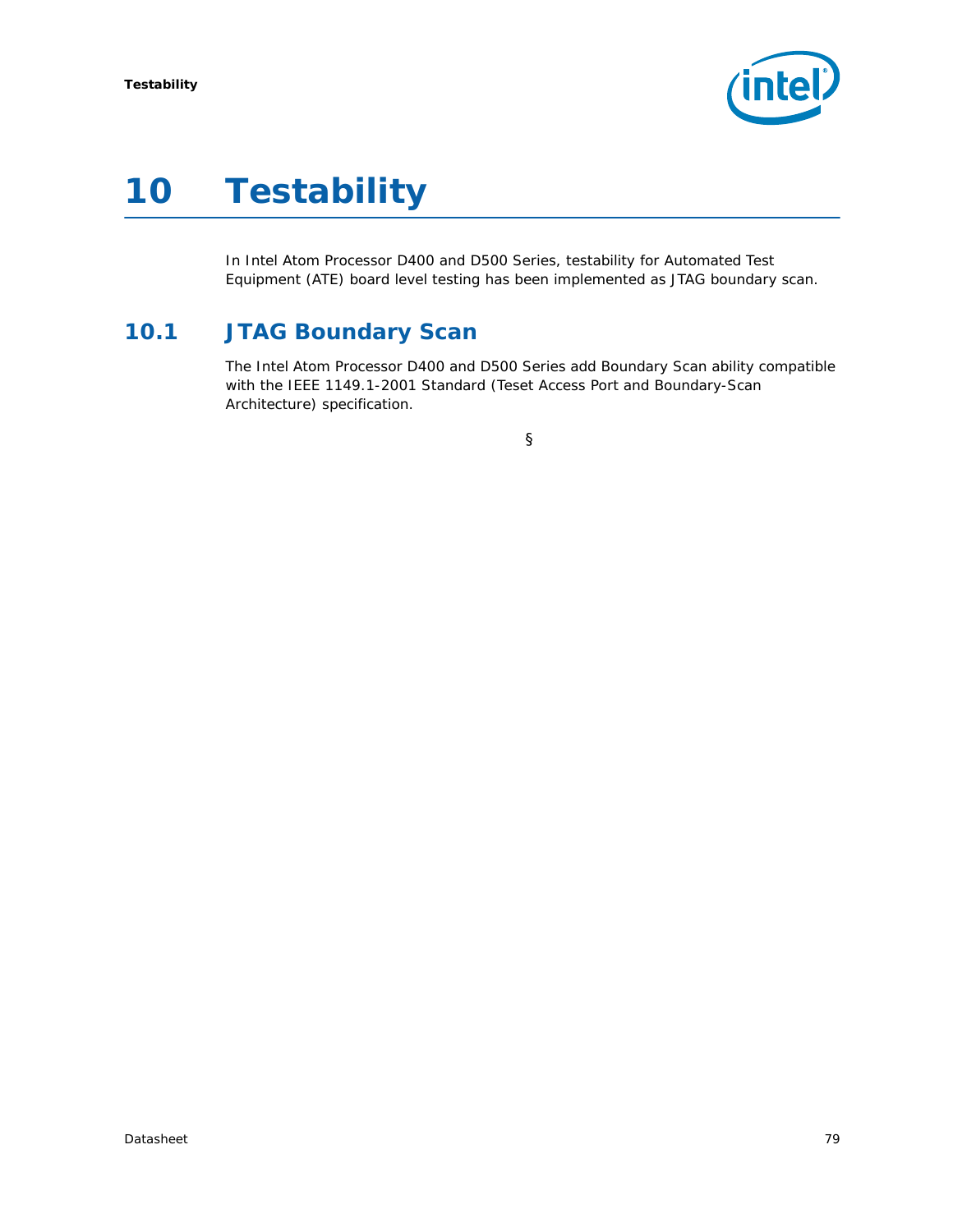# 10 Testability

In Intel Atom Processor D400 and D500 Series, testability for Automated Test Equipment (ATE) board level testing has been implemented as JTAG boundary scan.

## 10.1 JTAG Boundary Scan

The Intel Atom Processor D400 and D500 Series add Boundary Scan ability compatible with the IEEE 1149.1-2001 Standard (Teset Access Port and Boundary-Scan Architecture) specification.

§